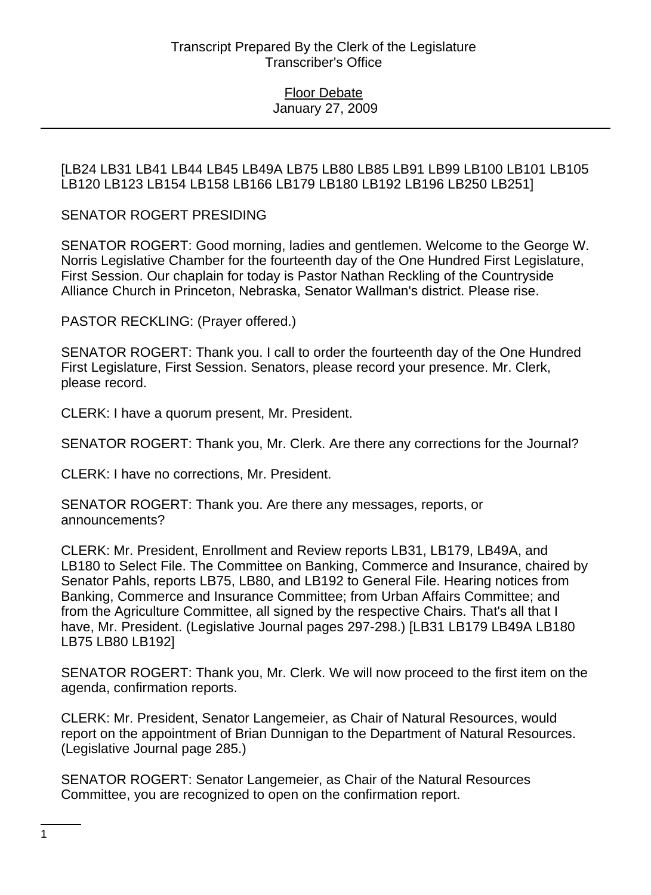[LB24 LB31 LB41 LB44 LB45 LB49A LB75 LB80 LB85 LB91 LB99 LB100 LB101 LB105 LB120 LB123 LB154 LB158 LB166 LB179 LB180 LB192 LB196 LB250 LB251]

SENATOR ROGERT PRESIDING

SENATOR ROGERT: Good morning, ladies and gentlemen. Welcome to the George W. Norris Legislative Chamber for the fourteenth day of the One Hundred First Legislature, First Session. Our chaplain for today is Pastor Nathan Reckling of the Countryside Alliance Church in Princeton, Nebraska, Senator Wallman's district. Please rise.

PASTOR RECKLING: (Prayer offered.)

SENATOR ROGERT: Thank you. I call to order the fourteenth day of the One Hundred First Legislature, First Session. Senators, please record your presence. Mr. Clerk, please record.

CLERK: I have a quorum present, Mr. President.

SENATOR ROGERT: Thank you, Mr. Clerk. Are there any corrections for the Journal?

CLERK: I have no corrections, Mr. President.

SENATOR ROGERT: Thank you. Are there any messages, reports, or announcements?

CLERK: Mr. President, Enrollment and Review reports LB31, LB179, LB49A, and LB180 to Select File. The Committee on Banking, Commerce and Insurance, chaired by Senator Pahls, reports LB75, LB80, and LB192 to General File. Hearing notices from Banking, Commerce and Insurance Committee; from Urban Affairs Committee; and from the Agriculture Committee, all signed by the respective Chairs. That's all that I have, Mr. President. (Legislative Journal pages 297-298.) [LB31 LB179 LB49A LB180 LB75 LB80 LB192]

SENATOR ROGERT: Thank you, Mr. Clerk. We will now proceed to the first item on the agenda, confirmation reports.

CLERK: Mr. President, Senator Langemeier, as Chair of Natural Resources, would report on the appointment of Brian Dunnigan to the Department of Natural Resources. (Legislative Journal page 285.)

SENATOR ROGERT: Senator Langemeier, as Chair of the Natural Resources Committee, you are recognized to open on the confirmation report.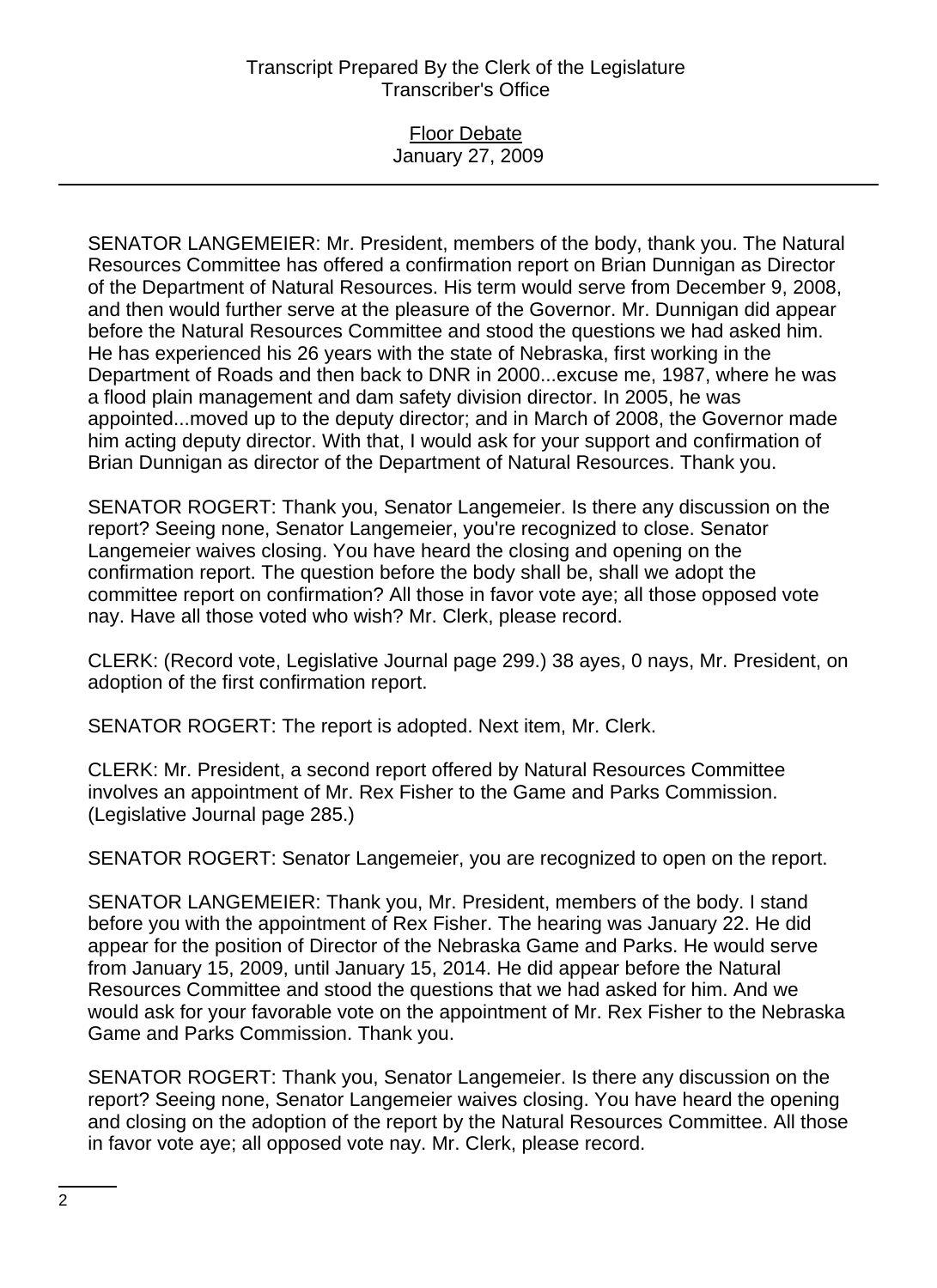SENATOR LANGEMEIER: Mr. President, members of the body, thank you. The Natural Resources Committee has offered a confirmation report on Brian Dunnigan as Director of the Department of Natural Resources. His term would serve from December 9, 2008, and then would further serve at the pleasure of the Governor. Mr. Dunnigan did appear before the Natural Resources Committee and stood the questions we had asked him. He has experienced his 26 years with the state of Nebraska, first working in the Department of Roads and then back to DNR in 2000...excuse me, 1987, where he was a flood plain management and dam safety division director. In 2005, he was appointed...moved up to the deputy director; and in March of 2008, the Governor made him acting deputy director. With that, I would ask for your support and confirmation of Brian Dunnigan as director of the Department of Natural Resources. Thank you.

SENATOR ROGERT: Thank you, Senator Langemeier. Is there any discussion on the report? Seeing none, Senator Langemeier, you're recognized to close. Senator Langemeier waives closing. You have heard the closing and opening on the confirmation report. The question before the body shall be, shall we adopt the committee report on confirmation? All those in favor vote aye; all those opposed vote nay. Have all those voted who wish? Mr. Clerk, please record.

CLERK: (Record vote, Legislative Journal page 299.) 38 ayes, 0 nays, Mr. President, on adoption of the first confirmation report.

SENATOR ROGERT: The report is adopted. Next item, Mr. Clerk.

CLERK: Mr. President, a second report offered by Natural Resources Committee involves an appointment of Mr. Rex Fisher to the Game and Parks Commission. (Legislative Journal page 285.)

SENATOR ROGERT: Senator Langemeier, you are recognized to open on the report.

SENATOR LANGEMEIER: Thank you, Mr. President, members of the body. I stand before you with the appointment of Rex Fisher. The hearing was January 22. He did appear for the position of Director of the Nebraska Game and Parks. He would serve from January 15, 2009, until January 15, 2014. He did appear before the Natural Resources Committee and stood the questions that we had asked for him. And we would ask for your favorable vote on the appointment of Mr. Rex Fisher to the Nebraska Game and Parks Commission. Thank you.

SENATOR ROGERT: Thank you, Senator Langemeier. Is there any discussion on the report? Seeing none, Senator Langemeier waives closing. You have heard the opening and closing on the adoption of the report by the Natural Resources Committee. All those in favor vote aye; all opposed vote nay. Mr. Clerk, please record.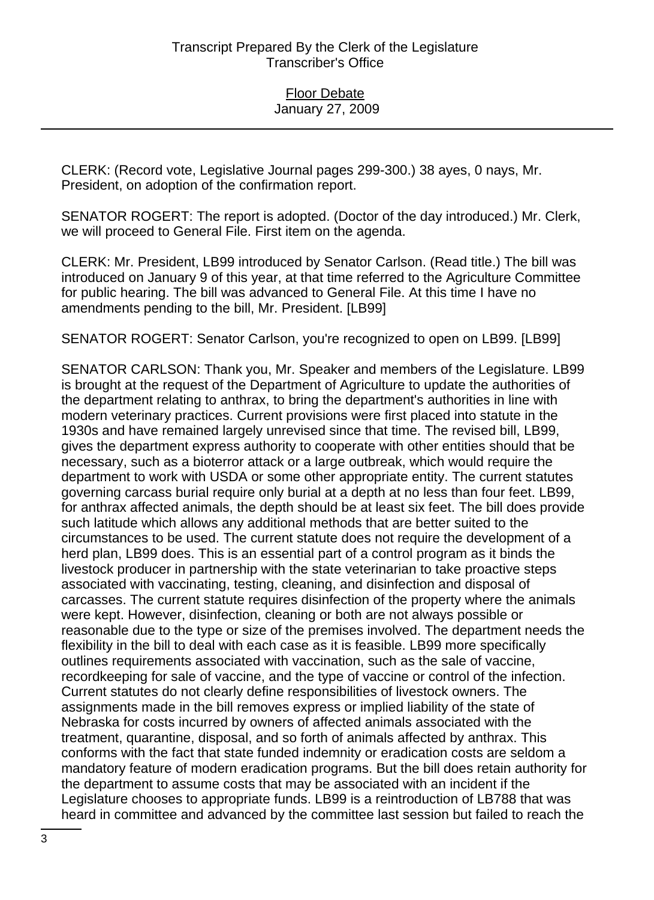CLERK: (Record vote, Legislative Journal pages 299-300.) 38 ayes, 0 nays, Mr. President, on adoption of the confirmation report.

SENATOR ROGERT: The report is adopted. (Doctor of the day introduced.) Mr. Clerk, we will proceed to General File. First item on the agenda.

CLERK: Mr. President, LB99 introduced by Senator Carlson. (Read title.) The bill was introduced on January 9 of this year, at that time referred to the Agriculture Committee for public hearing. The bill was advanced to General File. At this time I have no amendments pending to the bill, Mr. President. [LB99]

SENATOR ROGERT: Senator Carlson, you're recognized to open on LB99. [LB99]

SENATOR CARLSON: Thank you, Mr. Speaker and members of the Legislature. LB99 is brought at the request of the Department of Agriculture to update the authorities of the department relating to anthrax, to bring the department's authorities in line with modern veterinary practices. Current provisions were first placed into statute in the 1930s and have remained largely unrevised since that time. The revised bill, LB99, gives the department express authority to cooperate with other entities should that be necessary, such as a bioterror attack or a large outbreak, which would require the department to work with USDA or some other appropriate entity. The current statutes governing carcass burial require only burial at a depth at no less than four feet. LB99, for anthrax affected animals, the depth should be at least six feet. The bill does provide such latitude which allows any additional methods that are better suited to the circumstances to be used. The current statute does not require the development of a herd plan, LB99 does. This is an essential part of a control program as it binds the livestock producer in partnership with the state veterinarian to take proactive steps associated with vaccinating, testing, cleaning, and disinfection and disposal of carcasses. The current statute requires disinfection of the property where the animals were kept. However, disinfection, cleaning or both are not always possible or reasonable due to the type or size of the premises involved. The department needs the flexibility in the bill to deal with each case as it is feasible. LB99 more specifically outlines requirements associated with vaccination, such as the sale of vaccine, recordkeeping for sale of vaccine, and the type of vaccine or control of the infection. Current statutes do not clearly define responsibilities of livestock owners. The assignments made in the bill removes express or implied liability of the state of Nebraska for costs incurred by owners of affected animals associated with the treatment, quarantine, disposal, and so forth of animals affected by anthrax. This conforms with the fact that state funded indemnity or eradication costs are seldom a mandatory feature of modern eradication programs. But the bill does retain authority for the department to assume costs that may be associated with an incident if the Legislature chooses to appropriate funds. LB99 is a reintroduction of LB788 that was heard in committee and advanced by the committee last session but failed to reach the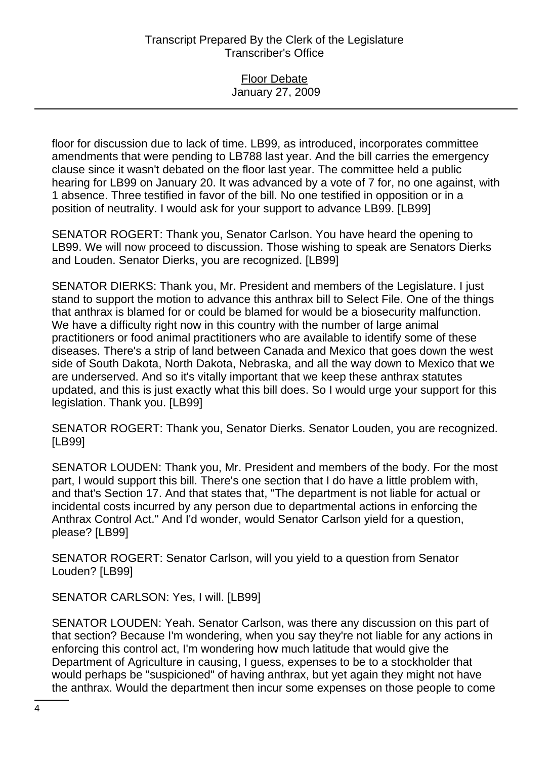floor for discussion due to lack of time. LB99, as introduced, incorporates committee amendments that were pending to LB788 last year. And the bill carries the emergency clause since it wasn't debated on the floor last year. The committee held a public hearing for LB99 on January 20. It was advanced by a vote of 7 for, no one against, with 1 absence. Three testified in favor of the bill. No one testified in opposition or in a position of neutrality. I would ask for your support to advance LB99. [LB99]

SENATOR ROGERT: Thank you, Senator Carlson. You have heard the opening to LB99. We will now proceed to discussion. Those wishing to speak are Senators Dierks and Louden. Senator Dierks, you are recognized. [LB99]

SENATOR DIERKS: Thank you, Mr. President and members of the Legislature. I just stand to support the motion to advance this anthrax bill to Select File. One of the things that anthrax is blamed for or could be blamed for would be a biosecurity malfunction. We have a difficulty right now in this country with the number of large animal practitioners or food animal practitioners who are available to identify some of these diseases. There's a strip of land between Canada and Mexico that goes down the west side of South Dakota, North Dakota, Nebraska, and all the way down to Mexico that we are underserved. And so it's vitally important that we keep these anthrax statutes updated, and this is just exactly what this bill does. So I would urge your support for this legislation. Thank you. [LB99]

SENATOR ROGERT: Thank you, Senator Dierks. Senator Louden, you are recognized. [LB99]

SENATOR LOUDEN: Thank you, Mr. President and members of the body. For the most part, I would support this bill. There's one section that I do have a little problem with, and that's Section 17. And that states that, "The department is not liable for actual or incidental costs incurred by any person due to departmental actions in enforcing the Anthrax Control Act." And I'd wonder, would Senator Carlson yield for a question, please? [LB99]

SENATOR ROGERT: Senator Carlson, will you yield to a question from Senator Louden? [LB99]

SENATOR CARLSON: Yes, I will. [LB99]

SENATOR LOUDEN: Yeah. Senator Carlson, was there any discussion on this part of that section? Because I'm wondering, when you say they're not liable for any actions in enforcing this control act, I'm wondering how much latitude that would give the Department of Agriculture in causing, I guess, expenses to be to a stockholder that would perhaps be "suspicioned" of having anthrax, but yet again they might not have the anthrax. Would the department then incur some expenses on those people to come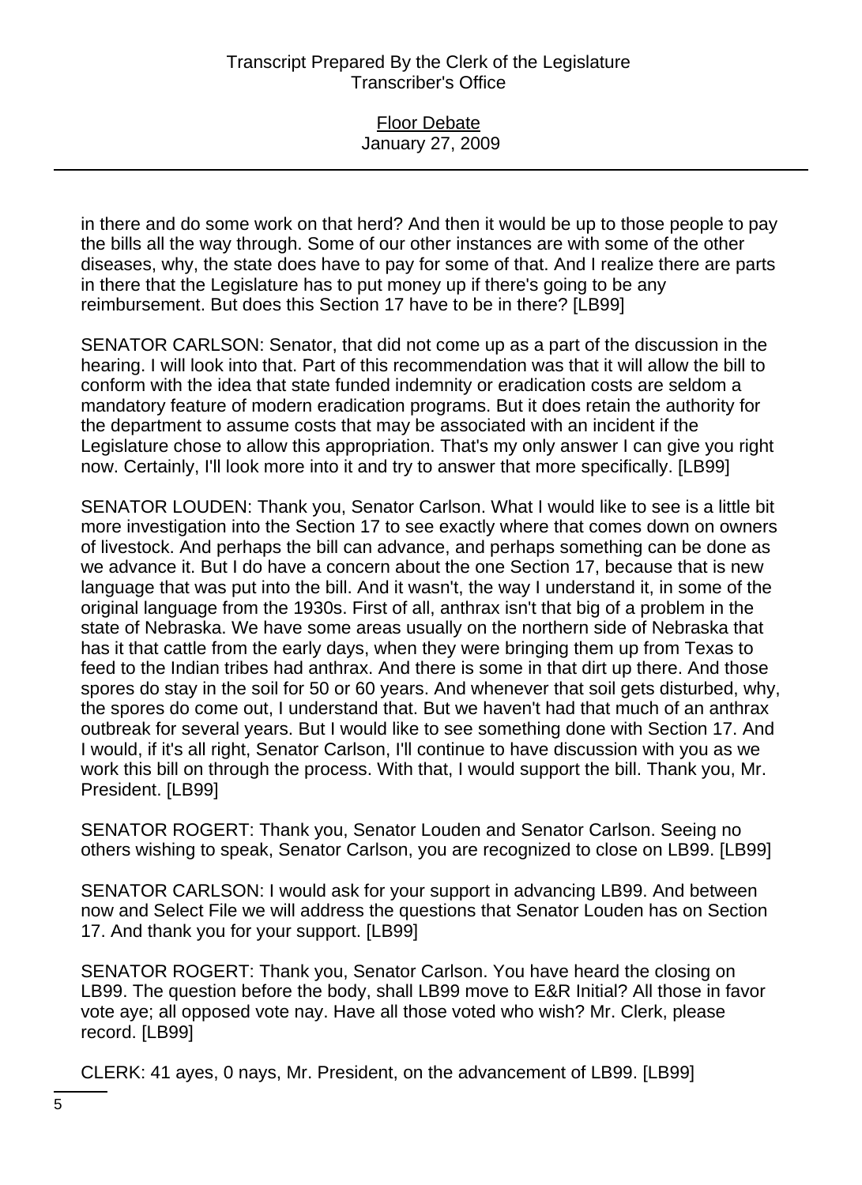in there and do some work on that herd? And then it would be up to those people to pay the bills all the way through. Some of our other instances are with some of the other diseases, why, the state does have to pay for some of that. And I realize there are parts in there that the Legislature has to put money up if there's going to be any reimbursement. But does this Section 17 have to be in there? [LB99]

SENATOR CARLSON: Senator, that did not come up as a part of the discussion in the hearing. I will look into that. Part of this recommendation was that it will allow the bill to conform with the idea that state funded indemnity or eradication costs are seldom a mandatory feature of modern eradication programs. But it does retain the authority for the department to assume costs that may be associated with an incident if the Legislature chose to allow this appropriation. That's my only answer I can give you right now. Certainly, I'll look more into it and try to answer that more specifically. [LB99]

SENATOR LOUDEN: Thank you, Senator Carlson. What I would like to see is a little bit more investigation into the Section 17 to see exactly where that comes down on owners of livestock. And perhaps the bill can advance, and perhaps something can be done as we advance it. But I do have a concern about the one Section 17, because that is new language that was put into the bill. And it wasn't, the way I understand it, in some of the original language from the 1930s. First of all, anthrax isn't that big of a problem in the state of Nebraska. We have some areas usually on the northern side of Nebraska that has it that cattle from the early days, when they were bringing them up from Texas to feed to the Indian tribes had anthrax. And there is some in that dirt up there. And those spores do stay in the soil for 50 or 60 years. And whenever that soil gets disturbed, why, the spores do come out, I understand that. But we haven't had that much of an anthrax outbreak for several years. But I would like to see something done with Section 17. And I would, if it's all right, Senator Carlson, I'll continue to have discussion with you as we work this bill on through the process. With that, I would support the bill. Thank you, Mr. President. [LB99]

SENATOR ROGERT: Thank you, Senator Louden and Senator Carlson. Seeing no others wishing to speak, Senator Carlson, you are recognized to close on LB99. [LB99]

SENATOR CARLSON: I would ask for your support in advancing LB99. And between now and Select File we will address the questions that Senator Louden has on Section 17. And thank you for your support. [LB99]

SENATOR ROGERT: Thank you, Senator Carlson. You have heard the closing on LB99. The question before the body, shall LB99 move to E&R Initial? All those in favor vote aye; all opposed vote nay. Have all those voted who wish? Mr. Clerk, please record. [LB99]

CLERK: 41 ayes, 0 nays, Mr. President, on the advancement of LB99. [LB99]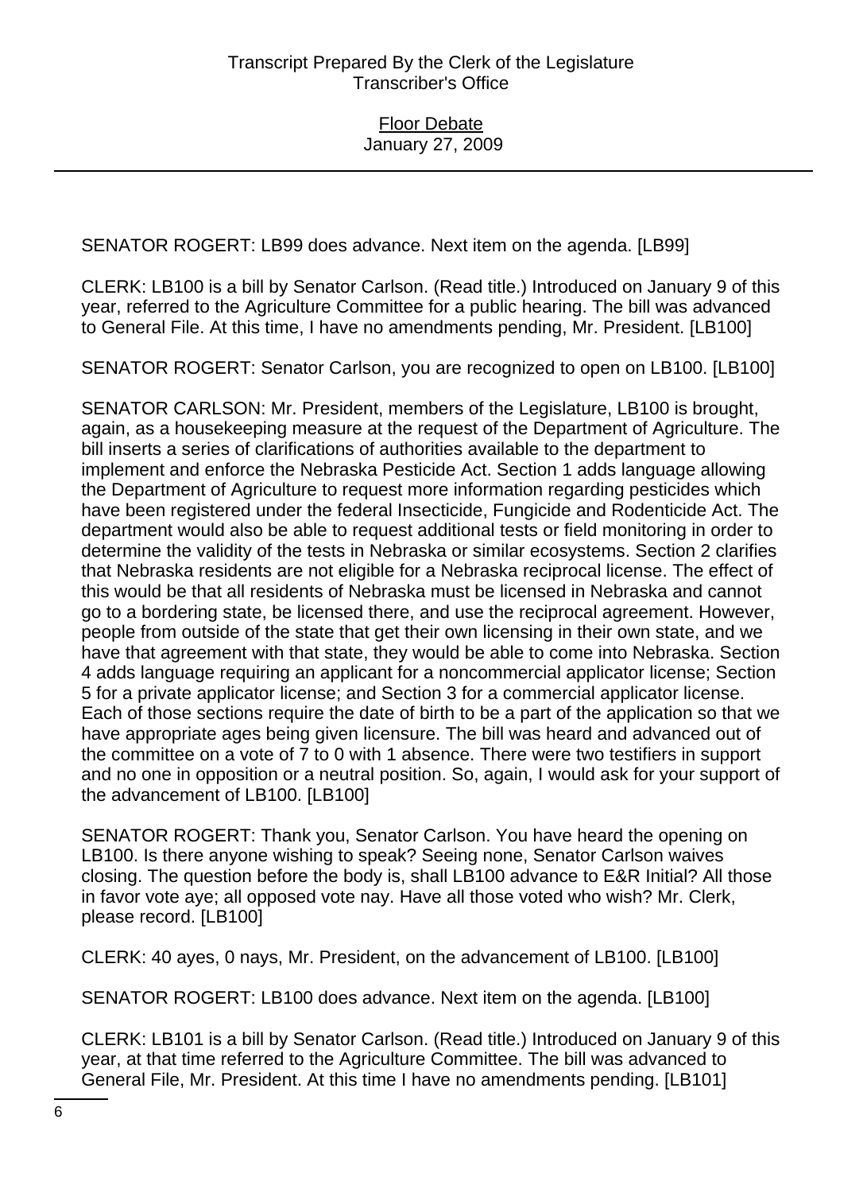SENATOR ROGERT: LB99 does advance. Next item on the agenda. [LB99]

CLERK: LB100 is a bill by Senator Carlson. (Read title.) Introduced on January 9 of this year, referred to the Agriculture Committee for a public hearing. The bill was advanced to General File. At this time, I have no amendments pending, Mr. President. [LB100]

SENATOR ROGERT: Senator Carlson, you are recognized to open on LB100. [LB100]

SENATOR CARLSON: Mr. President, members of the Legislature, LB100 is brought, again, as a housekeeping measure at the request of the Department of Agriculture. The bill inserts a series of clarifications of authorities available to the department to implement and enforce the Nebraska Pesticide Act. Section 1 adds language allowing the Department of Agriculture to request more information regarding pesticides which have been registered under the federal Insecticide, Fungicide and Rodenticide Act. The department would also be able to request additional tests or field monitoring in order to determine the validity of the tests in Nebraska or similar ecosystems. Section 2 clarifies that Nebraska residents are not eligible for a Nebraska reciprocal license. The effect of this would be that all residents of Nebraska must be licensed in Nebraska and cannot go to a bordering state, be licensed there, and use the reciprocal agreement. However, people from outside of the state that get their own licensing in their own state, and we have that agreement with that state, they would be able to come into Nebraska. Section 4 adds language requiring an applicant for a noncommercial applicator license; Section 5 for a private applicator license; and Section 3 for a commercial applicator license. Each of those sections require the date of birth to be a part of the application so that we have appropriate ages being given licensure. The bill was heard and advanced out of the committee on a vote of 7 to 0 with 1 absence. There were two testifiers in support and no one in opposition or a neutral position. So, again, I would ask for your support of the advancement of LB100. [LB100]

SENATOR ROGERT: Thank you, Senator Carlson. You have heard the opening on LB100. Is there anyone wishing to speak? Seeing none, Senator Carlson waives closing. The question before the body is, shall LB100 advance to E&R Initial? All those in favor vote aye; all opposed vote nay. Have all those voted who wish? Mr. Clerk, please record. [LB100]

CLERK: 40 ayes, 0 nays, Mr. President, on the advancement of LB100. [LB100]

SENATOR ROGERT: LB100 does advance. Next item on the agenda. [LB100]

CLERK: LB101 is a bill by Senator Carlson. (Read title.) Introduced on January 9 of this year, at that time referred to the Agriculture Committee. The bill was advanced to General File, Mr. President. At this time I have no amendments pending. [LB101]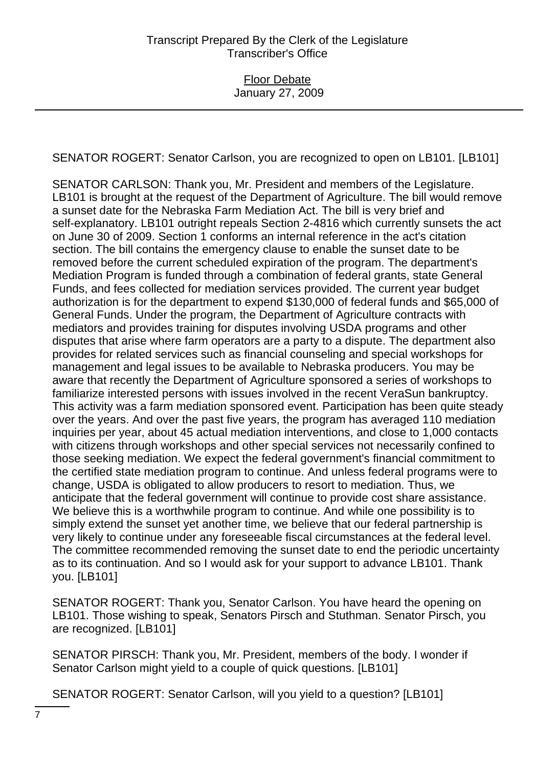SENATOR ROGERT: Senator Carlson, you are recognized to open on LB101. [LB101]

SENATOR CARLSON: Thank you, Mr. President and members of the Legislature. LB101 is brought at the request of the Department of Agriculture. The bill would remove a sunset date for the Nebraska Farm Mediation Act. The bill is very brief and self-explanatory. LB101 outright repeals Section 2-4816 which currently sunsets the act on June 30 of 2009. Section 1 conforms an internal reference in the act's citation section. The bill contains the emergency clause to enable the sunset date to be removed before the current scheduled expiration of the program. The department's Mediation Program is funded through a combination of federal grants, state General Funds, and fees collected for mediation services provided. The current year budget authorization is for the department to expend $130,000 of federal funds and $65,000 of General Funds. Under the program, the Department of Agriculture contracts with mediators and provides training for disputes involving USDA programs and other disputes that arise where farm operators are a party to a dispute. The department also provides for related services such as financial counseling and special workshops for management and legal issues to be available to Nebraska producers. You may be aware that recently the Department of Agriculture sponsored a series of workshops to familiarize interested persons with issues involved in the recent VeraSun bankruptcy. This activity was a farm mediation sponsored event. Participation has been quite steady over the years. And over the past five years, the program has averaged 110 mediation inquiries per year, about 45 actual mediation interventions, and close to 1,000 contacts with citizens through workshops and other special services not necessarily confined to those seeking mediation. We expect the federal government's financial commitment to the certified state mediation program to continue. And unless federal programs were to change, USDA is obligated to allow producers to resort to mediation. Thus, we anticipate that the federal government will continue to provide cost share assistance. We believe this is a worthwhile program to continue. And while one possibility is to simply extend the sunset yet another time, we believe that our federal partnership is very likely to continue under any foreseeable fiscal circumstances at the federal level. The committee recommended removing the sunset date to end the periodic uncertainty as to its continuation. And so I would ask for your support to advance LB101. Thank you. [LB101]

SENATOR ROGERT: Thank you, Senator Carlson. You have heard the opening on LB101. Those wishing to speak, Senators Pirsch and Stuthman. Senator Pirsch, you are recognized. [LB101]

SENATOR PIRSCH: Thank you, Mr. President, members of the body. I wonder if Senator Carlson might yield to a couple of quick questions. [LB101]

SENATOR ROGERT: Senator Carlson, will you yield to a question? [LB101]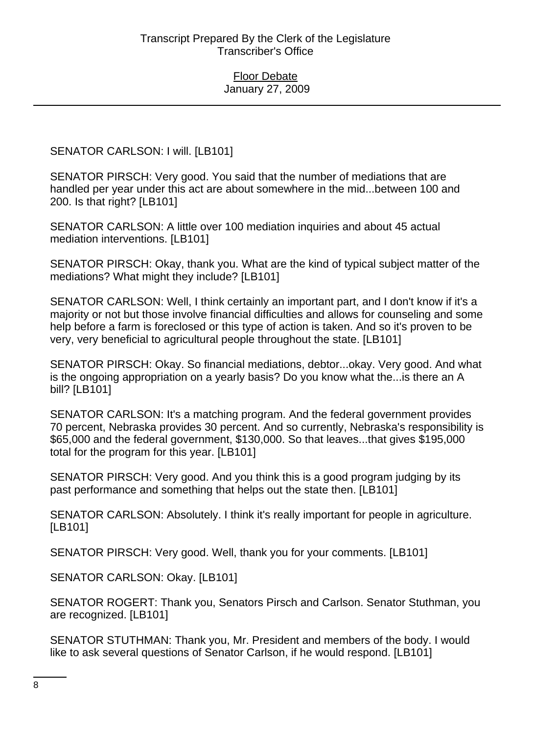SENATOR CARLSON: I will. [LB101]

SENATOR PIRSCH: Very good. You said that the number of mediations that are handled per year under this act are about somewhere in the mid...between 100 and 200. Is that right? [LB101]

SENATOR CARLSON: A little over 100 mediation inquiries and about 45 actual mediation interventions. [LB101]

SENATOR PIRSCH: Okay, thank you. What are the kind of typical subject matter of the mediations? What might they include? [LB101]

SENATOR CARLSON: Well, I think certainly an important part, and I don't know if it's a majority or not but those involve financial difficulties and allows for counseling and some help before a farm is foreclosed or this type of action is taken. And so it's proven to be very, very beneficial to agricultural people throughout the state. [LB101]

SENATOR PIRSCH: Okay. So financial mediations, debtor...okay. Very good. And what is the ongoing appropriation on a yearly basis? Do you know what the...is there an A bill? [LB101]

SENATOR CARLSON: It's a matching program. And the federal government provides 70 percent, Nebraska provides 30 percent. And so currently, Nebraska's responsibility is $65,000 and the federal government, $130,000. So that leaves...that gives $195,000 total for the program for this year. [LB101]

SENATOR PIRSCH: Very good. And you think this is a good program judging by its past performance and something that helps out the state then. [LB101]

SENATOR CARLSON: Absolutely. I think it's really important for people in agriculture. [LB101]

SENATOR PIRSCH: Very good. Well, thank you for your comments. [LB101]

SENATOR CARLSON: Okay. [LB101]

SENATOR ROGERT: Thank you, Senators Pirsch and Carlson. Senator Stuthman, you are recognized. [LB101]

SENATOR STUTHMAN: Thank you, Mr. President and members of the body. I would like to ask several questions of Senator Carlson, if he would respond. [LB101]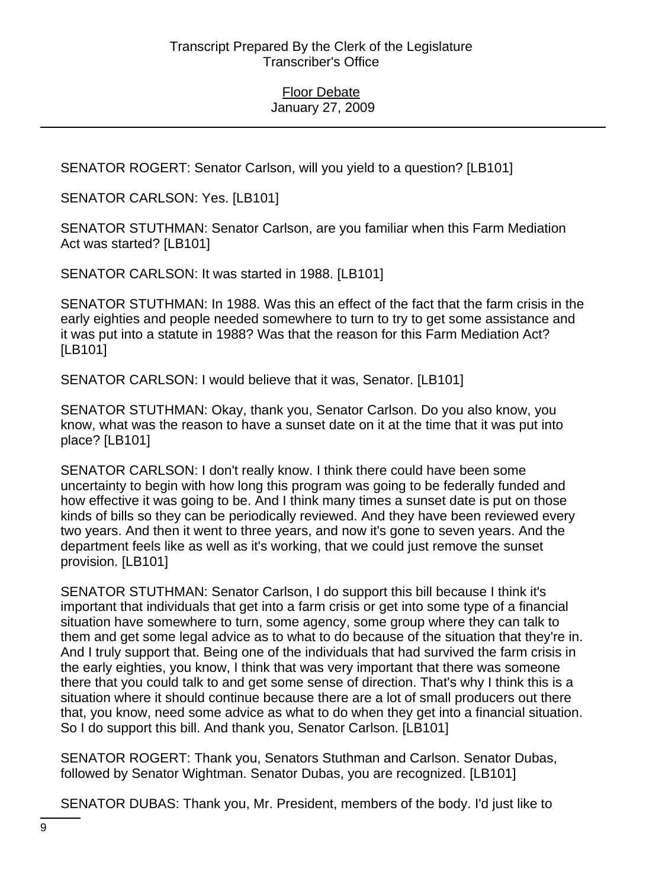SENATOR ROGERT: Senator Carlson, will you yield to a question? [LB101]

SENATOR CARLSON: Yes. [LB101]

SENATOR STUTHMAN: Senator Carlson, are you familiar when this Farm Mediation Act was started? [LB101]

SENATOR CARLSON: It was started in 1988. [LB101]

SENATOR STUTHMAN: In 1988. Was this an effect of the fact that the farm crisis in the early eighties and people needed somewhere to turn to try to get some assistance and it was put into a statute in 1988? Was that the reason for this Farm Mediation Act? [LB101]

SENATOR CARLSON: I would believe that it was, Senator. [LB101]

SENATOR STUTHMAN: Okay, thank you, Senator Carlson. Do you also know, you know, what was the reason to have a sunset date on it at the time that it was put into place? [LB101]

SENATOR CARLSON: I don't really know. I think there could have been some uncertainty to begin with how long this program was going to be federally funded and how effective it was going to be. And I think many times a sunset date is put on those kinds of bills so they can be periodically reviewed. And they have been reviewed every two years. And then it went to three years, and now it's gone to seven years. And the department feels like as well as it's working, that we could just remove the sunset provision. [LB101]

SENATOR STUTHMAN: Senator Carlson, I do support this bill because I think it's important that individuals that get into a farm crisis or get into some type of a financial situation have somewhere to turn, some agency, some group where they can talk to them and get some legal advice as to what to do because of the situation that they're in. And I truly support that. Being one of the individuals that had survived the farm crisis in the early eighties, you know, I think that was very important that there was someone there that you could talk to and get some sense of direction. That's why I think this is a situation where it should continue because there are a lot of small producers out there that, you know, need some advice as what to do when they get into a financial situation. So I do support this bill. And thank you, Senator Carlson. [LB101]

SENATOR ROGERT: Thank you, Senators Stuthman and Carlson. Senator Dubas, followed by Senator Wightman. Senator Dubas, you are recognized. [LB101]

SENATOR DUBAS: Thank you, Mr. President, members of the body. I'd just like to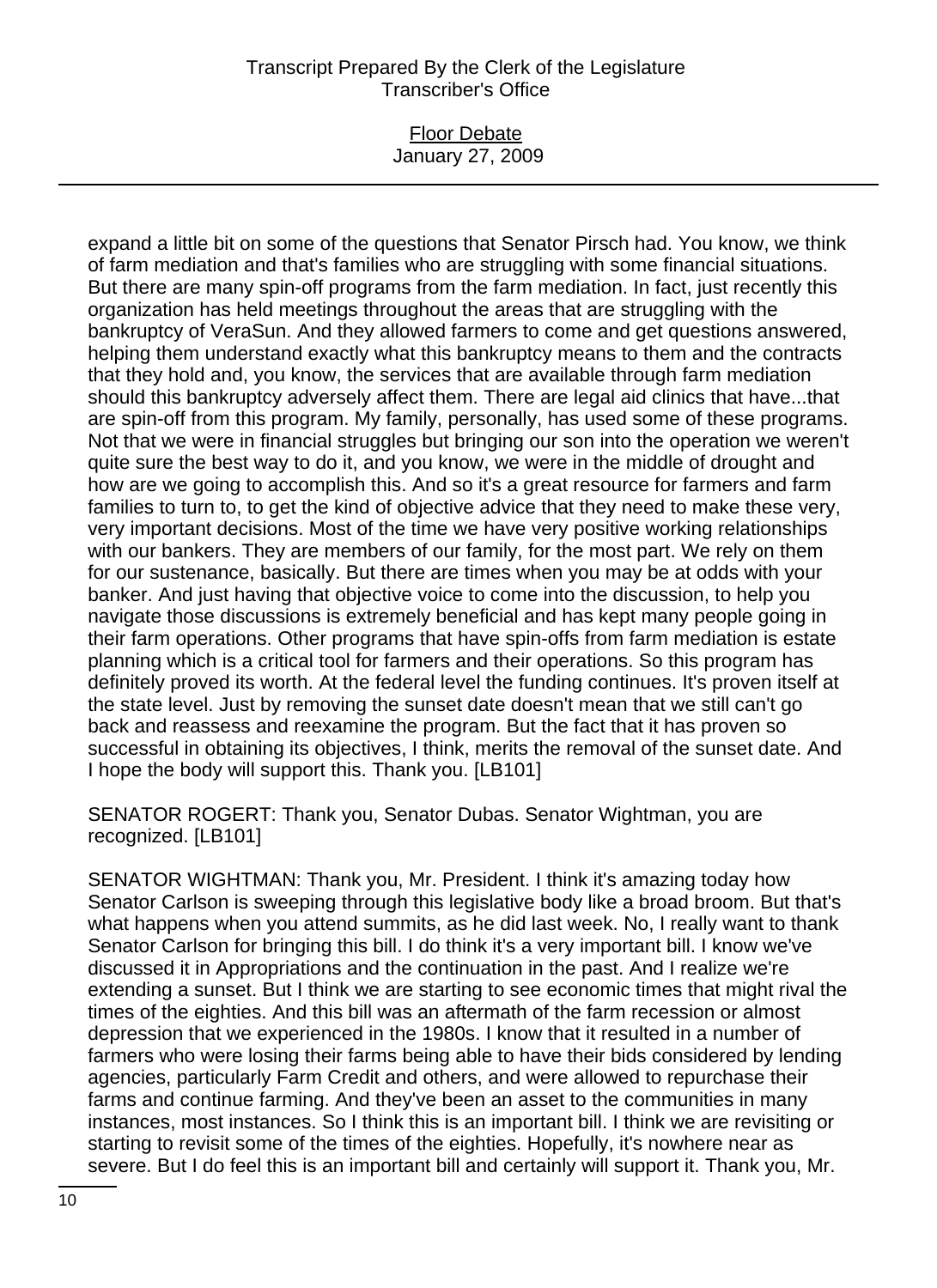expand a little bit on some of the questions that Senator Pirsch had. You know, we think of farm mediation and that's families who are struggling with some financial situations. But there are many spin-off programs from the farm mediation. In fact, just recently this organization has held meetings throughout the areas that are struggling with the bankruptcy of VeraSun. And they allowed farmers to come and get questions answered, helping them understand exactly what this bankruptcy means to them and the contracts that they hold and, you know, the services that are available through farm mediation should this bankruptcy adversely affect them. There are legal aid clinics that have...that are spin-off from this program. My family, personally, has used some of these programs. Not that we were in financial struggles but bringing our son into the operation we weren't quite sure the best way to do it, and you know, we were in the middle of drought and how are we going to accomplish this. And so it's a great resource for farmers and farm families to turn to, to get the kind of objective advice that they need to make these very, very important decisions. Most of the time we have very positive working relationships with our bankers. They are members of our family, for the most part. We rely on them for our sustenance, basically. But there are times when you may be at odds with your banker. And just having that objective voice to come into the discussion, to help you navigate those discussions is extremely beneficial and has kept many people going in their farm operations. Other programs that have spin-offs from farm mediation is estate planning which is a critical tool for farmers and their operations. So this program has definitely proved its worth. At the federal level the funding continues. It's proven itself at the state level. Just by removing the sunset date doesn't mean that we still can't go back and reassess and reexamine the program. But the fact that it has proven so successful in obtaining its objectives, I think, merits the removal of the sunset date. And I hope the body will support this. Thank you. [LB101]

SENATOR ROGERT: Thank you, Senator Dubas. Senator Wightman, you are recognized. [LB101]

SENATOR WIGHTMAN: Thank you, Mr. President. I think it's amazing today how Senator Carlson is sweeping through this legislative body like a broad broom. But that's what happens when you attend summits, as he did last week. No, I really want to thank Senator Carlson for bringing this bill. I do think it's a very important bill. I know we've discussed it in Appropriations and the continuation in the past. And I realize we're extending a sunset. But I think we are starting to see economic times that might rival the times of the eighties. And this bill was an aftermath of the farm recession or almost depression that we experienced in the 1980s. I know that it resulted in a number of farmers who were losing their farms being able to have their bids considered by lending agencies, particularly Farm Credit and others, and were allowed to repurchase their farms and continue farming. And they've been an asset to the communities in many instances, most instances. So I think this is an important bill. I think we are revisiting or starting to revisit some of the times of the eighties. Hopefully, it's nowhere near as severe. But I do feel this is an important bill and certainly will support it. Thank you, Mr.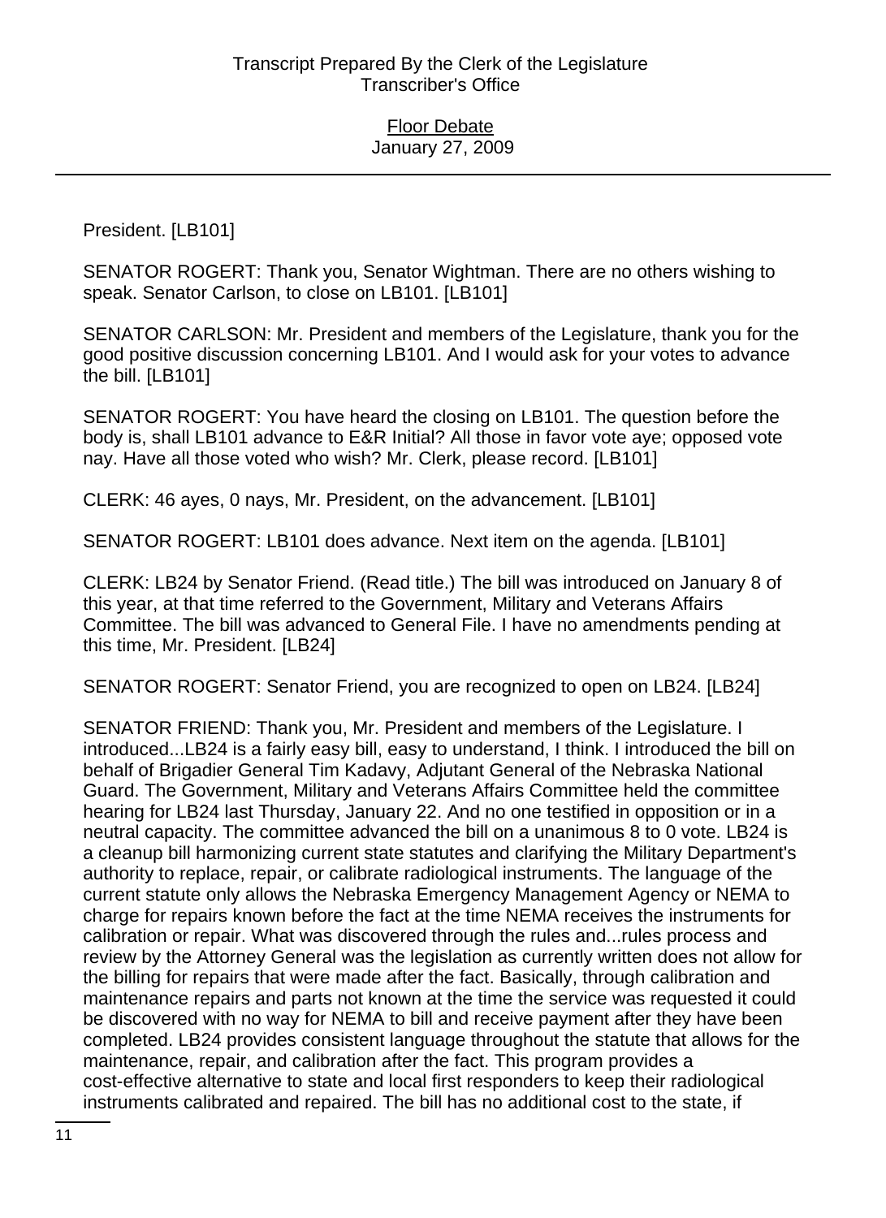President. [LB101]

SENATOR ROGERT: Thank you, Senator Wightman. There are no others wishing to speak. Senator Carlson, to close on LB101. [LB101]

SENATOR CARLSON: Mr. President and members of the Legislature, thank you for the good positive discussion concerning LB101. And I would ask for your votes to advance the bill. [LB101]

SENATOR ROGERT: You have heard the closing on LB101. The question before the body is, shall LB101 advance to E&R Initial? All those in favor vote aye; opposed vote nay. Have all those voted who wish? Mr. Clerk, please record. [LB101]

CLERK: 46 ayes, 0 nays, Mr. President, on the advancement. [LB101]

SENATOR ROGERT: LB101 does advance. Next item on the agenda. [LB101]

CLERK: LB24 by Senator Friend. (Read title.) The bill was introduced on January 8 of this year, at that time referred to the Government, Military and Veterans Affairs Committee. The bill was advanced to General File. I have no amendments pending at this time, Mr. President. [LB24]

SENATOR ROGERT: Senator Friend, you are recognized to open on LB24. [LB24]

SENATOR FRIEND: Thank you, Mr. President and members of the Legislature. I introduced...LB24 is a fairly easy bill, easy to understand, I think. I introduced the bill on behalf of Brigadier General Tim Kadavy, Adjutant General of the Nebraska National Guard. The Government, Military and Veterans Affairs Committee held the committee hearing for LB24 last Thursday, January 22. And no one testified in opposition or in a neutral capacity. The committee advanced the bill on a unanimous 8 to 0 vote. LB24 is a cleanup bill harmonizing current state statutes and clarifying the Military Department's authority to replace, repair, or calibrate radiological instruments. The language of the current statute only allows the Nebraska Emergency Management Agency or NEMA to charge for repairs known before the fact at the time NEMA receives the instruments for calibration or repair. What was discovered through the rules and...rules process and review by the Attorney General was the legislation as currently written does not allow for the billing for repairs that were made after the fact. Basically, through calibration and maintenance repairs and parts not known at the time the service was requested it could be discovered with no way for NEMA to bill and receive payment after they have been completed. LB24 provides consistent language throughout the statute that allows for the maintenance, repair, and calibration after the fact. This program provides a cost-effective alternative to state and local first responders to keep their radiological instruments calibrated and repaired. The bill has no additional cost to the state, if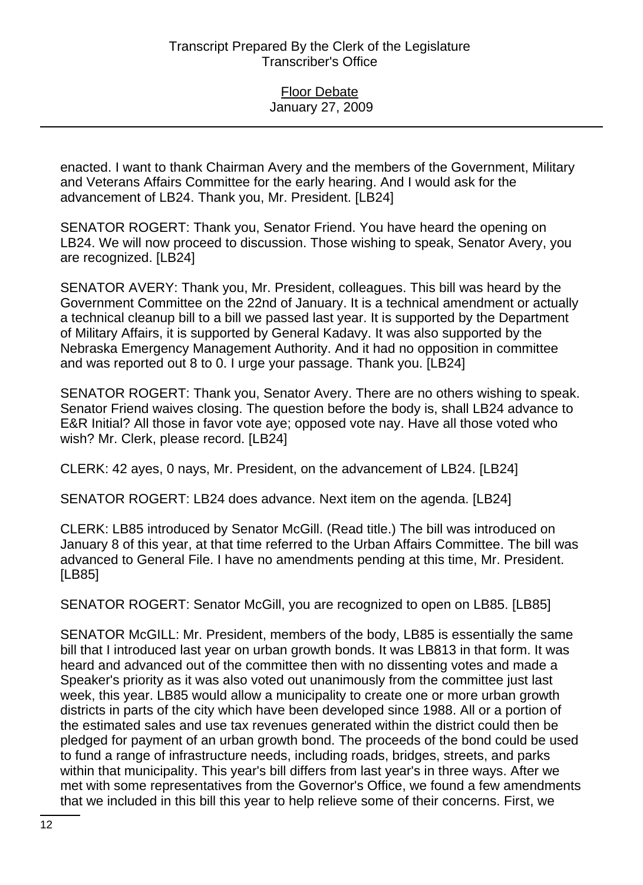enacted. I want to thank Chairman Avery and the members of the Government, Military and Veterans Affairs Committee for the early hearing. And I would ask for the advancement of LB24. Thank you, Mr. President. [LB24]

SENATOR ROGERT: Thank you, Senator Friend. You have heard the opening on LB24. We will now proceed to discussion. Those wishing to speak, Senator Avery, you are recognized. [LB24]

SENATOR AVERY: Thank you, Mr. President, colleagues. This bill was heard by the Government Committee on the 22nd of January. It is a technical amendment or actually a technical cleanup bill to a bill we passed last year. It is supported by the Department of Military Affairs, it is supported by General Kadavy. It was also supported by the Nebraska Emergency Management Authority. And it had no opposition in committee and was reported out 8 to 0. I urge your passage. Thank you. [LB24]

SENATOR ROGERT: Thank you, Senator Avery. There are no others wishing to speak. Senator Friend waives closing. The question before the body is, shall LB24 advance to E&R Initial? All those in favor vote aye; opposed vote nay. Have all those voted who wish? Mr. Clerk, please record. [LB24]

CLERK: 42 ayes, 0 nays, Mr. President, on the advancement of LB24. [LB24]

SENATOR ROGERT: LB24 does advance. Next item on the agenda. [LB24]

CLERK: LB85 introduced by Senator McGill. (Read title.) The bill was introduced on January 8 of this year, at that time referred to the Urban Affairs Committee. The bill was advanced to General File. I have no amendments pending at this time, Mr. President. [LB85]

SENATOR ROGERT: Senator McGill, you are recognized to open on LB85. [LB85]

SENATOR McGILL: Mr. President, members of the body, LB85 is essentially the same bill that I introduced last year on urban growth bonds. It was LB813 in that form. It was heard and advanced out of the committee then with no dissenting votes and made a Speaker's priority as it was also voted out unanimously from the committee just last week, this year. LB85 would allow a municipality to create one or more urban growth districts in parts of the city which have been developed since 1988. All or a portion of the estimated sales and use tax revenues generated within the district could then be pledged for payment of an urban growth bond. The proceeds of the bond could be used to fund a range of infrastructure needs, including roads, bridges, streets, and parks within that municipality. This year's bill differs from last year's in three ways. After we met with some representatives from the Governor's Office, we found a few amendments that we included in this bill this year to help relieve some of their concerns. First, we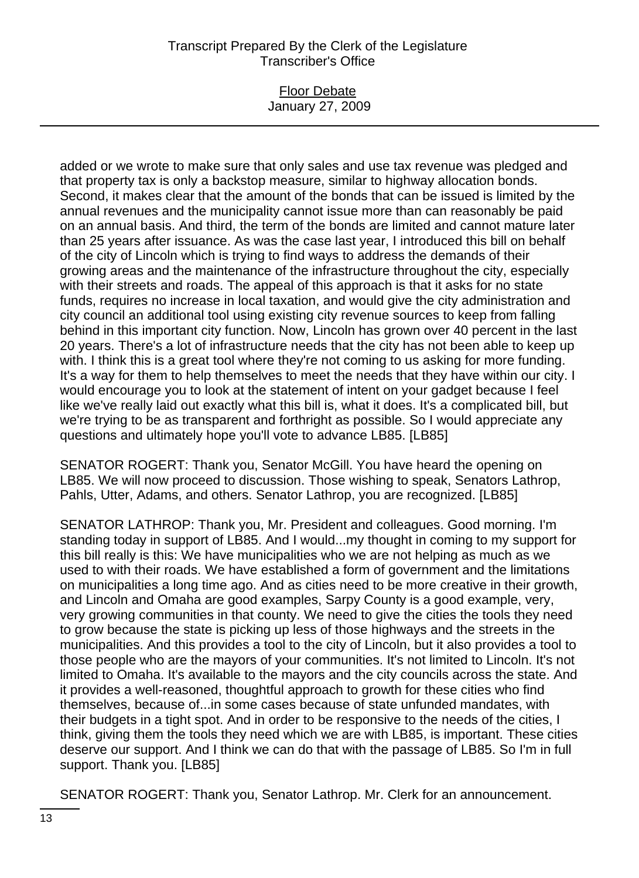added or we wrote to make sure that only sales and use tax revenue was pledged and that property tax is only a backstop measure, similar to highway allocation bonds. Second, it makes clear that the amount of the bonds that can be issued is limited by the annual revenues and the municipality cannot issue more than can reasonably be paid on an annual basis. And third, the term of the bonds are limited and cannot mature later than 25 years after issuance. As was the case last year, I introduced this bill on behalf of the city of Lincoln which is trying to find ways to address the demands of their growing areas and the maintenance of the infrastructure throughout the city, especially with their streets and roads. The appeal of this approach is that it asks for no state funds, requires no increase in local taxation, and would give the city administration and city council an additional tool using existing city revenue sources to keep from falling behind in this important city function. Now, Lincoln has grown over 40 percent in the last 20 years. There's a lot of infrastructure needs that the city has not been able to keep up with. I think this is a great tool where they're not coming to us asking for more funding. It's a way for them to help themselves to meet the needs that they have within our city. I would encourage you to look at the statement of intent on your gadget because I feel like we've really laid out exactly what this bill is, what it does. It's a complicated bill, but we're trying to be as transparent and forthright as possible. So I would appreciate any questions and ultimately hope you'll vote to advance LB85. [LB85]

SENATOR ROGERT: Thank you, Senator McGill. You have heard the opening on LB85. We will now proceed to discussion. Those wishing to speak, Senators Lathrop, Pahls, Utter, Adams, and others. Senator Lathrop, you are recognized. [LB85]

SENATOR LATHROP: Thank you, Mr. President and colleagues. Good morning. I'm standing today in support of LB85. And I would...my thought in coming to my support for this bill really is this: We have municipalities who we are not helping as much as we used to with their roads. We have established a form of government and the limitations on municipalities a long time ago. And as cities need to be more creative in their growth, and Lincoln and Omaha are good examples, Sarpy County is a good example, very, very growing communities in that county. We need to give the cities the tools they need to grow because the state is picking up less of those highways and the streets in the municipalities. And this provides a tool to the city of Lincoln, but it also provides a tool to those people who are the mayors of your communities. It's not limited to Lincoln. It's not limited to Omaha. It's available to the mayors and the city councils across the state. And it provides a well-reasoned, thoughtful approach to growth for these cities who find themselves, because of...in some cases because of state unfunded mandates, with their budgets in a tight spot. And in order to be responsive to the needs of the cities, I think, giving them the tools they need which we are with LB85, is important. These cities deserve our support. And I think we can do that with the passage of LB85. So I'm in full support. Thank you. [LB85]

SENATOR ROGERT: Thank you, Senator Lathrop. Mr. Clerk for an announcement.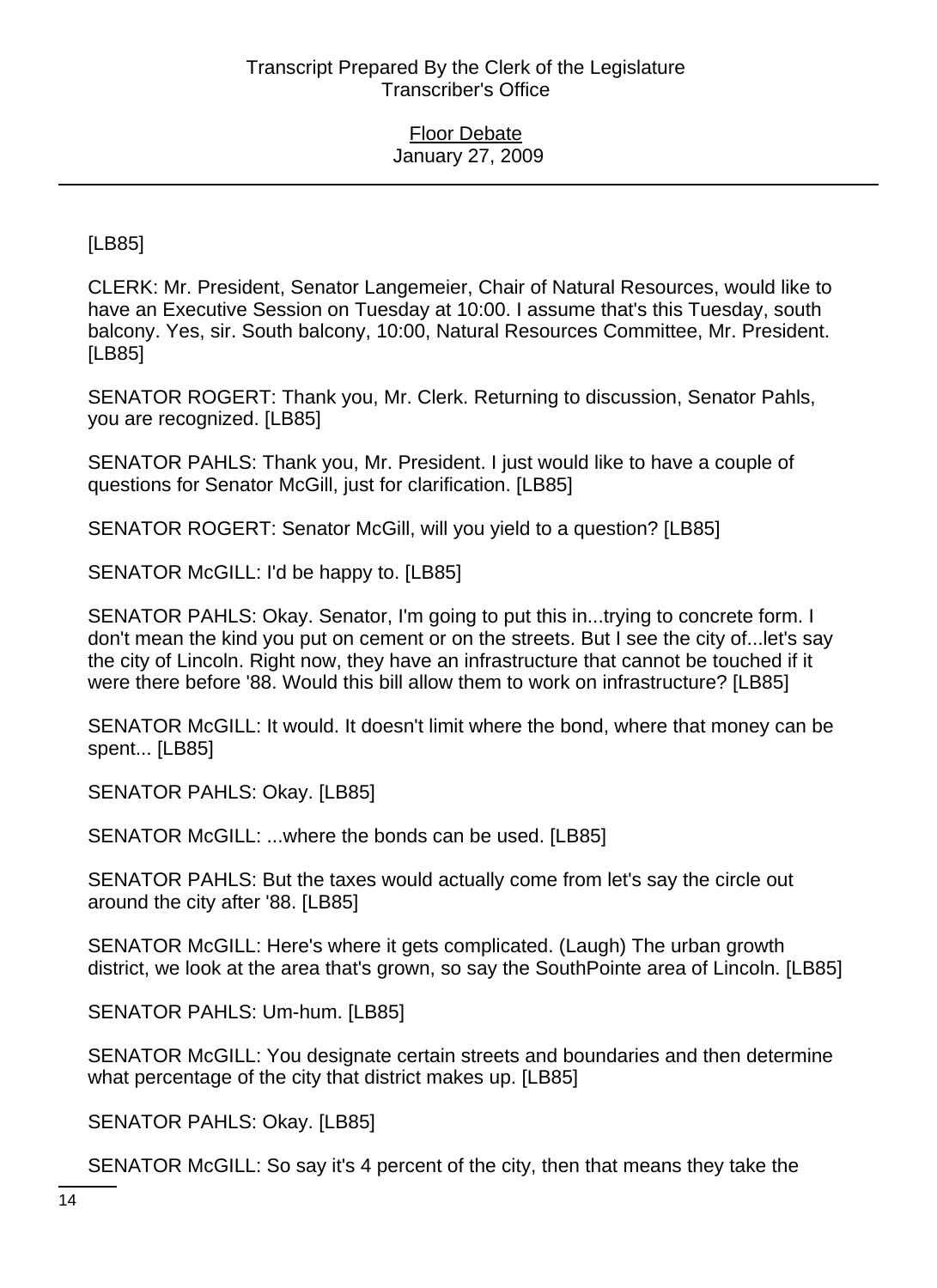[LB85]

CLERK: Mr. President, Senator Langemeier, Chair of Natural Resources, would like to have an Executive Session on Tuesday at 10:00. I assume that's this Tuesday, south balcony. Yes, sir. South balcony, 10:00, Natural Resources Committee, Mr. President. [LB85]

SENATOR ROGERT: Thank you, Mr. Clerk. Returning to discussion, Senator Pahls, you are recognized. [LB85]

SENATOR PAHLS: Thank you, Mr. President. I just would like to have a couple of questions for Senator McGill, just for clarification. [LB85]

SENATOR ROGERT: Senator McGill, will you yield to a question? [LB85]

SENATOR McGILL: I'd be happy to. [LB85]

SENATOR PAHLS: Okay. Senator, I'm going to put this in...trying to concrete form. I don't mean the kind you put on cement or on the streets. But I see the city of...let's say the city of Lincoln. Right now, they have an infrastructure that cannot be touched if it were there before '88. Would this bill allow them to work on infrastructure? [LB85]

SENATOR McGILL: It would. It doesn't limit where the bond, where that money can be spent... [LB85]

SENATOR PAHLS: Okay. [LB85]

SENATOR McGILL: ...where the bonds can be used. [LB85]

SENATOR PAHLS: But the taxes would actually come from let's say the circle out around the city after '88. [LB85]

SENATOR McGILL: Here's where it gets complicated. (Laugh) The urban growth district, we look at the area that's grown, so say the SouthPointe area of Lincoln. [LB85]

SENATOR PAHLS: Um-hum. [LB85]

SENATOR McGILL: You designate certain streets and boundaries and then determine what percentage of the city that district makes up. [LB85]

SENATOR PAHLS: Okay. [LB85]

SENATOR McGILL: So say it's 4 percent of the city, then that means they take the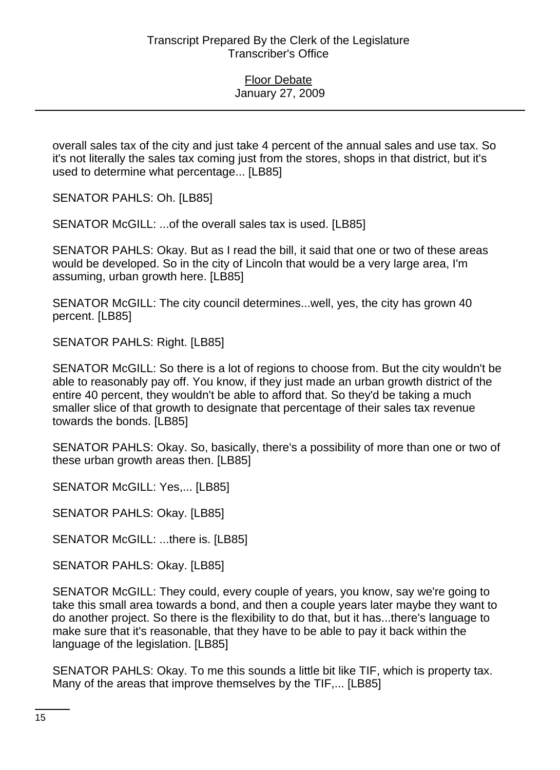overall sales tax of the city and just take 4 percent of the annual sales and use tax. So it's not literally the sales tax coming just from the stores, shops in that district, but it's used to determine what percentage... [LB85]

SENATOR PAHLS: Oh. [LB85]

SENATOR McGILL: ...of the overall sales tax is used. [LB85]

SENATOR PAHLS: Okay. But as I read the bill, it said that one or two of these areas would be developed. So in the city of Lincoln that would be a very large area, I'm assuming, urban growth here. [LB85]

SENATOR McGILL: The city council determines...well, yes, the city has grown 40 percent. [LB85]

SENATOR PAHLS: Right. [LB85]

SENATOR McGILL: So there is a lot of regions to choose from. But the city wouldn't be able to reasonably pay off. You know, if they just made an urban growth district of the entire 40 percent, they wouldn't be able to afford that. So they'd be taking a much smaller slice of that growth to designate that percentage of their sales tax revenue towards the bonds. [LB85]

SENATOR PAHLS: Okay. So, basically, there's a possibility of more than one or two of these urban growth areas then. [LB85]

SENATOR McGILL: Yes,... [LB85]

SENATOR PAHLS: Okay. [LB85]

SENATOR McGILL: ...there is. [LB85]

SENATOR PAHLS: Okay. [LB85]

SENATOR McGILL: They could, every couple of years, you know, say we're going to take this small area towards a bond, and then a couple years later maybe they want to do another project. So there is the flexibility to do that, but it has...there's language to make sure that it's reasonable, that they have to be able to pay it back within the language of the legislation. [LB85]

SENATOR PAHLS: Okay. To me this sounds a little bit like TIF, which is property tax. Many of the areas that improve themselves by the TIF,... [LB85]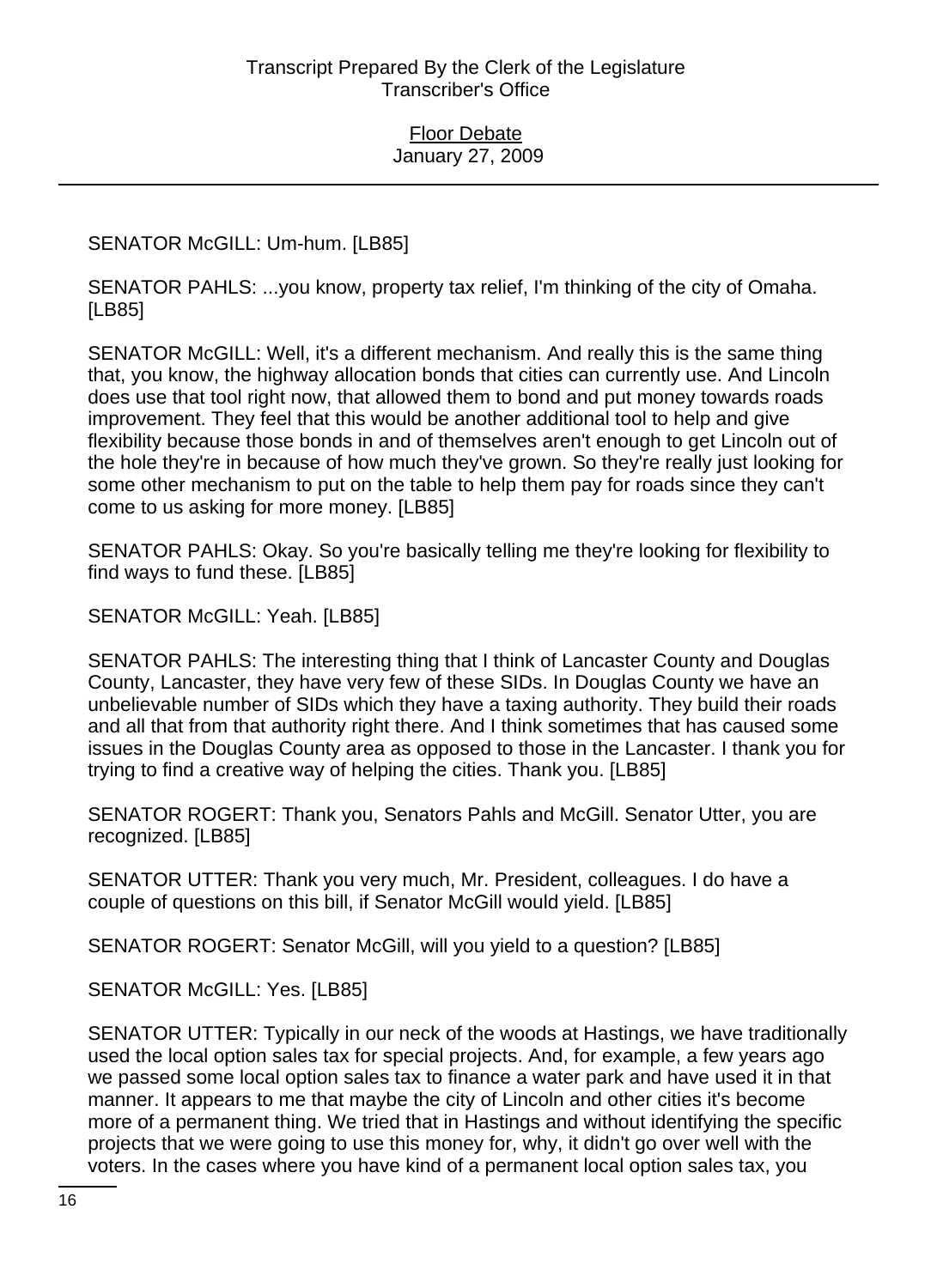SENATOR McGILL: Um-hum. [LB85]

SENATOR PAHLS: ...you know, property tax relief, I'm thinking of the city of Omaha. [LB85]

SENATOR McGILL: Well, it's a different mechanism. And really this is the same thing that, you know, the highway allocation bonds that cities can currently use. And Lincoln does use that tool right now, that allowed them to bond and put money towards roads improvement. They feel that this would be another additional tool to help and give flexibility because those bonds in and of themselves aren't enough to get Lincoln out of the hole they're in because of how much they've grown. So they're really just looking for some other mechanism to put on the table to help them pay for roads since they can't come to us asking for more money. [LB85]

SENATOR PAHLS: Okay. So you're basically telling me they're looking for flexibility to find ways to fund these. [LB85]

SENATOR McGILL: Yeah. [LB85]

SENATOR PAHLS: The interesting thing that I think of Lancaster County and Douglas County, Lancaster, they have very few of these SIDs. In Douglas County we have an unbelievable number of SIDs which they have a taxing authority. They build their roads and all that from that authority right there. And I think sometimes that has caused some issues in the Douglas County area as opposed to those in the Lancaster. I thank you for trying to find a creative way of helping the cities. Thank you. [LB85]

SENATOR ROGERT: Thank you, Senators Pahls and McGill. Senator Utter, you are recognized. [LB85]

SENATOR UTTER: Thank you very much, Mr. President, colleagues. I do have a couple of questions on this bill, if Senator McGill would yield. [LB85]

SENATOR ROGERT: Senator McGill, will you yield to a question? [LB85]

SENATOR McGILL: Yes. [LB85]

SENATOR UTTER: Typically in our neck of the woods at Hastings, we have traditionally used the local option sales tax for special projects. And, for example, a few years ago we passed some local option sales tax to finance a water park and have used it in that manner. It appears to me that maybe the city of Lincoln and other cities it's become more of a permanent thing. We tried that in Hastings and without identifying the specific projects that we were going to use this money for, why, it didn't go over well with the voters. In the cases where you have kind of a permanent local option sales tax, you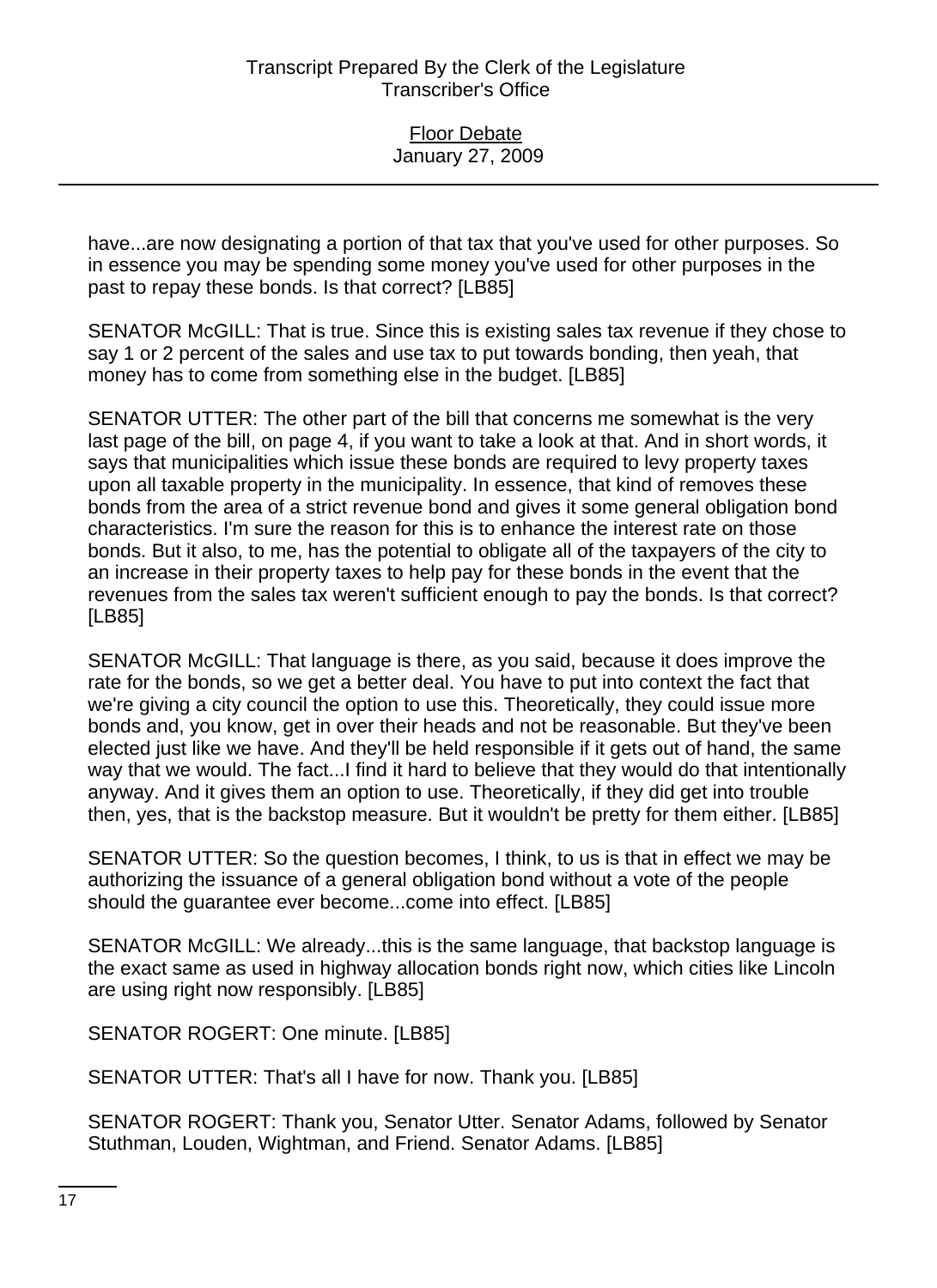have...are now designating a portion of that tax that you've used for other purposes. So in essence you may be spending some money you've used for other purposes in the past to repay these bonds. Is that correct? [LB85]

SENATOR McGILL: That is true. Since this is existing sales tax revenue if they chose to say 1 or 2 percent of the sales and use tax to put towards bonding, then yeah, that money has to come from something else in the budget. [LB85]

SENATOR UTTER: The other part of the bill that concerns me somewhat is the very last page of the bill, on page 4, if you want to take a look at that. And in short words, it says that municipalities which issue these bonds are required to levy property taxes upon all taxable property in the municipality. In essence, that kind of removes these bonds from the area of a strict revenue bond and gives it some general obligation bond characteristics. I'm sure the reason for this is to enhance the interest rate on those bonds. But it also, to me, has the potential to obligate all of the taxpayers of the city to an increase in their property taxes to help pay for these bonds in the event that the revenues from the sales tax weren't sufficient enough to pay the bonds. Is that correct? [LB85]

SENATOR McGILL: That language is there, as you said, because it does improve the rate for the bonds, so we get a better deal. You have to put into context the fact that we're giving a city council the option to use this. Theoretically, they could issue more bonds and, you know, get in over their heads and not be reasonable. But they've been elected just like we have. And they'll be held responsible if it gets out of hand, the same way that we would. The fact...I find it hard to believe that they would do that intentionally anyway. And it gives them an option to use. Theoretically, if they did get into trouble then, yes, that is the backstop measure. But it wouldn't be pretty for them either. [LB85]

SENATOR UTTER: So the question becomes, I think, to us is that in effect we may be authorizing the issuance of a general obligation bond without a vote of the people should the guarantee ever become...come into effect. [LB85]

SENATOR McGILL: We already...this is the same language, that backstop language is the exact same as used in highway allocation bonds right now, which cities like Lincoln are using right now responsibly. [LB85]

SENATOR ROGERT: One minute. [LB85]

SENATOR UTTER: That's all I have for now. Thank you. [LB85]

SENATOR ROGERT: Thank you, Senator Utter. Senator Adams, followed by Senator Stuthman, Louden, Wightman, and Friend. Senator Adams. [LB85]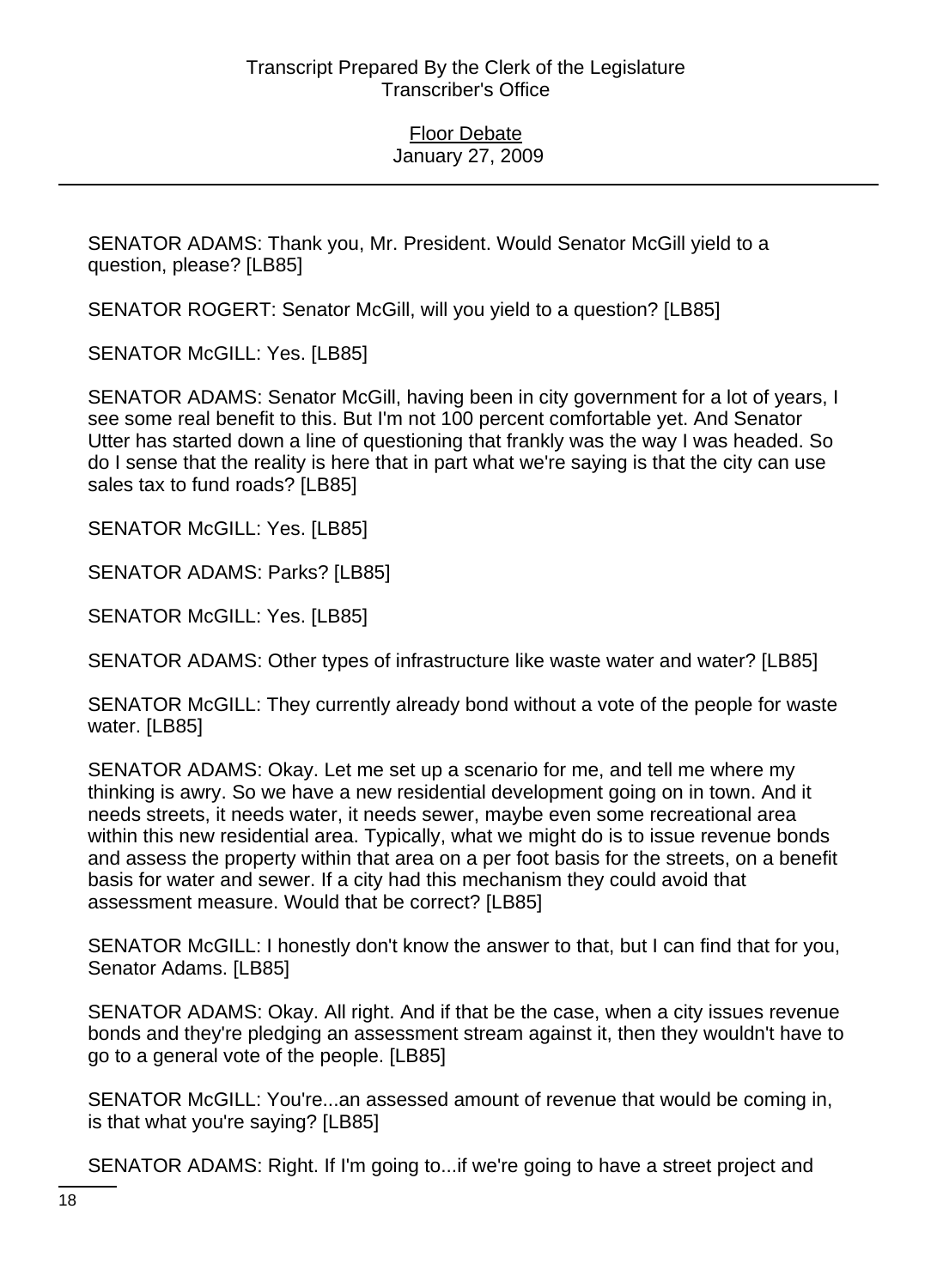SENATOR ADAMS: Thank you, Mr. President. Would Senator McGill yield to a question, please? [LB85]

SENATOR ROGERT: Senator McGill, will you yield to a question? [LB85]

SENATOR McGILL: Yes. [LB85]

SENATOR ADAMS: Senator McGill, having been in city government for a lot of years, I see some real benefit to this. But I'm not 100 percent comfortable yet. And Senator Utter has started down a line of questioning that frankly was the way I was headed. So do I sense that the reality is here that in part what we're saying is that the city can use sales tax to fund roads? [LB85]

SENATOR McGILL: Yes. [LB85]

SENATOR ADAMS: Parks? [LB85]

SENATOR McGILL: Yes. [LB85]

SENATOR ADAMS: Other types of infrastructure like waste water and water? [LB85]

SENATOR McGILL: They currently already bond without a vote of the people for waste water. [LB85]

SENATOR ADAMS: Okay. Let me set up a scenario for me, and tell me where my thinking is awry. So we have a new residential development going on in town. And it needs streets, it needs water, it needs sewer, maybe even some recreational area within this new residential area. Typically, what we might do is to issue revenue bonds and assess the property within that area on a per foot basis for the streets, on a benefit basis for water and sewer. If a city had this mechanism they could avoid that assessment measure. Would that be correct? [LB85]

SENATOR McGILL: I honestly don't know the answer to that, but I can find that for you, Senator Adams. [LB85]

SENATOR ADAMS: Okay. All right. And if that be the case, when a city issues revenue bonds and they're pledging an assessment stream against it, then they wouldn't have to go to a general vote of the people. [LB85]

SENATOR McGILL: You're...an assessed amount of revenue that would be coming in, is that what you're saying? [LB85]

SENATOR ADAMS: Right. If I'm going to...if we're going to have a street project and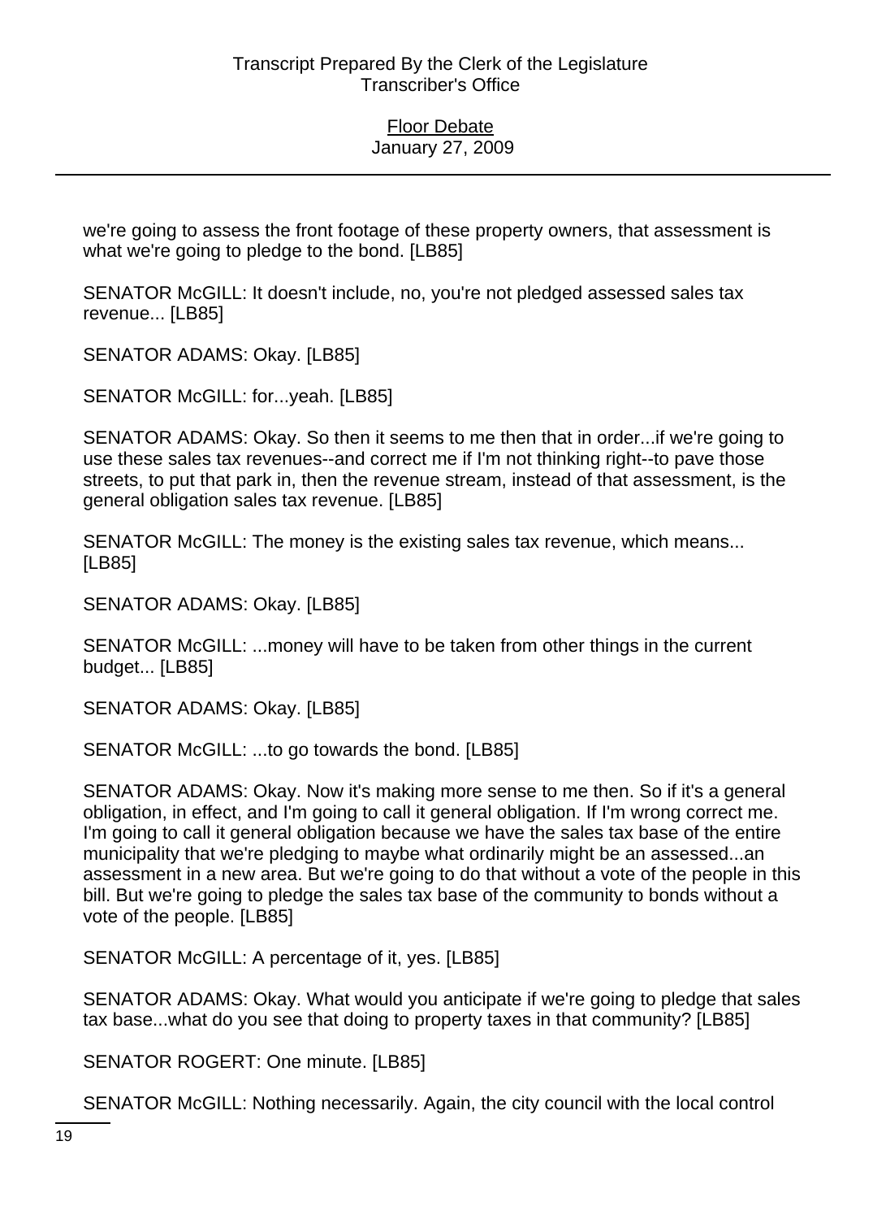we're going to assess the front footage of these property owners, that assessment is what we're going to pledge to the bond. [LB85]

SENATOR McGILL: It doesn't include, no, you're not pledged assessed sales tax revenue... [LB85]

SENATOR ADAMS: Okay. [LB85]

SENATOR McGILL: for...yeah. [LB85]

SENATOR ADAMS: Okay. So then it seems to me then that in order...if we're going to use these sales tax revenues--and correct me if I'm not thinking right--to pave those streets, to put that park in, then the revenue stream, instead of that assessment, is the general obligation sales tax revenue. [LB85]

SENATOR McGILL: The money is the existing sales tax revenue, which means... [LB85]

SENATOR ADAMS: Okay. [LB85]

SENATOR McGILL: ...money will have to be taken from other things in the current budget... [LB85]

SENATOR ADAMS: Okay. [LB85]

SENATOR McGILL: ...to go towards the bond. [LB85]

SENATOR ADAMS: Okay. Now it's making more sense to me then. So if it's a general obligation, in effect, and I'm going to call it general obligation. If I'm wrong correct me. I'm going to call it general obligation because we have the sales tax base of the entire municipality that we're pledging to maybe what ordinarily might be an assessed...an assessment in a new area. But we're going to do that without a vote of the people in this bill. But we're going to pledge the sales tax base of the community to bonds without a vote of the people. [LB85]

SENATOR McGILL: A percentage of it, yes. [LB85]

SENATOR ADAMS: Okay. What would you anticipate if we're going to pledge that sales tax base...what do you see that doing to property taxes in that community? [LB85]

SENATOR ROGERT: One minute. [LB85]

SENATOR McGILL: Nothing necessarily. Again, the city council with the local control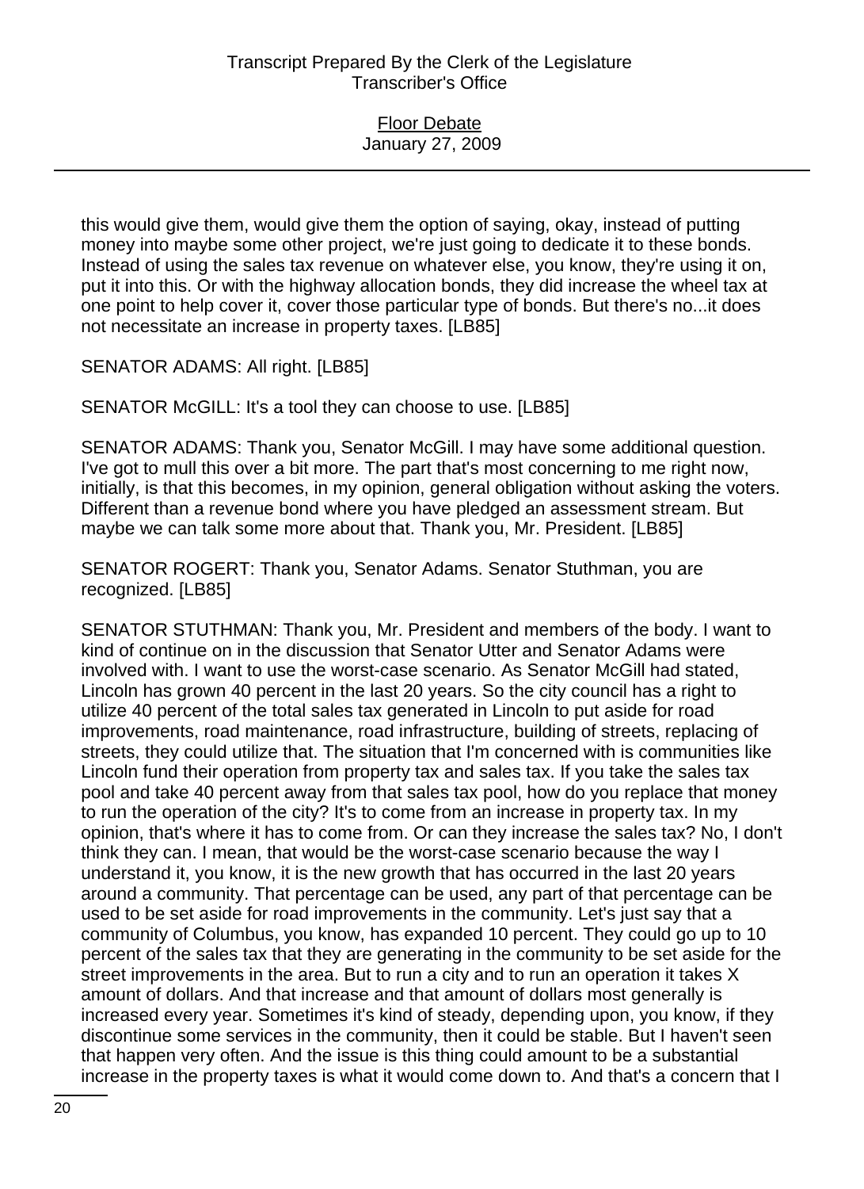this would give them, would give them the option of saying, okay, instead of putting money into maybe some other project, we're just going to dedicate it to these bonds. Instead of using the sales tax revenue on whatever else, you know, they're using it on, put it into this. Or with the highway allocation bonds, they did increase the wheel tax at one point to help cover it, cover those particular type of bonds. But there's no...it does not necessitate an increase in property taxes. [LB85]

SENATOR ADAMS: All right. [LB85]

SENATOR McGILL: It's a tool they can choose to use. [LB85]

SENATOR ADAMS: Thank you, Senator McGill. I may have some additional question. I've got to mull this over a bit more. The part that's most concerning to me right now, initially, is that this becomes, in my opinion, general obligation without asking the voters. Different than a revenue bond where you have pledged an assessment stream. But maybe we can talk some more about that. Thank you, Mr. President. [LB85]

SENATOR ROGERT: Thank you, Senator Adams. Senator Stuthman, you are recognized. [LB85]

SENATOR STUTHMAN: Thank you, Mr. President and members of the body. I want to kind of continue on in the discussion that Senator Utter and Senator Adams were involved with. I want to use the worst-case scenario. As Senator McGill had stated, Lincoln has grown 40 percent in the last 20 years. So the city council has a right to utilize 40 percent of the total sales tax generated in Lincoln to put aside for road improvements, road maintenance, road infrastructure, building of streets, replacing of streets, they could utilize that. The situation that I'm concerned with is communities like Lincoln fund their operation from property tax and sales tax. If you take the sales tax pool and take 40 percent away from that sales tax pool, how do you replace that money to run the operation of the city? It's to come from an increase in property tax. In my opinion, that's where it has to come from. Or can they increase the sales tax? No, I don't think they can. I mean, that would be the worst-case scenario because the way I understand it, you know, it is the new growth that has occurred in the last 20 years around a community. That percentage can be used, any part of that percentage can be used to be set aside for road improvements in the community. Let's just say that a community of Columbus, you know, has expanded 10 percent. They could go up to 10 percent of the sales tax that they are generating in the community to be set aside for the street improvements in the area. But to run a city and to run an operation it takes X amount of dollars. And that increase and that amount of dollars most generally is increased every year. Sometimes it's kind of steady, depending upon, you know, if they discontinue some services in the community, then it could be stable. But I haven't seen that happen very often. And the issue is this thing could amount to be a substantial increase in the property taxes is what it would come down to. And that's a concern that I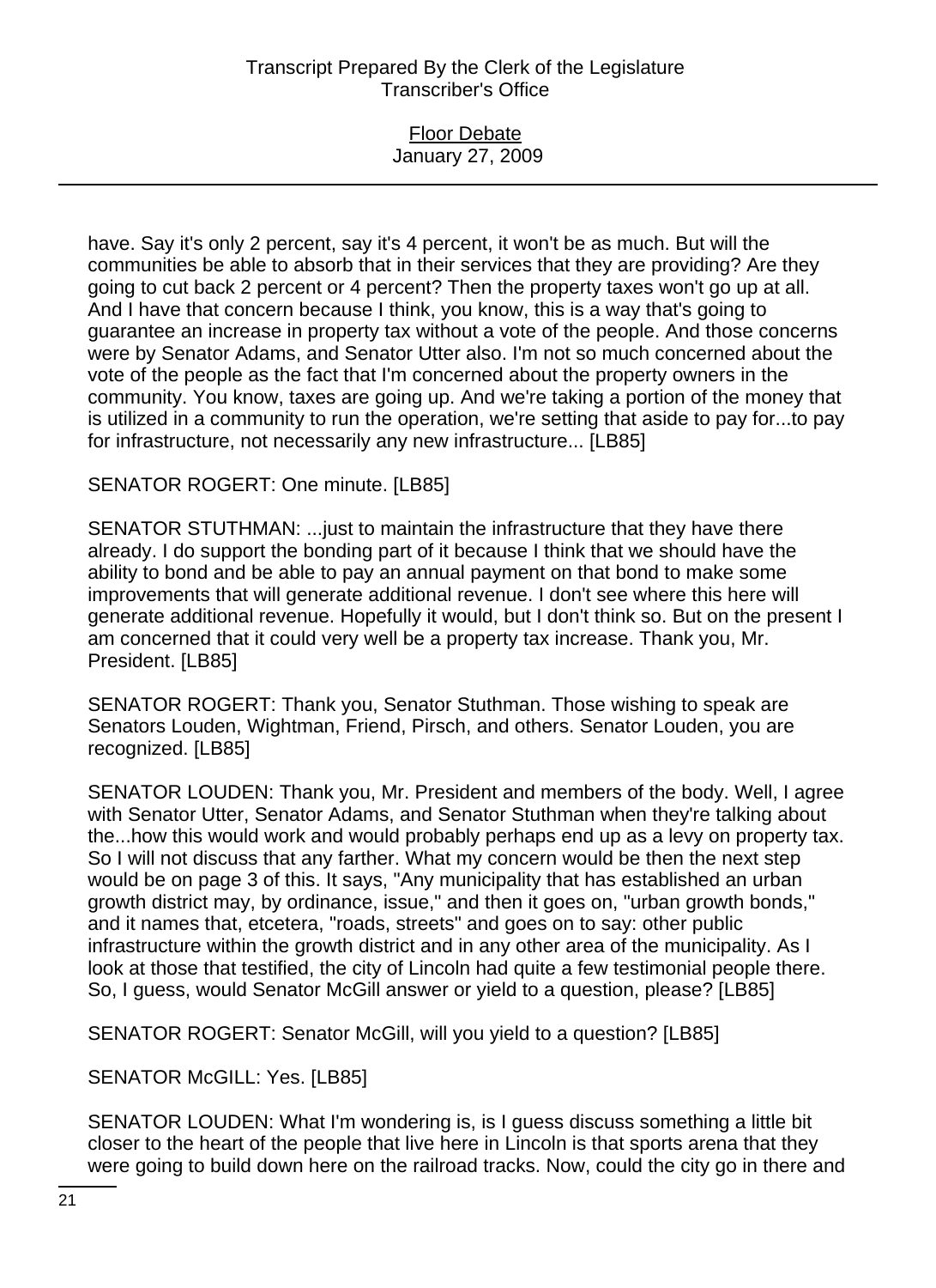have. Say it's only 2 percent, say it's 4 percent, it won't be as much. But will the communities be able to absorb that in their services that they are providing? Are they going to cut back 2 percent or 4 percent? Then the property taxes won't go up at all. And I have that concern because I think, you know, this is a way that's going to guarantee an increase in property tax without a vote of the people. And those concerns were by Senator Adams, and Senator Utter also. I'm not so much concerned about the vote of the people as the fact that I'm concerned about the property owners in the community. You know, taxes are going up. And we're taking a portion of the money that is utilized in a community to run the operation, we're setting that aside to pay for...to pay for infrastructure, not necessarily any new infrastructure... [LB85]

SENATOR ROGERT: One minute. [LB85]

SENATOR STUTHMAN: ...just to maintain the infrastructure that they have there already. I do support the bonding part of it because I think that we should have the ability to bond and be able to pay an annual payment on that bond to make some improvements that will generate additional revenue. I don't see where this here will generate additional revenue. Hopefully it would, but I don't think so. But on the present I am concerned that it could very well be a property tax increase. Thank you, Mr. President. [LB85]

SENATOR ROGERT: Thank you, Senator Stuthman. Those wishing to speak are Senators Louden, Wightman, Friend, Pirsch, and others. Senator Louden, you are recognized. [LB85]

SENATOR LOUDEN: Thank you, Mr. President and members of the body. Well, I agree with Senator Utter, Senator Adams, and Senator Stuthman when they're talking about the...how this would work and would probably perhaps end up as a levy on property tax. So I will not discuss that any farther. What my concern would be then the next step would be on page 3 of this. It says, "Any municipality that has established an urban growth district may, by ordinance, issue," and then it goes on, "urban growth bonds," and it names that, etcetera, "roads, streets" and goes on to say: other public infrastructure within the growth district and in any other area of the municipality. As I look at those that testified, the city of Lincoln had quite a few testimonial people there. So, I guess, would Senator McGill answer or yield to a question, please? [LB85]

SENATOR ROGERT: Senator McGill, will you yield to a question? [LB85]

SENATOR McGILL: Yes. [LB85]

SENATOR LOUDEN: What I'm wondering is, is I guess discuss something a little bit closer to the heart of the people that live here in Lincoln is that sports arena that they were going to build down here on the railroad tracks. Now, could the city go in there and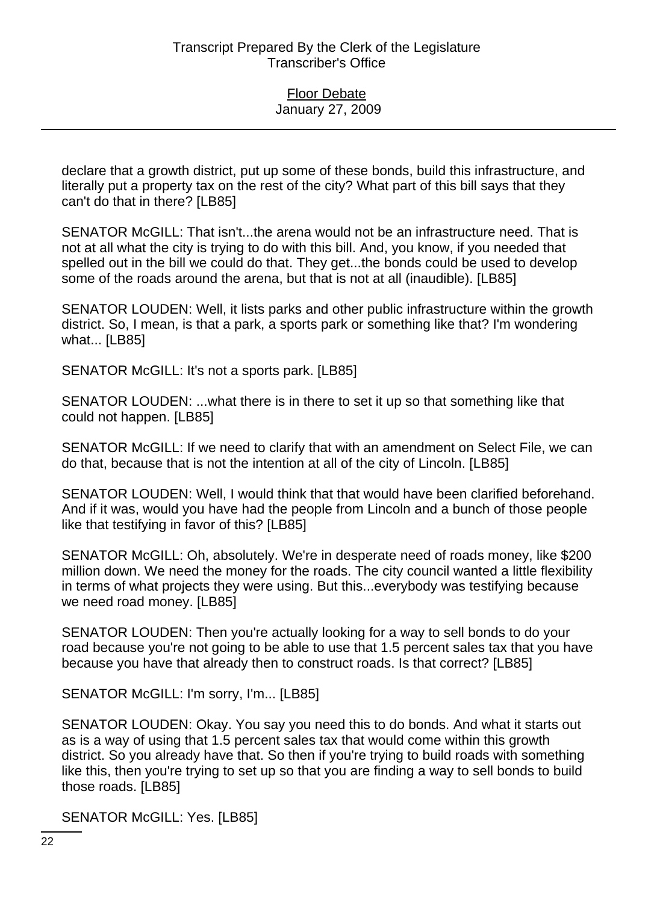declare that a growth district, put up some of these bonds, build this infrastructure, and literally put a property tax on the rest of the city? What part of this bill says that they can't do that in there? [LB85]

SENATOR McGILL: That isn't...the arena would not be an infrastructure need. That is not at all what the city is trying to do with this bill. And, you know, if you needed that spelled out in the bill we could do that. They get...the bonds could be used to develop some of the roads around the arena, but that is not at all (inaudible). [LB85]

SENATOR LOUDEN: Well, it lists parks and other public infrastructure within the growth district. So, I mean, is that a park, a sports park or something like that? I'm wondering what... [LB85]

SENATOR McGILL: It's not a sports park. [LB85]

SENATOR LOUDEN: ...what there is in there to set it up so that something like that could not happen. [LB85]

SENATOR McGILL: If we need to clarify that with an amendment on Select File, we can do that, because that is not the intention at all of the city of Lincoln. [LB85]

SENATOR LOUDEN: Well, I would think that that would have been clarified beforehand. And if it was, would you have had the people from Lincoln and a bunch of those people like that testifying in favor of this? [LB85]

SENATOR McGILL: Oh, absolutely. We're in desperate need of roads money, like $200 million down. We need the money for the roads. The city council wanted a little flexibility in terms of what projects they were using. But this...everybody was testifying because we need road money. [LB85]

SENATOR LOUDEN: Then you're actually looking for a way to sell bonds to do your road because you're not going to be able to use that 1.5 percent sales tax that you have because you have that already then to construct roads. Is that correct? [LB85]

SENATOR McGILL: I'm sorry, I'm... [LB85]

SENATOR LOUDEN: Okay. You say you need this to do bonds. And what it starts out as is a way of using that 1.5 percent sales tax that would come within this growth district. So you already have that. So then if you're trying to build roads with something like this, then you're trying to set up so that you are finding a way to sell bonds to build those roads. [LB85]

SENATOR McGILL: Yes. [LB85]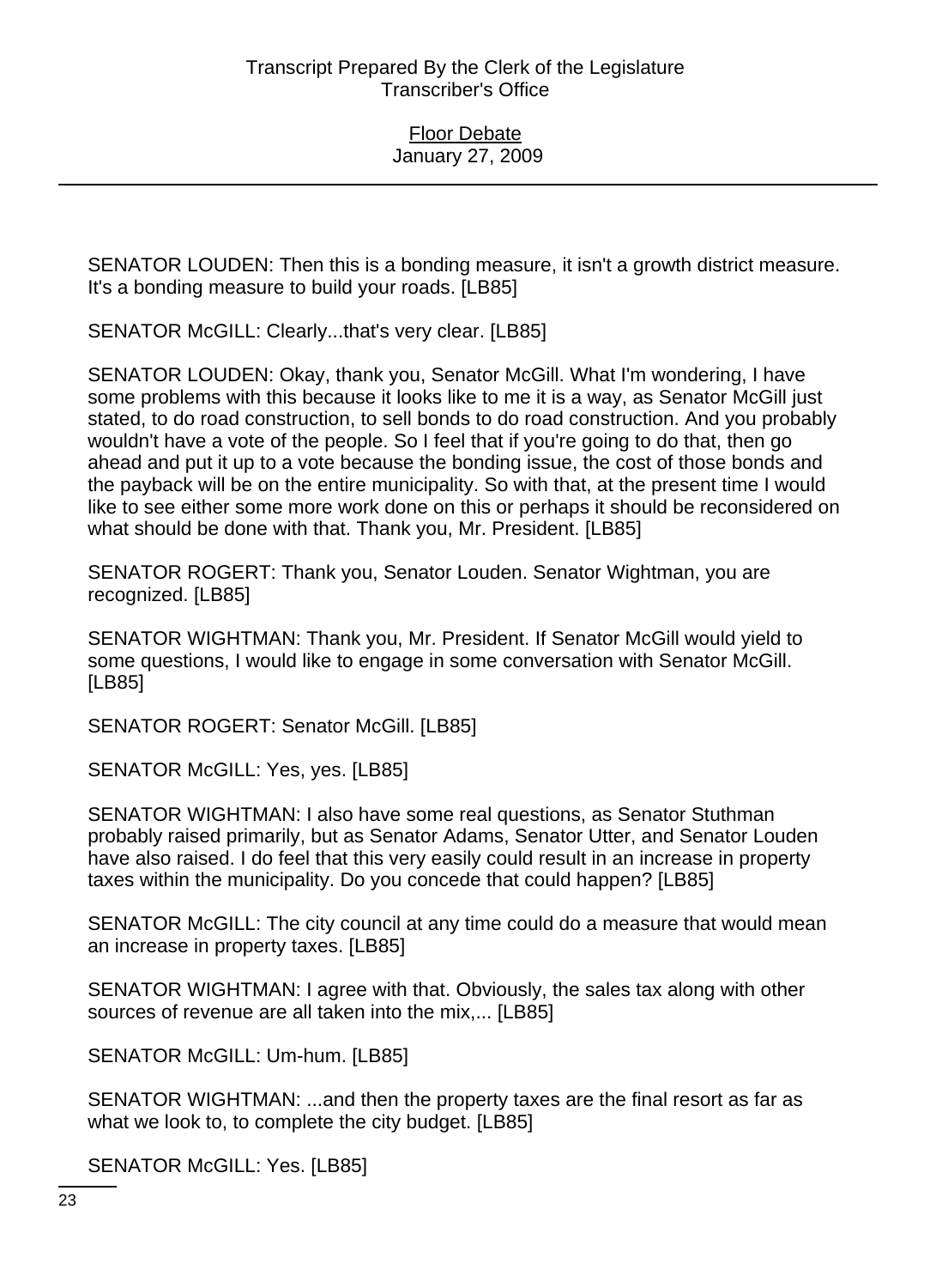SENATOR LOUDEN: Then this is a bonding measure, it isn't a growth district measure. It's a bonding measure to build your roads. [LB85]

SENATOR McGILL: Clearly...that's very clear. [LB85]

SENATOR LOUDEN: Okay, thank you, Senator McGill. What I'm wondering, I have some problems with this because it looks like to me it is a way, as Senator McGill just stated, to do road construction, to sell bonds to do road construction. And you probably wouldn't have a vote of the people. So I feel that if you're going to do that, then go ahead and put it up to a vote because the bonding issue, the cost of those bonds and the payback will be on the entire municipality. So with that, at the present time I would like to see either some more work done on this or perhaps it should be reconsidered on what should be done with that. Thank you, Mr. President. [LB85]

SENATOR ROGERT: Thank you, Senator Louden. Senator Wightman, you are recognized. [LB85]

SENATOR WIGHTMAN: Thank you, Mr. President. If Senator McGill would yield to some questions, I would like to engage in some conversation with Senator McGill. [LB85]

SENATOR ROGERT: Senator McGill. [LB85]

SENATOR McGILL: Yes, yes. [LB85]

SENATOR WIGHTMAN: I also have some real questions, as Senator Stuthman probably raised primarily, but as Senator Adams, Senator Utter, and Senator Louden have also raised. I do feel that this very easily could result in an increase in property taxes within the municipality. Do you concede that could happen? [LB85]

SENATOR McGILL: The city council at any time could do a measure that would mean an increase in property taxes. [LB85]

SENATOR WIGHTMAN: I agree with that. Obviously, the sales tax along with other sources of revenue are all taken into the mix,... [LB85]

SENATOR McGILL: Um-hum. [LB85]

SENATOR WIGHTMAN: ...and then the property taxes are the final resort as far as what we look to, to complete the city budget. [LB85]

SENATOR McGILL: Yes. [LB85]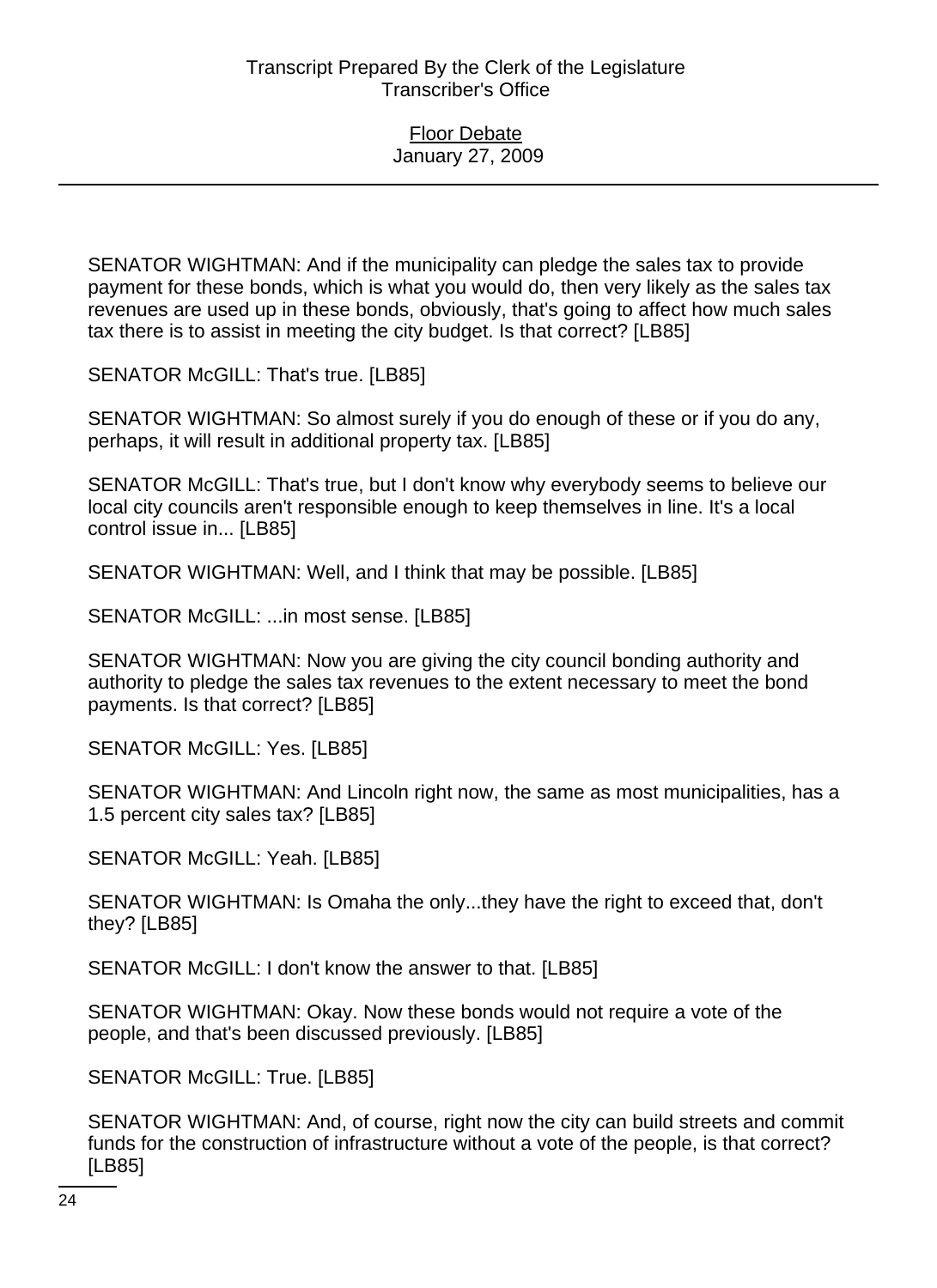SENATOR WIGHTMAN: And if the municipality can pledge the sales tax to provide payment for these bonds, which is what you would do, then very likely as the sales tax revenues are used up in these bonds, obviously, that's going to affect how much sales tax there is to assist in meeting the city budget. Is that correct? [LB85]

SENATOR McGILL: That's true. [LB85]

SENATOR WIGHTMAN: So almost surely if you do enough of these or if you do any, perhaps, it will result in additional property tax. [LB85]

SENATOR McGILL: That's true, but I don't know why everybody seems to believe our local city councils aren't responsible enough to keep themselves in line. It's a local control issue in... [LB85]

SENATOR WIGHTMAN: Well, and I think that may be possible. [LB85]

SENATOR McGILL: ...in most sense. [LB85]

SENATOR WIGHTMAN: Now you are giving the city council bonding authority and authority to pledge the sales tax revenues to the extent necessary to meet the bond payments. Is that correct? [LB85]

SENATOR McGILL: Yes. [LB85]

SENATOR WIGHTMAN: And Lincoln right now, the same as most municipalities, has a 1.5 percent city sales tax? [LB85]

SENATOR McGILL: Yeah. [LB85]

SENATOR WIGHTMAN: Is Omaha the only...they have the right to exceed that, don't they? [LB85]

SENATOR McGILL: I don't know the answer to that. [LB85]

SENATOR WIGHTMAN: Okay. Now these bonds would not require a vote of the people, and that's been discussed previously. [LB85]

SENATOR McGILL: True. [LB85]

SENATOR WIGHTMAN: And, of course, right now the city can build streets and commit funds for the construction of infrastructure without a vote of the people, is that correct? [LB85]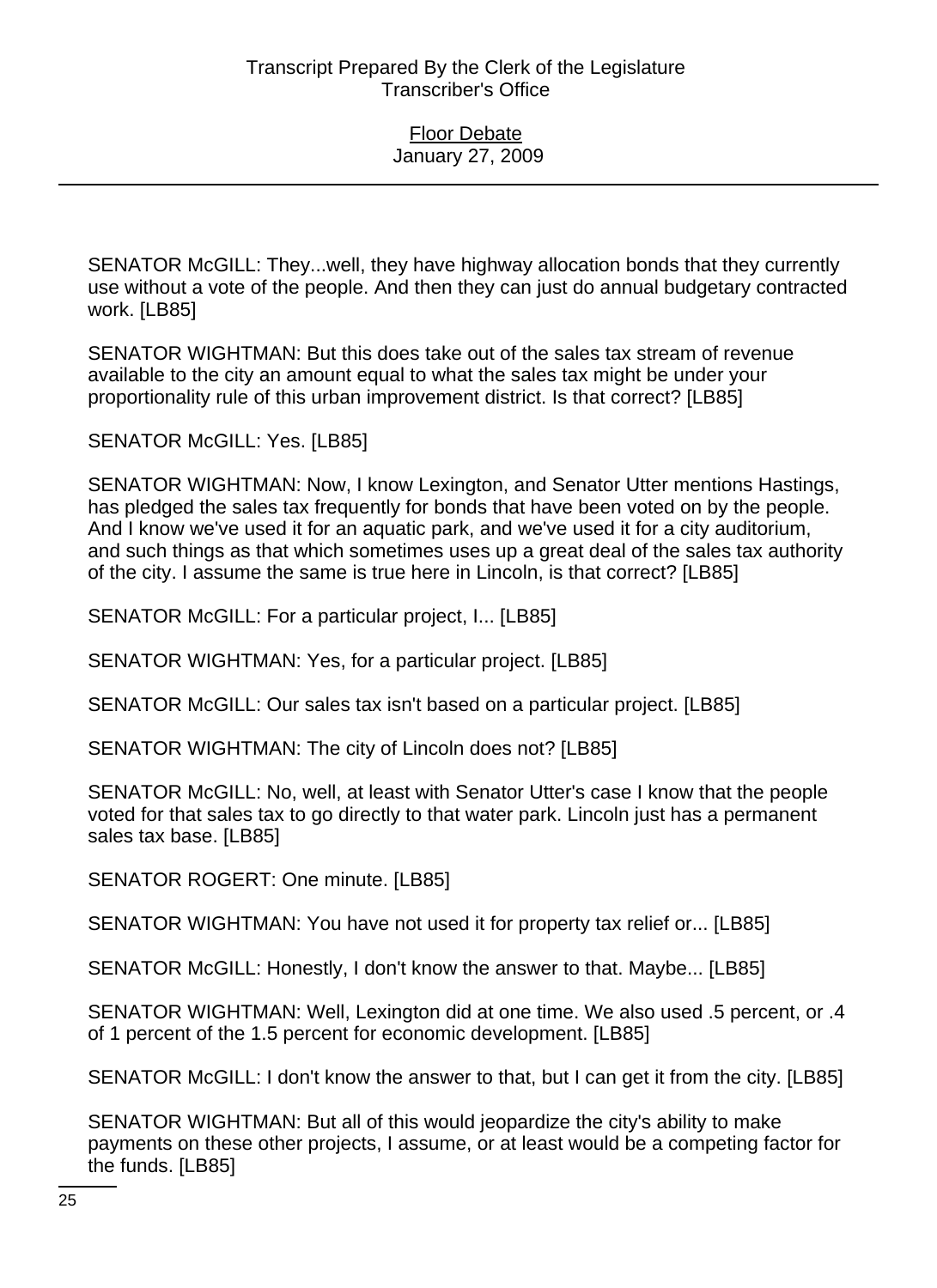SENATOR McGILL: They...well, they have highway allocation bonds that they currently use without a vote of the people. And then they can just do annual budgetary contracted work. [LB85]

SENATOR WIGHTMAN: But this does take out of the sales tax stream of revenue available to the city an amount equal to what the sales tax might be under your proportionality rule of this urban improvement district. Is that correct? [LB85]

SENATOR McGILL: Yes. [LB85]

SENATOR WIGHTMAN: Now, I know Lexington, and Senator Utter mentions Hastings, has pledged the sales tax frequently for bonds that have been voted on by the people. And I know we've used it for an aquatic park, and we've used it for a city auditorium, and such things as that which sometimes uses up a great deal of the sales tax authority of the city. I assume the same is true here in Lincoln, is that correct? [LB85]

SENATOR McGILL: For a particular project, I... [LB85]

SENATOR WIGHTMAN: Yes, for a particular project. [LB85]

SENATOR McGILL: Our sales tax isn't based on a particular project. [LB85]

SENATOR WIGHTMAN: The city of Lincoln does not? [LB85]

SENATOR McGILL: No, well, at least with Senator Utter's case I know that the people voted for that sales tax to go directly to that water park. Lincoln just has a permanent sales tax base. [LB85]

SENATOR ROGERT: One minute. [LB85]

SENATOR WIGHTMAN: You have not used it for property tax relief or... [LB85]

SENATOR McGILL: Honestly, I don't know the answer to that. Maybe... [LB85]

SENATOR WIGHTMAN: Well, Lexington did at one time. We also used .5 percent, or .4 of 1 percent of the 1.5 percent for economic development. [LB85]

SENATOR McGILL: I don't know the answer to that, but I can get it from the city. [LB85]

SENATOR WIGHTMAN: But all of this would jeopardize the city's ability to make payments on these other projects, I assume, or at least would be a competing factor for the funds. [LB85]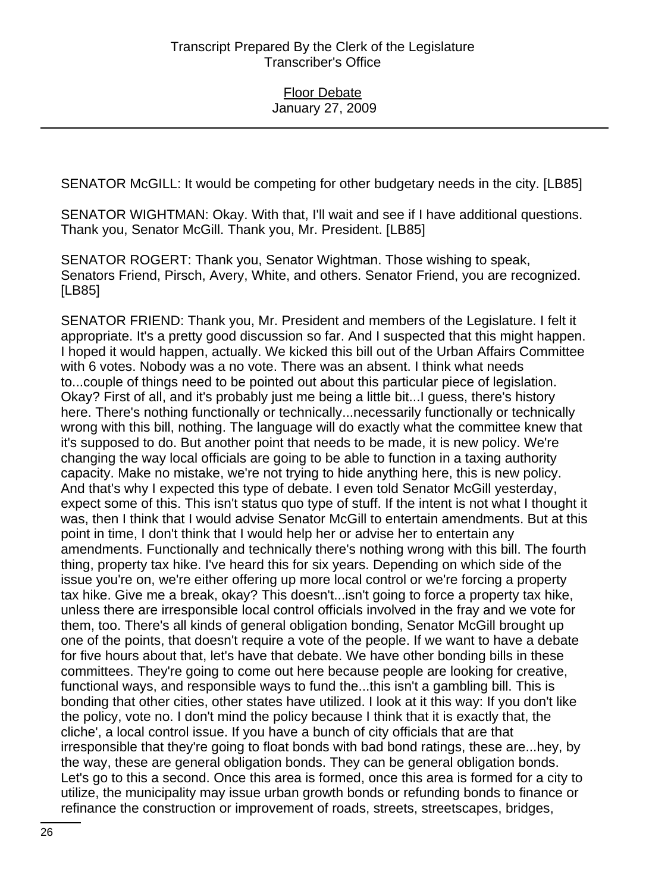SENATOR McGILL: It would be competing for other budgetary needs in the city. [LB85]

SENATOR WIGHTMAN: Okay. With that, I'll wait and see if I have additional questions. Thank you, Senator McGill. Thank you, Mr. President. [LB85]

SENATOR ROGERT: Thank you, Senator Wightman. Those wishing to speak, Senators Friend, Pirsch, Avery, White, and others. Senator Friend, you are recognized. [LB85]

SENATOR FRIEND: Thank you, Mr. President and members of the Legislature. I felt it appropriate. It's a pretty good discussion so far. And I suspected that this might happen. I hoped it would happen, actually. We kicked this bill out of the Urban Affairs Committee with 6 votes. Nobody was a no vote. There was an absent. I think what needs to...couple of things need to be pointed out about this particular piece of legislation. Okay? First of all, and it's probably just me being a little bit...I guess, there's history here. There's nothing functionally or technically...necessarily functionally or technically wrong with this bill, nothing. The language will do exactly what the committee knew that it's supposed to do. But another point that needs to be made, it is new policy. We're changing the way local officials are going to be able to function in a taxing authority capacity. Make no mistake, we're not trying to hide anything here, this is new policy. And that's why I expected this type of debate. I even told Senator McGill yesterday, expect some of this. This isn't status quo type of stuff. If the intent is not what I thought it was, then I think that I would advise Senator McGill to entertain amendments. But at this point in time, I don't think that I would help her or advise her to entertain any amendments. Functionally and technically there's nothing wrong with this bill. The fourth thing, property tax hike. I've heard this for six years. Depending on which side of the issue you're on, we're either offering up more local control or we're forcing a property tax hike. Give me a break, okay? This doesn't...isn't going to force a property tax hike, unless there are irresponsible local control officials involved in the fray and we vote for them, too. There's all kinds of general obligation bonding, Senator McGill brought up one of the points, that doesn't require a vote of the people. If we want to have a debate for five hours about that, let's have that debate. We have other bonding bills in these committees. They're going to come out here because people are looking for creative, functional ways, and responsible ways to fund the...this isn't a gambling bill. This is bonding that other cities, other states have utilized. I look at it this way: If you don't like the policy, vote no. I don't mind the policy because I think that it is exactly that, the cliche', a local control issue. If you have a bunch of city officials that are that irresponsible that they're going to float bonds with bad bond ratings, these are...hey, by the way, these are general obligation bonds. They can be general obligation bonds. Let's go to this a second. Once this area is formed, once this area is formed for a city to utilize, the municipality may issue urban growth bonds or refunding bonds to finance or refinance the construction or improvement of roads, streets, streetscapes, bridges,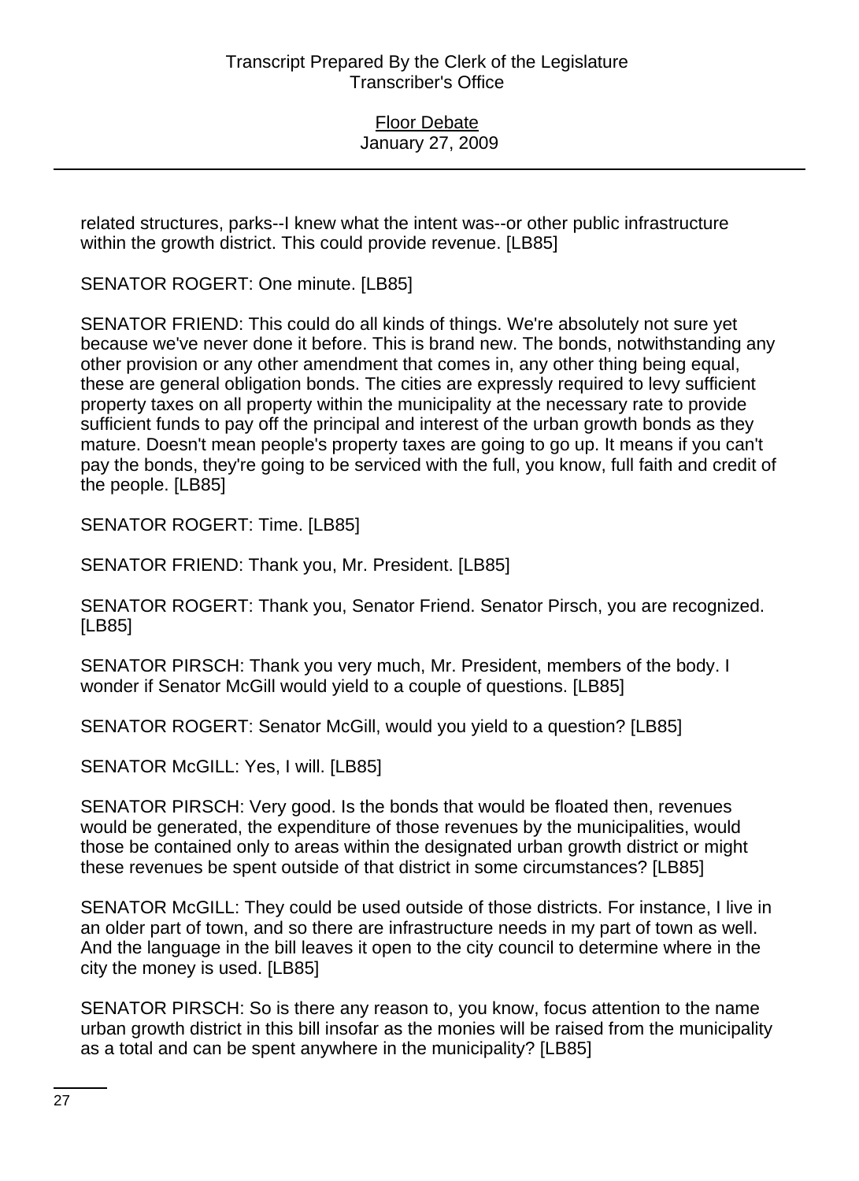related structures, parks--I knew what the intent was--or other public infrastructure within the growth district. This could provide revenue. [LB85]

SENATOR ROGERT: One minute. [LB85]

SENATOR FRIEND: This could do all kinds of things. We're absolutely not sure yet because we've never done it before. This is brand new. The bonds, notwithstanding any other provision or any other amendment that comes in, any other thing being equal, these are general obligation bonds. The cities are expressly required to levy sufficient property taxes on all property within the municipality at the necessary rate to provide sufficient funds to pay off the principal and interest of the urban growth bonds as they mature. Doesn't mean people's property taxes are going to go up. It means if you can't pay the bonds, they're going to be serviced with the full, you know, full faith and credit of the people. [LB85]

SENATOR ROGERT: Time. [LB85]

SENATOR FRIEND: Thank you, Mr. President. [LB85]

SENATOR ROGERT: Thank you, Senator Friend. Senator Pirsch, you are recognized. [LB85]

SENATOR PIRSCH: Thank you very much, Mr. President, members of the body. I wonder if Senator McGill would yield to a couple of questions. [LB85]

SENATOR ROGERT: Senator McGill, would you yield to a question? [LB85]

SENATOR McGILL: Yes, I will. [LB85]

SENATOR PIRSCH: Very good. Is the bonds that would be floated then, revenues would be generated, the expenditure of those revenues by the municipalities, would those be contained only to areas within the designated urban growth district or might these revenues be spent outside of that district in some circumstances? [LB85]

SENATOR McGILL: They could be used outside of those districts. For instance, I live in an older part of town, and so there are infrastructure needs in my part of town as well. And the language in the bill leaves it open to the city council to determine where in the city the money is used. [LB85]

SENATOR PIRSCH: So is there any reason to, you know, focus attention to the name urban growth district in this bill insofar as the monies will be raised from the municipality as a total and can be spent anywhere in the municipality? [LB85]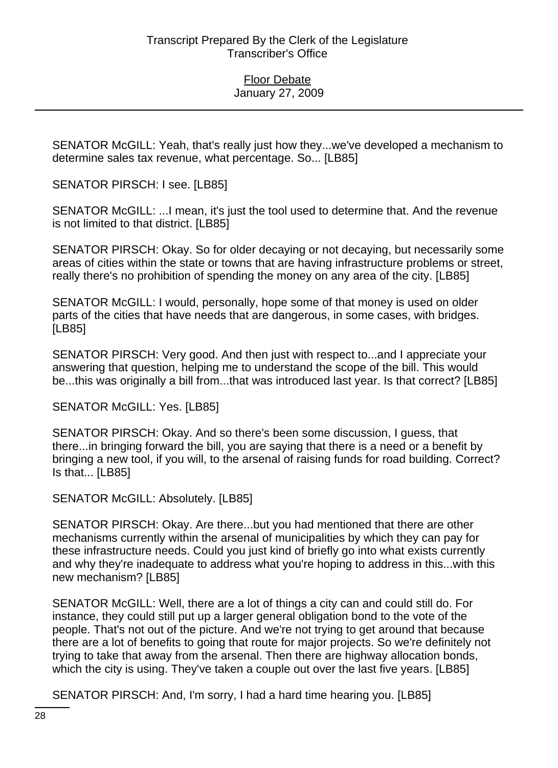SENATOR McGILL: Yeah, that's really just how they...we've developed a mechanism to determine sales tax revenue, what percentage. So... [LB85]

SENATOR PIRSCH: I see. [LB85]

SENATOR McGILL: ...I mean, it's just the tool used to determine that. And the revenue is not limited to that district. [LB85]

SENATOR PIRSCH: Okay. So for older decaying or not decaying, but necessarily some areas of cities within the state or towns that are having infrastructure problems or street, really there's no prohibition of spending the money on any area of the city. [LB85]

SENATOR McGILL: I would, personally, hope some of that money is used on older parts of the cities that have needs that are dangerous, in some cases, with bridges. [LB85]

SENATOR PIRSCH: Very good. And then just with respect to...and I appreciate your answering that question, helping me to understand the scope of the bill. This would be...this was originally a bill from...that was introduced last year. Is that correct? [LB85]

SENATOR McGILL: Yes. [LB85]

SENATOR PIRSCH: Okay. And so there's been some discussion, I guess, that there...in bringing forward the bill, you are saying that there is a need or a benefit by bringing a new tool, if you will, to the arsenal of raising funds for road building. Correct? Is that... [LB85]

SENATOR McGILL: Absolutely. [LB85]

SENATOR PIRSCH: Okay. Are there...but you had mentioned that there are other mechanisms currently within the arsenal of municipalities by which they can pay for these infrastructure needs. Could you just kind of briefly go into what exists currently and why they're inadequate to address what you're hoping to address in this...with this new mechanism? [LB85]

SENATOR McGILL: Well, there are a lot of things a city can and could still do. For instance, they could still put up a larger general obligation bond to the vote of the people. That's not out of the picture. And we're not trying to get around that because there are a lot of benefits to going that route for major projects. So we're definitely not trying to take that away from the arsenal. Then there are highway allocation bonds, which the city is using. They've taken a couple out over the last five years. [LB85]

SENATOR PIRSCH: And, I'm sorry, I had a hard time hearing you. [LB85]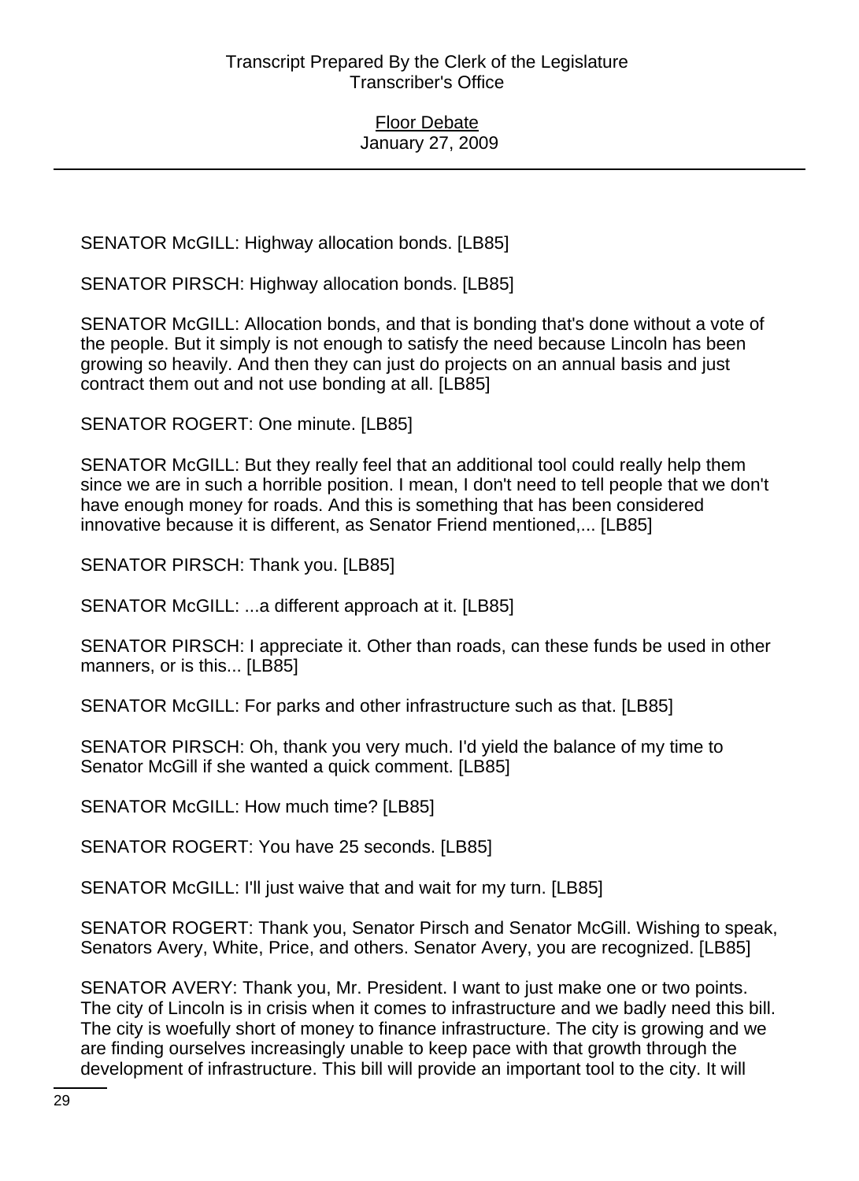SENATOR McGILL: Highway allocation bonds. [LB85]

SENATOR PIRSCH: Highway allocation bonds. [LB85]

SENATOR McGILL: Allocation bonds, and that is bonding that's done without a vote of the people. But it simply is not enough to satisfy the need because Lincoln has been growing so heavily. And then they can just do projects on an annual basis and just contract them out and not use bonding at all. [LB85]

SENATOR ROGERT: One minute. [LB85]

SENATOR McGILL: But they really feel that an additional tool could really help them since we are in such a horrible position. I mean, I don't need to tell people that we don't have enough money for roads. And this is something that has been considered innovative because it is different, as Senator Friend mentioned,... [LB85]

SENATOR PIRSCH: Thank you. [LB85]

SENATOR McGILL: ...a different approach at it. [LB85]

SENATOR PIRSCH: I appreciate it. Other than roads, can these funds be used in other manners, or is this... [LB85]

SENATOR McGILL: For parks and other infrastructure such as that. [LB85]

SENATOR PIRSCH: Oh, thank you very much. I'd yield the balance of my time to Senator McGill if she wanted a quick comment. [LB85]

SENATOR McGILL: How much time? [LB85]

SENATOR ROGERT: You have 25 seconds. [LB85]

SENATOR McGILL: I'll just waive that and wait for my turn. [LB85]

SENATOR ROGERT: Thank you, Senator Pirsch and Senator McGill. Wishing to speak, Senators Avery, White, Price, and others. Senator Avery, you are recognized. [LB85]

SENATOR AVERY: Thank you, Mr. President. I want to just make one or two points. The city of Lincoln is in crisis when it comes to infrastructure and we badly need this bill. The city is woefully short of money to finance infrastructure. The city is growing and we are finding ourselves increasingly unable to keep pace with that growth through the development of infrastructure. This bill will provide an important tool to the city. It will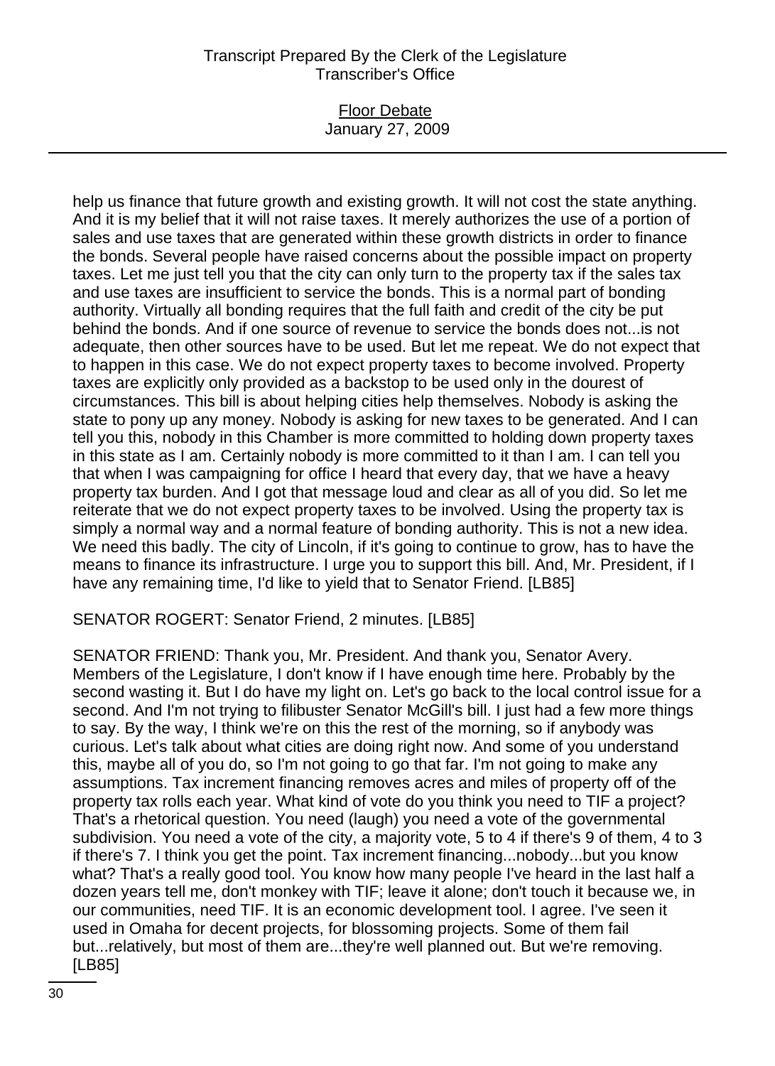help us finance that future growth and existing growth. It will not cost the state anything. And it is my belief that it will not raise taxes. It merely authorizes the use of a portion of sales and use taxes that are generated within these growth districts in order to finance the bonds. Several people have raised concerns about the possible impact on property taxes. Let me just tell you that the city can only turn to the property tax if the sales tax and use taxes are insufficient to service the bonds. This is a normal part of bonding authority. Virtually all bonding requires that the full faith and credit of the city be put behind the bonds. And if one source of revenue to service the bonds does not...is not adequate, then other sources have to be used. But let me repeat. We do not expect that to happen in this case. We do not expect property taxes to become involved. Property taxes are explicitly only provided as a backstop to be used only in the dourest of circumstances. This bill is about helping cities help themselves. Nobody is asking the state to pony up any money. Nobody is asking for new taxes to be generated. And I can tell you this, nobody in this Chamber is more committed to holding down property taxes in this state as I am. Certainly nobody is more committed to it than I am. I can tell you that when I was campaigning for office I heard that every day, that we have a heavy property tax burden. And I got that message loud and clear as all of you did. So let me reiterate that we do not expect property taxes to be involved. Using the property tax is simply a normal way and a normal feature of bonding authority. This is not a new idea. We need this badly. The city of Lincoln, if it's going to continue to grow, has to have the means to finance its infrastructure. I urge you to support this bill. And, Mr. President, if I have any remaining time, I'd like to yield that to Senator Friend. [LB85]

SENATOR ROGERT: Senator Friend, 2 minutes. [LB85]

SENATOR FRIEND: Thank you, Mr. President. And thank you, Senator Avery. Members of the Legislature, I don't know if I have enough time here. Probably by the second wasting it. But I do have my light on. Let's go back to the local control issue for a second. And I'm not trying to filibuster Senator McGill's bill. I just had a few more things to say. By the way, I think we're on this the rest of the morning, so if anybody was curious. Let's talk about what cities are doing right now. And some of you understand this, maybe all of you do, so I'm not going to go that far. I'm not going to make any assumptions. Tax increment financing removes acres and miles of property off of the property tax rolls each year. What kind of vote do you think you need to TIF a project? That's a rhetorical question. You need (laugh) you need a vote of the governmental subdivision. You need a vote of the city, a majority vote, 5 to 4 if there's 9 of them, 4 to 3 if there's 7. I think you get the point. Tax increment financing...nobody...but you know what? That's a really good tool. You know how many people I've heard in the last half a dozen years tell me, don't monkey with TIF; leave it alone; don't touch it because we, in our communities, need TIF. It is an economic development tool. I agree. I've seen it used in Omaha for decent projects, for blossoming projects. Some of them fail but...relatively, but most of them are...they're well planned out. But we're removing. [LB85]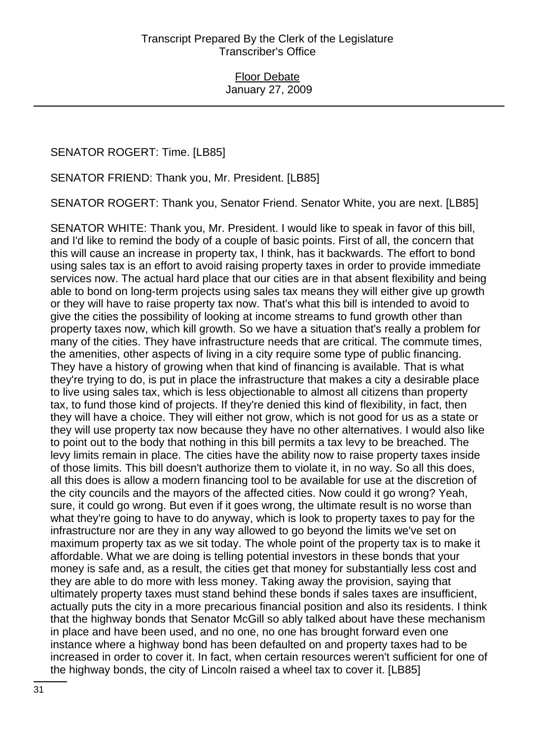SENATOR ROGERT: Time. [LB85]

SENATOR FRIEND: Thank you, Mr. President. [LB85]

SENATOR ROGERT: Thank you, Senator Friend. Senator White, you are next. [LB85]

SENATOR WHITE: Thank you, Mr. President. I would like to speak in favor of this bill, and I'd like to remind the body of a couple of basic points. First of all, the concern that this will cause an increase in property tax, I think, has it backwards. The effort to bond using sales tax is an effort to avoid raising property taxes in order to provide immediate services now. The actual hard place that our cities are in that absent flexibility and being able to bond on long-term projects using sales tax means they will either give up growth or they will have to raise property tax now. That's what this bill is intended to avoid to give the cities the possibility of looking at income streams to fund growth other than property taxes now, which kill growth. So we have a situation that's really a problem for many of the cities. They have infrastructure needs that are critical. The commute times, the amenities, other aspects of living in a city require some type of public financing. They have a history of growing when that kind of financing is available. That is what they're trying to do, is put in place the infrastructure that makes a city a desirable place to live using sales tax, which is less objectionable to almost all citizens than property tax, to fund those kind of projects. If they're denied this kind of flexibility, in fact, then they will have a choice. They will either not grow, which is not good for us as a state or they will use property tax now because they have no other alternatives. I would also like to point out to the body that nothing in this bill permits a tax levy to be breached. The levy limits remain in place. The cities have the ability now to raise property taxes inside of those limits. This bill doesn't authorize them to violate it, in no way. So all this does, all this does is allow a modern financing tool to be available for use at the discretion of the city councils and the mayors of the affected cities. Now could it go wrong? Yeah, sure, it could go wrong. But even if it goes wrong, the ultimate result is no worse than what they're going to have to do anyway, which is look to property taxes to pay for the infrastructure nor are they in any way allowed to go beyond the limits we've set on maximum property tax as we sit today. The whole point of the property tax is to make it affordable. What we are doing is telling potential investors in these bonds that your money is safe and, as a result, the cities get that money for substantially less cost and they are able to do more with less money. Taking away the provision, saying that ultimately property taxes must stand behind these bonds if sales taxes are insufficient, actually puts the city in a more precarious financial position and also its residents. I think that the highway bonds that Senator McGill so ably talked about have these mechanism in place and have been used, and no one, no one has brought forward even one instance where a highway bond has been defaulted on and property taxes had to be increased in order to cover it. In fact, when certain resources weren't sufficient for one of the highway bonds, the city of Lincoln raised a wheel tax to cover it. [LB85]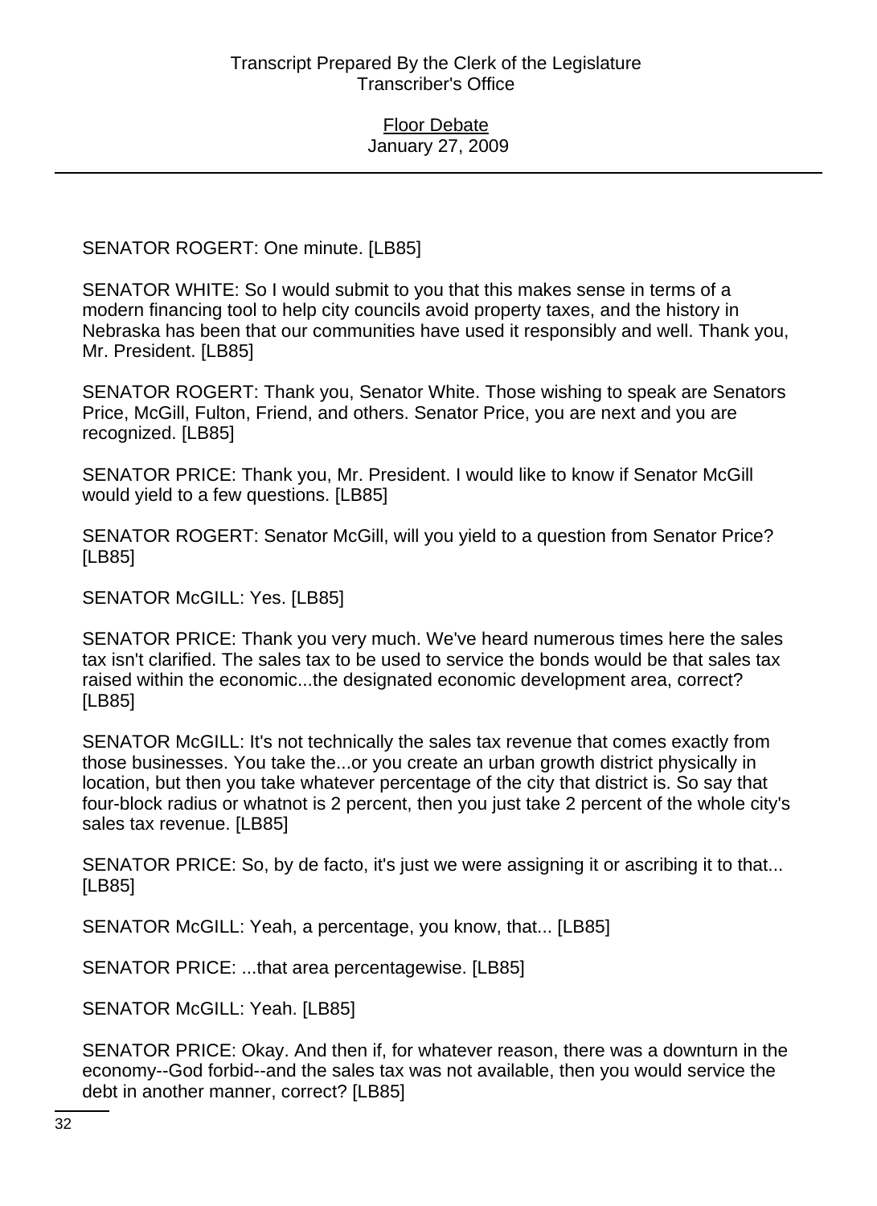SENATOR ROGERT: One minute. [LB85]

SENATOR WHITE: So I would submit to you that this makes sense in terms of a modern financing tool to help city councils avoid property taxes, and the history in Nebraska has been that our communities have used it responsibly and well. Thank you, Mr. President. [LB85]

SENATOR ROGERT: Thank you, Senator White. Those wishing to speak are Senators Price, McGill, Fulton, Friend, and others. Senator Price, you are next and you are recognized. [LB85]

SENATOR PRICE: Thank you, Mr. President. I would like to know if Senator McGill would yield to a few questions. [LB85]

SENATOR ROGERT: Senator McGill, will you yield to a question from Senator Price? [LB85]

SENATOR McGILL: Yes. [LB85]

SENATOR PRICE: Thank you very much. We've heard numerous times here the sales tax isn't clarified. The sales tax to be used to service the bonds would be that sales tax raised within the economic...the designated economic development area, correct? [LB85]

SENATOR McGILL: It's not technically the sales tax revenue that comes exactly from those businesses. You take the...or you create an urban growth district physically in location, but then you take whatever percentage of the city that district is. So say that four-block radius or whatnot is 2 percent, then you just take 2 percent of the whole city's sales tax revenue. [LB85]

SENATOR PRICE: So, by de facto, it's just we were assigning it or ascribing it to that... [LB85]

SENATOR McGILL: Yeah, a percentage, you know, that... [LB85]

SENATOR PRICE: ...that area percentagewise. [LB85]

SENATOR McGILL: Yeah. [LB85]

SENATOR PRICE: Okay. And then if, for whatever reason, there was a downturn in the economy--God forbid--and the sales tax was not available, then you would service the debt in another manner, correct? [LB85]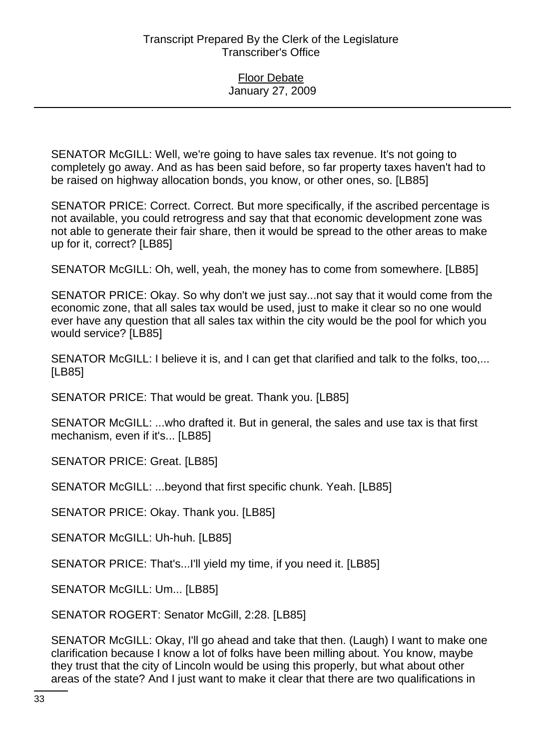SENATOR McGILL: Well, we're going to have sales tax revenue. It's not going to completely go away. And as has been said before, so far property taxes haven't had to be raised on highway allocation bonds, you know, or other ones, so. [LB85]

SENATOR PRICE: Correct. Correct. But more specifically, if the ascribed percentage is not available, you could retrogress and say that that economic development zone was not able to generate their fair share, then it would be spread to the other areas to make up for it, correct? [LB85]

SENATOR McGILL: Oh, well, yeah, the money has to come from somewhere. [LB85]

SENATOR PRICE: Okay. So why don't we just say...not say that it would come from the economic zone, that all sales tax would be used, just to make it clear so no one would ever have any question that all sales tax within the city would be the pool for which you would service? [LB85]

SENATOR McGILL: I believe it is, and I can get that clarified and talk to the folks, too,... [LB85]

SENATOR PRICE: That would be great. Thank you. [LB85]

SENATOR McGILL: ...who drafted it. But in general, the sales and use tax is that first mechanism, even if it's... [LB85]

SENATOR PRICE: Great. [LB85]

SENATOR McGILL: ...beyond that first specific chunk. Yeah. [LB85]

SENATOR PRICE: Okay. Thank you. [LB85]

SENATOR McGILL: Uh-huh. [LB85]

SENATOR PRICE: That's...I'll yield my time, if you need it. [LB85]

SENATOR McGILL: Um... [LB85]

SENATOR ROGERT: Senator McGill, 2:28. [LB85]

SENATOR McGILL: Okay, I'll go ahead and take that then. (Laugh) I want to make one clarification because I know a lot of folks have been milling about. You know, maybe they trust that the city of Lincoln would be using this properly, but what about other areas of the state? And I just want to make it clear that there are two qualifications in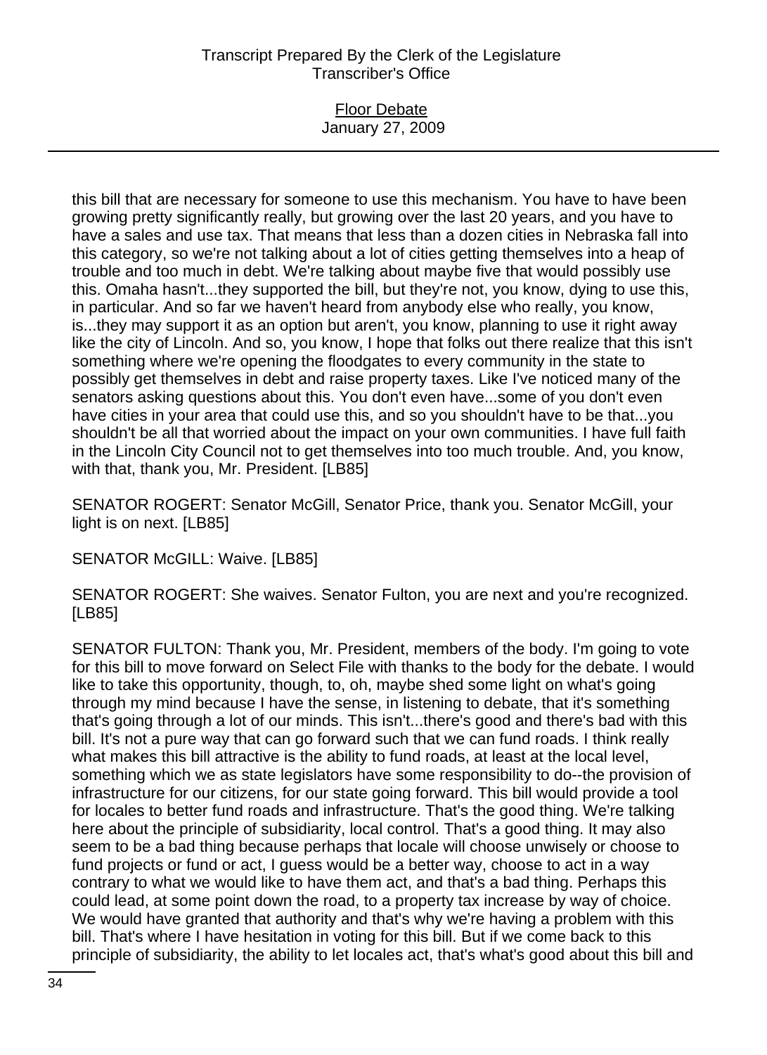this bill that are necessary for someone to use this mechanism. You have to have been growing pretty significantly really, but growing over the last 20 years, and you have to have a sales and use tax. That means that less than a dozen cities in Nebraska fall into this category, so we're not talking about a lot of cities getting themselves into a heap of trouble and too much in debt. We're talking about maybe five that would possibly use this. Omaha hasn't...they supported the bill, but they're not, you know, dying to use this, in particular. And so far we haven't heard from anybody else who really, you know, is...they may support it as an option but aren't, you know, planning to use it right away like the city of Lincoln. And so, you know, I hope that folks out there realize that this isn't something where we're opening the floodgates to every community in the state to possibly get themselves in debt and raise property taxes. Like I've noticed many of the senators asking questions about this. You don't even have...some of you don't even have cities in your area that could use this, and so you shouldn't have to be that...you shouldn't be all that worried about the impact on your own communities. I have full faith in the Lincoln City Council not to get themselves into too much trouble. And, you know, with that, thank you, Mr. President. [LB85]

SENATOR ROGERT: Senator McGill, Senator Price, thank you. Senator McGill, your light is on next. [LB85]

SENATOR McGILL: Waive. [LB85]

SENATOR ROGERT: She waives. Senator Fulton, you are next and you're recognized. [LB85]

SENATOR FULTON: Thank you, Mr. President, members of the body. I'm going to vote for this bill to move forward on Select File with thanks to the body for the debate. I would like to take this opportunity, though, to, oh, maybe shed some light on what's going through my mind because I have the sense, in listening to debate, that it's something that's going through a lot of our minds. This isn't...there's good and there's bad with this bill. It's not a pure way that can go forward such that we can fund roads. I think really what makes this bill attractive is the ability to fund roads, at least at the local level, something which we as state legislators have some responsibility to do--the provision of infrastructure for our citizens, for our state going forward. This bill would provide a tool for locales to better fund roads and infrastructure. That's the good thing. We're talking here about the principle of subsidiarity, local control. That's a good thing. It may also seem to be a bad thing because perhaps that locale will choose unwisely or choose to fund projects or fund or act, I guess would be a better way, choose to act in a way contrary to what we would like to have them act, and that's a bad thing. Perhaps this could lead, at some point down the road, to a property tax increase by way of choice. We would have granted that authority and that's why we're having a problem with this bill. That's where I have hesitation in voting for this bill. But if we come back to this principle of subsidiarity, the ability to let locales act, that's what's good about this bill and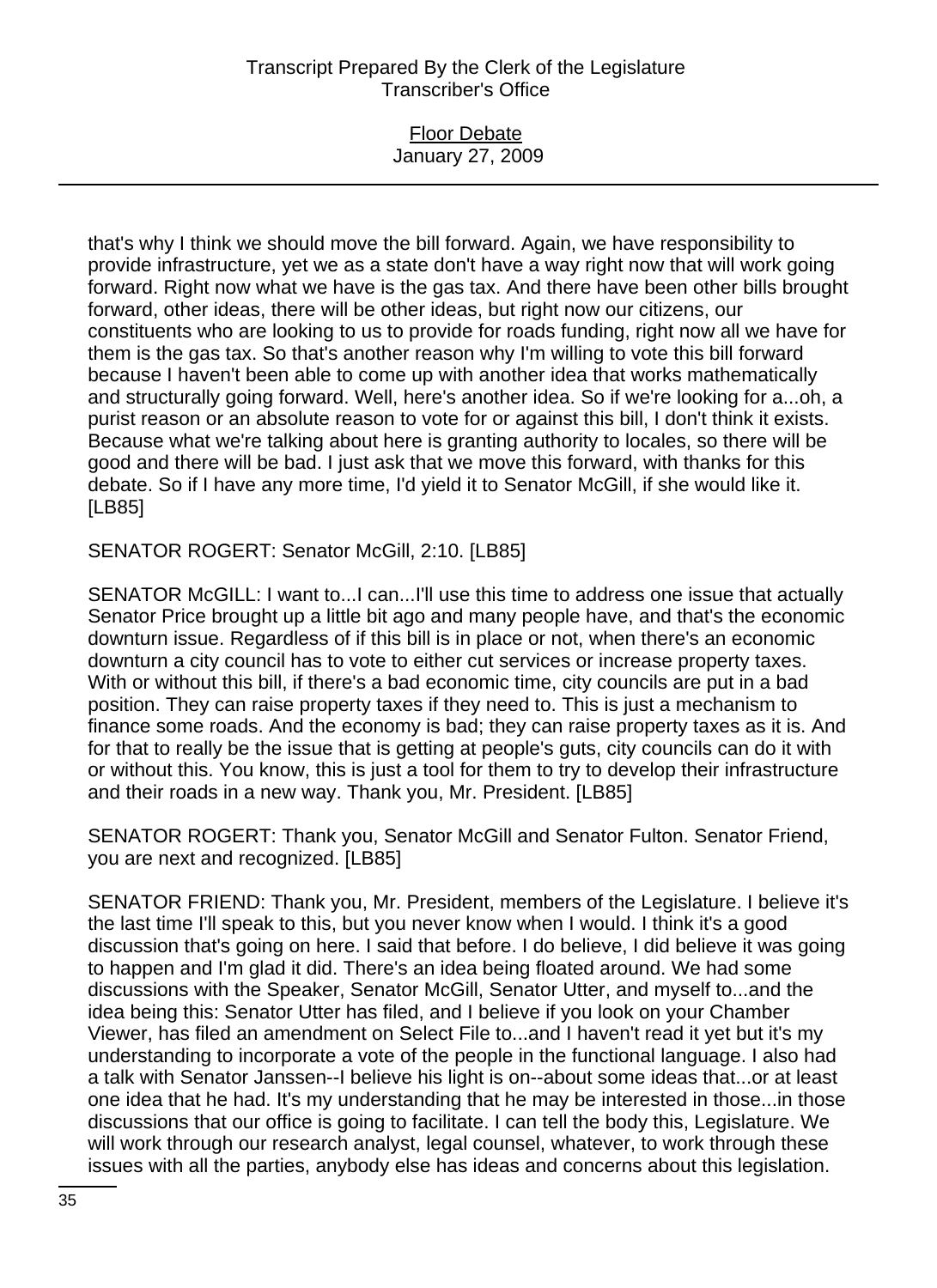that's why I think we should move the bill forward. Again, we have responsibility to provide infrastructure, yet we as a state don't have a way right now that will work going forward. Right now what we have is the gas tax. And there have been other bills brought forward, other ideas, there will be other ideas, but right now our citizens, our constituents who are looking to us to provide for roads funding, right now all we have for them is the gas tax. So that's another reason why I'm willing to vote this bill forward because I haven't been able to come up with another idea that works mathematically and structurally going forward. Well, here's another idea. So if we're looking for a...oh, a purist reason or an absolute reason to vote for or against this bill, I don't think it exists. Because what we're talking about here is granting authority to locales, so there will be good and there will be bad. I just ask that we move this forward, with thanks for this debate. So if I have any more time, I'd yield it to Senator McGill, if she would like it. [LB85]

SENATOR ROGERT: Senator McGill, 2:10. [LB85]

SENATOR McGILL: I want to...I can...I'll use this time to address one issue that actually Senator Price brought up a little bit ago and many people have, and that's the economic downturn issue. Regardless of if this bill is in place or not, when there's an economic downturn a city council has to vote to either cut services or increase property taxes. With or without this bill, if there's a bad economic time, city councils are put in a bad position. They can raise property taxes if they need to. This is just a mechanism to finance some roads. And the economy is bad; they can raise property taxes as it is. And for that to really be the issue that is getting at people's guts, city councils can do it with or without this. You know, this is just a tool for them to try to develop their infrastructure and their roads in a new way. Thank you, Mr. President. [LB85]

SENATOR ROGERT: Thank you, Senator McGill and Senator Fulton. Senator Friend, you are next and recognized. [LB85]

SENATOR FRIEND: Thank you, Mr. President, members of the Legislature. I believe it's the last time I'll speak to this, but you never know when I would. I think it's a good discussion that's going on here. I said that before. I do believe, I did believe it was going to happen and I'm glad it did. There's an idea being floated around. We had some discussions with the Speaker, Senator McGill, Senator Utter, and myself to...and the idea being this: Senator Utter has filed, and I believe if you look on your Chamber Viewer, has filed an amendment on Select File to...and I haven't read it yet but it's my understanding to incorporate a vote of the people in the functional language. I also had a talk with Senator Janssen--I believe his light is on--about some ideas that...or at least one idea that he had. It's my understanding that he may be interested in those...in those discussions that our office is going to facilitate. I can tell the body this, Legislature. We will work through our research analyst, legal counsel, whatever, to work through these issues with all the parties, anybody else has ideas and concerns about this legislation.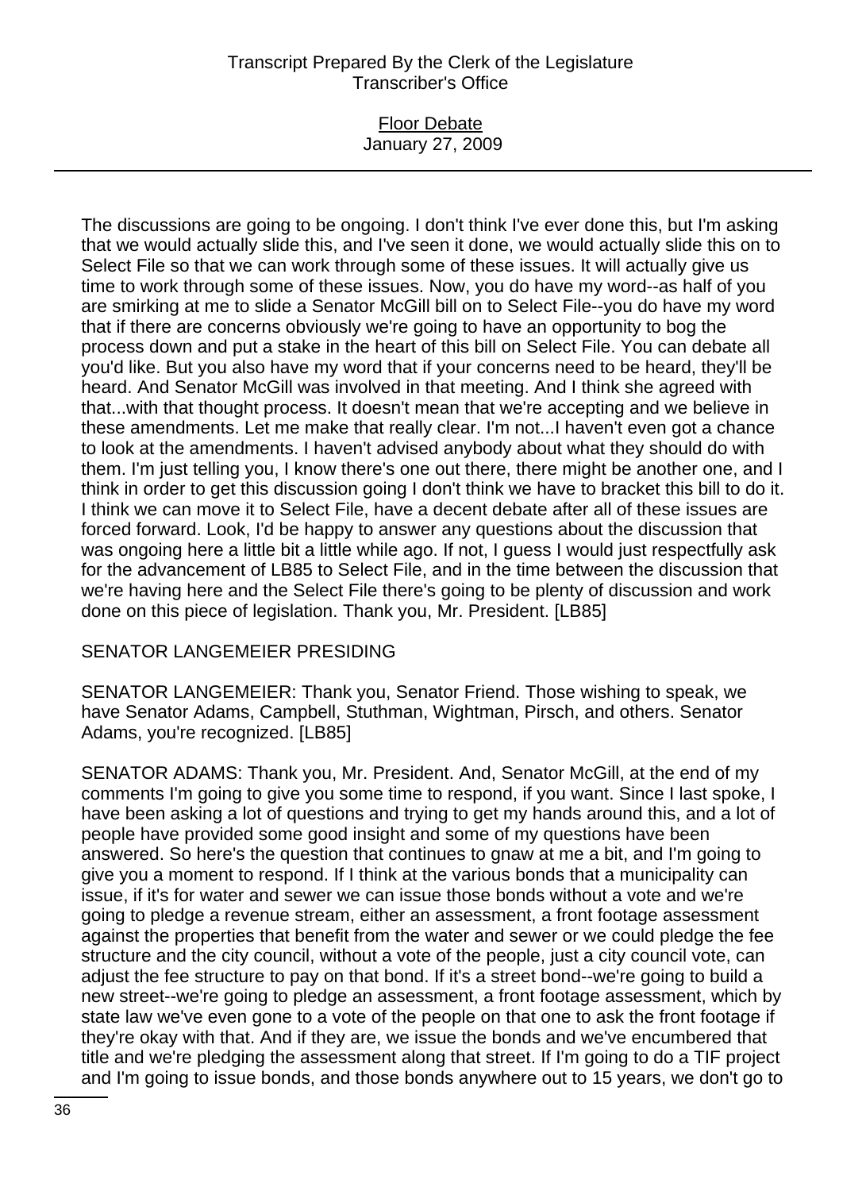The discussions are going to be ongoing. I don't think I've ever done this, but I'm asking that we would actually slide this, and I've seen it done, we would actually slide this on to Select File so that we can work through some of these issues. It will actually give us time to work through some of these issues. Now, you do have my word--as half of you are smirking at me to slide a Senator McGill bill on to Select File--you do have my word that if there are concerns obviously we're going to have an opportunity to bog the process down and put a stake in the heart of this bill on Select File. You can debate all you'd like. But you also have my word that if your concerns need to be heard, they'll be heard. And Senator McGill was involved in that meeting. And I think she agreed with that...with that thought process. It doesn't mean that we're accepting and we believe in these amendments. Let me make that really clear. I'm not...I haven't even got a chance to look at the amendments. I haven't advised anybody about what they should do with them. I'm just telling you, I know there's one out there, there might be another one, and I think in order to get this discussion going I don't think we have to bracket this bill to do it. I think we can move it to Select File, have a decent debate after all of these issues are forced forward. Look, I'd be happy to answer any questions about the discussion that was ongoing here a little bit a little while ago. If not, I guess I would just respectfully ask for the advancement of LB85 to Select File, and in the time between the discussion that we're having here and the Select File there's going to be plenty of discussion and work done on this piece of legislation. Thank you, Mr. President. [LB85]

SENATOR LANGEMEIER PRESIDING

SENATOR LANGEMEIER: Thank you, Senator Friend. Those wishing to speak, we have Senator Adams, Campbell, Stuthman, Wightman, Pirsch, and others. Senator Adams, you're recognized. [LB85]

SENATOR ADAMS: Thank you, Mr. President. And, Senator McGill, at the end of my comments I'm going to give you some time to respond, if you want. Since I last spoke, I have been asking a lot of questions and trying to get my hands around this, and a lot of people have provided some good insight and some of my questions have been answered. So here's the question that continues to gnaw at me a bit, and I'm going to give you a moment to respond. If I think at the various bonds that a municipality can issue, if it's for water and sewer we can issue those bonds without a vote and we're going to pledge a revenue stream, either an assessment, a front footage assessment against the properties that benefit from the water and sewer or we could pledge the fee structure and the city council, without a vote of the people, just a city council vote, can adjust the fee structure to pay on that bond. If it's a street bond--we're going to build a new street--we're going to pledge an assessment, a front footage assessment, which by state law we've even gone to a vote of the people on that one to ask the front footage if they're okay with that. And if they are, we issue the bonds and we've encumbered that title and we're pledging the assessment along that street. If I'm going to do a TIF project and I'm going to issue bonds, and those bonds anywhere out to 15 years, we don't go to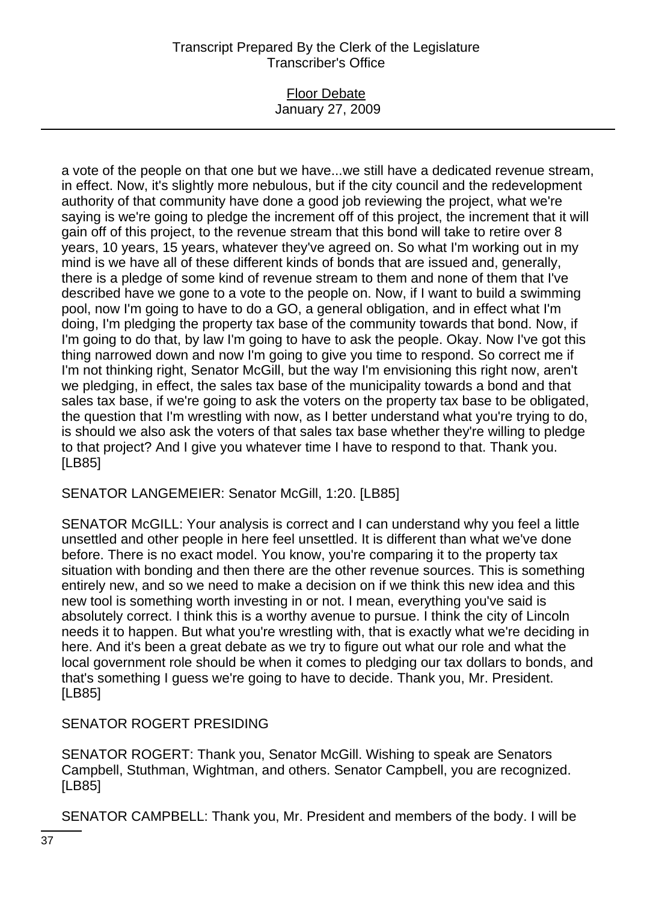a vote of the people on that one but we have...we still have a dedicated revenue stream, in effect. Now, it's slightly more nebulous, but if the city council and the redevelopment authority of that community have done a good job reviewing the project, what we're saying is we're going to pledge the increment off of this project, the increment that it will gain off of this project, to the revenue stream that this bond will take to retire over 8 years, 10 years, 15 years, whatever they've agreed on. So what I'm working out in my mind is we have all of these different kinds of bonds that are issued and, generally, there is a pledge of some kind of revenue stream to them and none of them that I've described have we gone to a vote to the people on. Now, if I want to build a swimming pool, now I'm going to have to do a GO, a general obligation, and in effect what I'm doing, I'm pledging the property tax base of the community towards that bond. Now, if I'm going to do that, by law I'm going to have to ask the people. Okay. Now I've got this thing narrowed down and now I'm going to give you time to respond. So correct me if I'm not thinking right, Senator McGill, but the way I'm envisioning this right now, aren't we pledging, in effect, the sales tax base of the municipality towards a bond and that sales tax base, if we're going to ask the voters on the property tax base to be obligated, the question that I'm wrestling with now, as I better understand what you're trying to do, is should we also ask the voters of that sales tax base whether they're willing to pledge to that project? And I give you whatever time I have to respond to that. Thank you. [LB85]

SENATOR LANGEMEIER: Senator McGill, 1:20. [LB85]

SENATOR McGILL: Your analysis is correct and I can understand why you feel a little unsettled and other people in here feel unsettled. It is different than what we've done before. There is no exact model. You know, you're comparing it to the property tax situation with bonding and then there are the other revenue sources. This is something entirely new, and so we need to make a decision on if we think this new idea and this new tool is something worth investing in or not. I mean, everything you've said is absolutely correct. I think this is a worthy avenue to pursue. I think the city of Lincoln needs it to happen. But what you're wrestling with, that is exactly what we're deciding in here. And it's been a great debate as we try to figure out what our role and what the local government role should be when it comes to pledging our tax dollars to bonds, and that's something I guess we're going to have to decide. Thank you, Mr. President. [LB85]

SENATOR ROGERT PRESIDING

SENATOR ROGERT: Thank you, Senator McGill. Wishing to speak are Senators Campbell, Stuthman, Wightman, and others. Senator Campbell, you are recognized. [LB85]

SENATOR CAMPBELL: Thank you, Mr. President and members of the body. I will be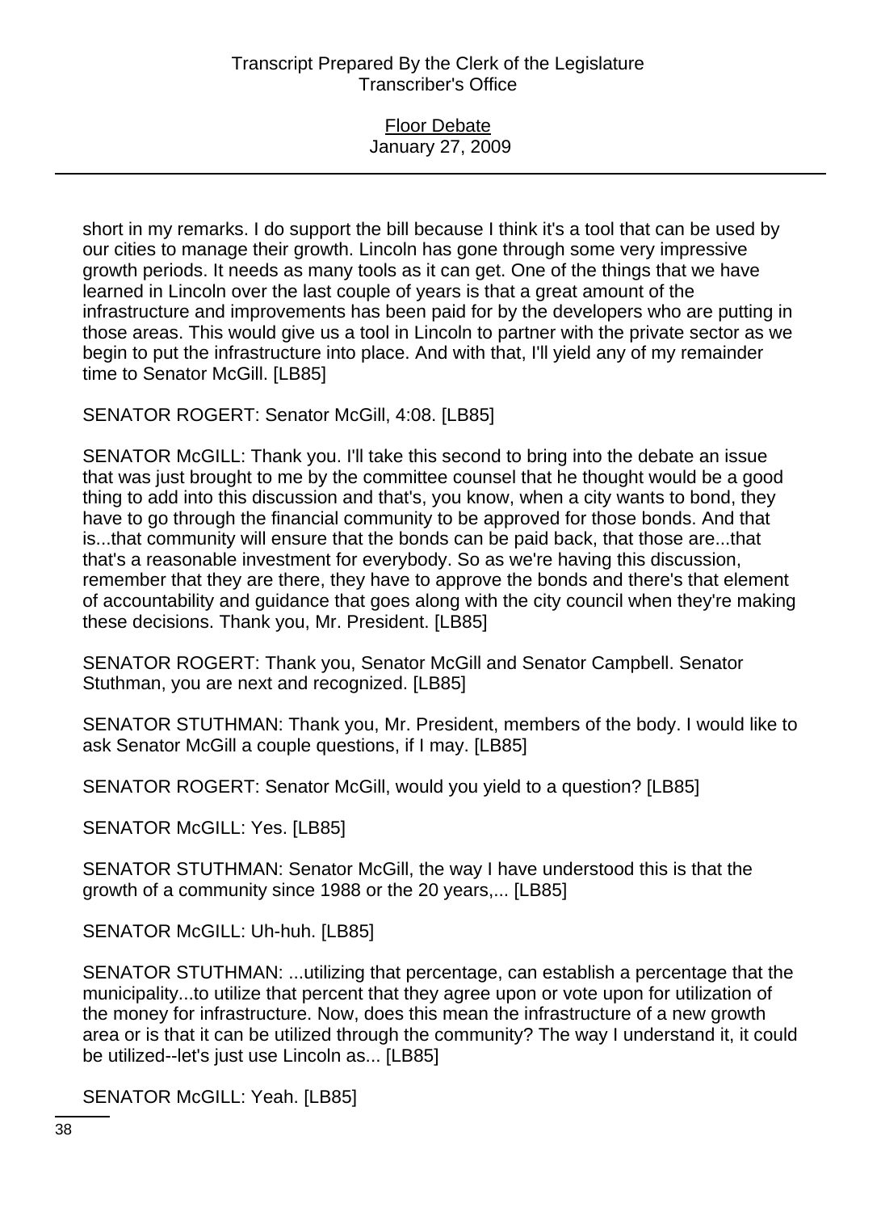short in my remarks. I do support the bill because I think it's a tool that can be used by our cities to manage their growth. Lincoln has gone through some very impressive growth periods. It needs as many tools as it can get. One of the things that we have learned in Lincoln over the last couple of years is that a great amount of the infrastructure and improvements has been paid for by the developers who are putting in those areas. This would give us a tool in Lincoln to partner with the private sector as we begin to put the infrastructure into place. And with that, I'll yield any of my remainder time to Senator McGill. [LB85]

SENATOR ROGERT: Senator McGill, 4:08. [LB85]

SENATOR McGILL: Thank you. I'll take this second to bring into the debate an issue that was just brought to me by the committee counsel that he thought would be a good thing to add into this discussion and that's, you know, when a city wants to bond, they have to go through the financial community to be approved for those bonds. And that is...that community will ensure that the bonds can be paid back, that those are...that that's a reasonable investment for everybody. So as we're having this discussion, remember that they are there, they have to approve the bonds and there's that element of accountability and guidance that goes along with the city council when they're making these decisions. Thank you, Mr. President. [LB85]

SENATOR ROGERT: Thank you, Senator McGill and Senator Campbell. Senator Stuthman, you are next and recognized. [LB85]

SENATOR STUTHMAN: Thank you, Mr. President, members of the body. I would like to ask Senator McGill a couple questions, if I may. [LB85]

SENATOR ROGERT: Senator McGill, would you yield to a question? [LB85]

SENATOR McGILL: Yes. [LB85]

SENATOR STUTHMAN: Senator McGill, the way I have understood this is that the growth of a community since 1988 or the 20 years,... [LB85]

SENATOR McGILL: Uh-huh. [LB85]

SENATOR STUTHMAN: ...utilizing that percentage, can establish a percentage that the municipality...to utilize that percent that they agree upon or vote upon for utilization of the money for infrastructure. Now, does this mean the infrastructure of a new growth area or is that it can be utilized through the community? The way I understand it, it could be utilized--let's just use Lincoln as... [LB85]

SENATOR McGILL: Yeah. [LB85]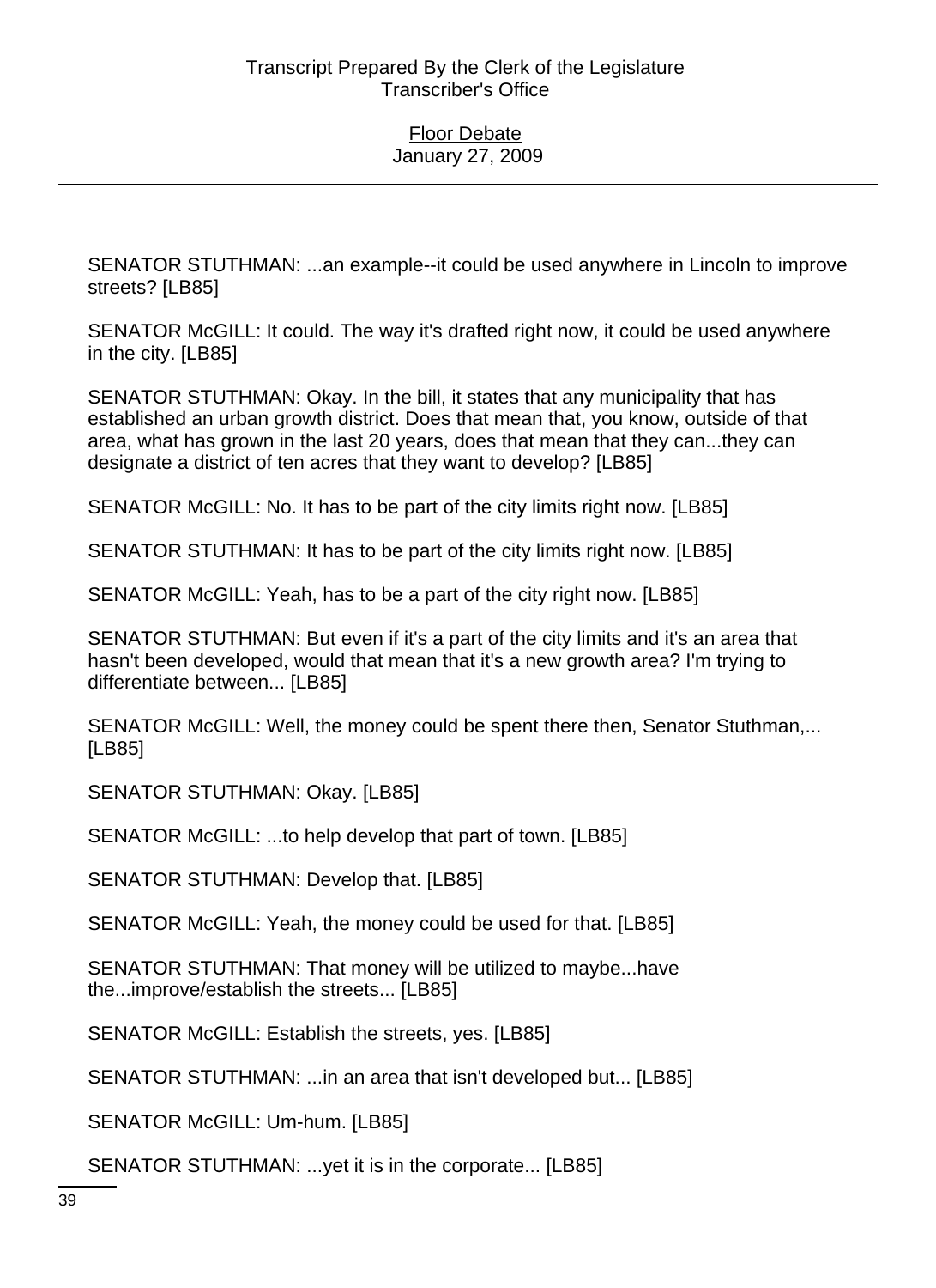SENATOR STUTHMAN: ...an example--it could be used anywhere in Lincoln to improve streets? [LB85]

SENATOR McGILL: It could. The way it's drafted right now, it could be used anywhere in the city. [LB85]

SENATOR STUTHMAN: Okay. In the bill, it states that any municipality that has established an urban growth district. Does that mean that, you know, outside of that area, what has grown in the last 20 years, does that mean that they can...they can designate a district of ten acres that they want to develop? [LB85]

SENATOR McGILL: No. It has to be part of the city limits right now. [LB85]

SENATOR STUTHMAN: It has to be part of the city limits right now. [LB85]

SENATOR McGILL: Yeah, has to be a part of the city right now. [LB85]

SENATOR STUTHMAN: But even if it's a part of the city limits and it's an area that hasn't been developed, would that mean that it's a new growth area? I'm trying to differentiate between... [LB85]

SENATOR McGILL: Well, the money could be spent there then, Senator Stuthman,... [LB85]

SENATOR STUTHMAN: Okay. [LB85]

SENATOR McGILL: ...to help develop that part of town. [LB85]

SENATOR STUTHMAN: Develop that. [LB85]

SENATOR McGILL: Yeah, the money could be used for that. [LB85]

SENATOR STUTHMAN: That money will be utilized to maybe...have the...improve/establish the streets... [LB85]

SENATOR McGILL: Establish the streets, yes. [LB85]

SENATOR STUTHMAN: ...in an area that isn't developed but... [LB85]

SENATOR McGILL: Um-hum. [LB85]

SENATOR STUTHMAN: ...yet it is in the corporate... [LB85]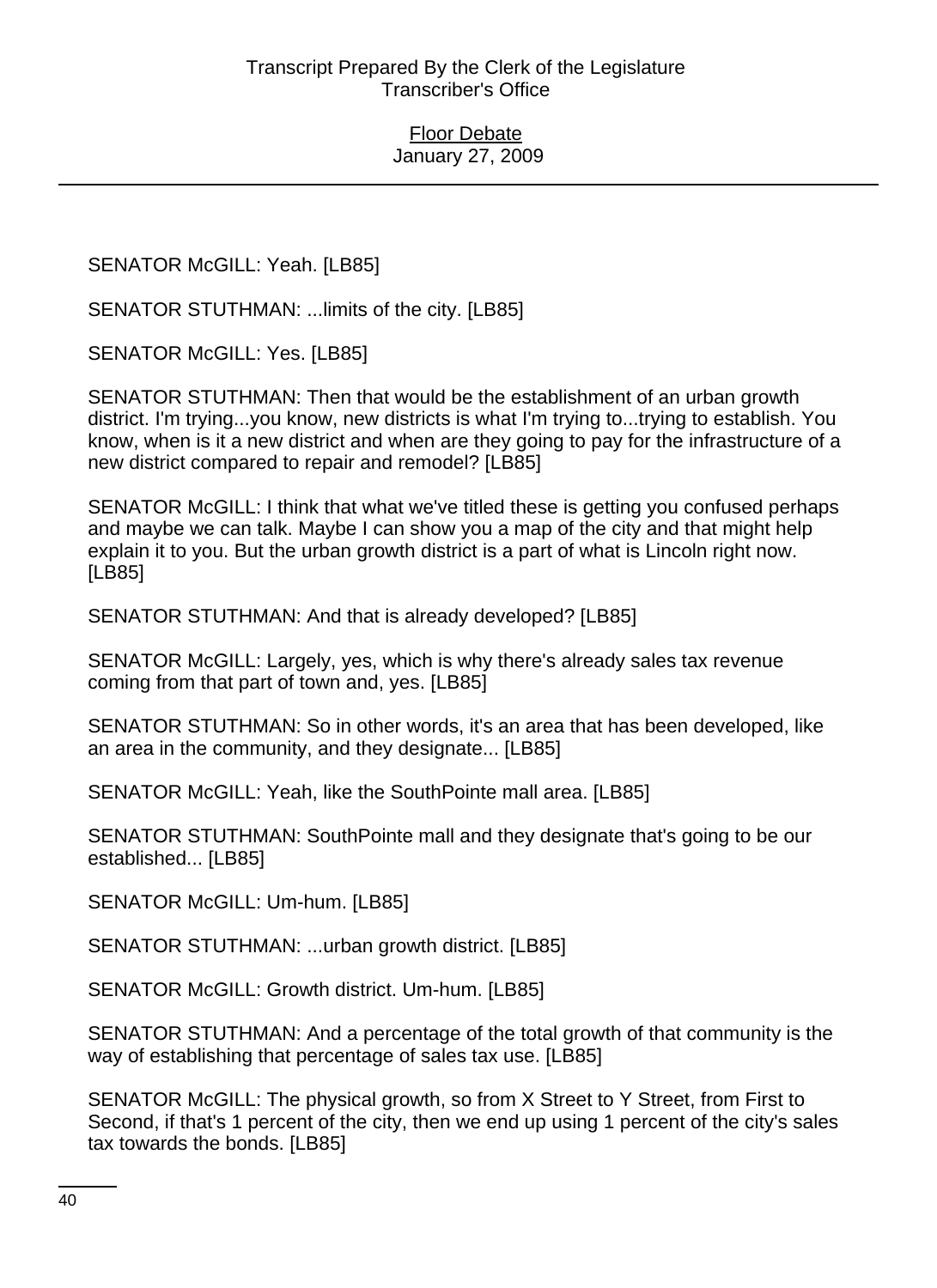SENATOR McGILL: Yeah. [LB85]

SENATOR STUTHMAN: ...limits of the city. [LB85]

SENATOR McGILL: Yes. [LB85]

SENATOR STUTHMAN: Then that would be the establishment of an urban growth district. I'm trying...you know, new districts is what I'm trying to...trying to establish. You know, when is it a new district and when are they going to pay for the infrastructure of a new district compared to repair and remodel? [LB85]

SENATOR McGILL: I think that what we've titled these is getting you confused perhaps and maybe we can talk. Maybe I can show you a map of the city and that might help explain it to you. But the urban growth district is a part of what is Lincoln right now. [LB85]

SENATOR STUTHMAN: And that is already developed? [LB85]

SENATOR McGILL: Largely, yes, which is why there's already sales tax revenue coming from that part of town and, yes. [LB85]

SENATOR STUTHMAN: So in other words, it's an area that has been developed, like an area in the community, and they designate... [LB85]

SENATOR McGILL: Yeah, like the SouthPointe mall area. [LB85]

SENATOR STUTHMAN: SouthPointe mall and they designate that's going to be our established... [LB85]

SENATOR McGILL: Um-hum. [LB85]

SENATOR STUTHMAN: ...urban growth district. [LB85]

SENATOR McGILL: Growth district. Um-hum. [LB85]

SENATOR STUTHMAN: And a percentage of the total growth of that community is the way of establishing that percentage of sales tax use. [LB85]

SENATOR McGILL: The physical growth, so from X Street to Y Street, from First to Second, if that's 1 percent of the city, then we end up using 1 percent of the city's sales tax towards the bonds. [LB85]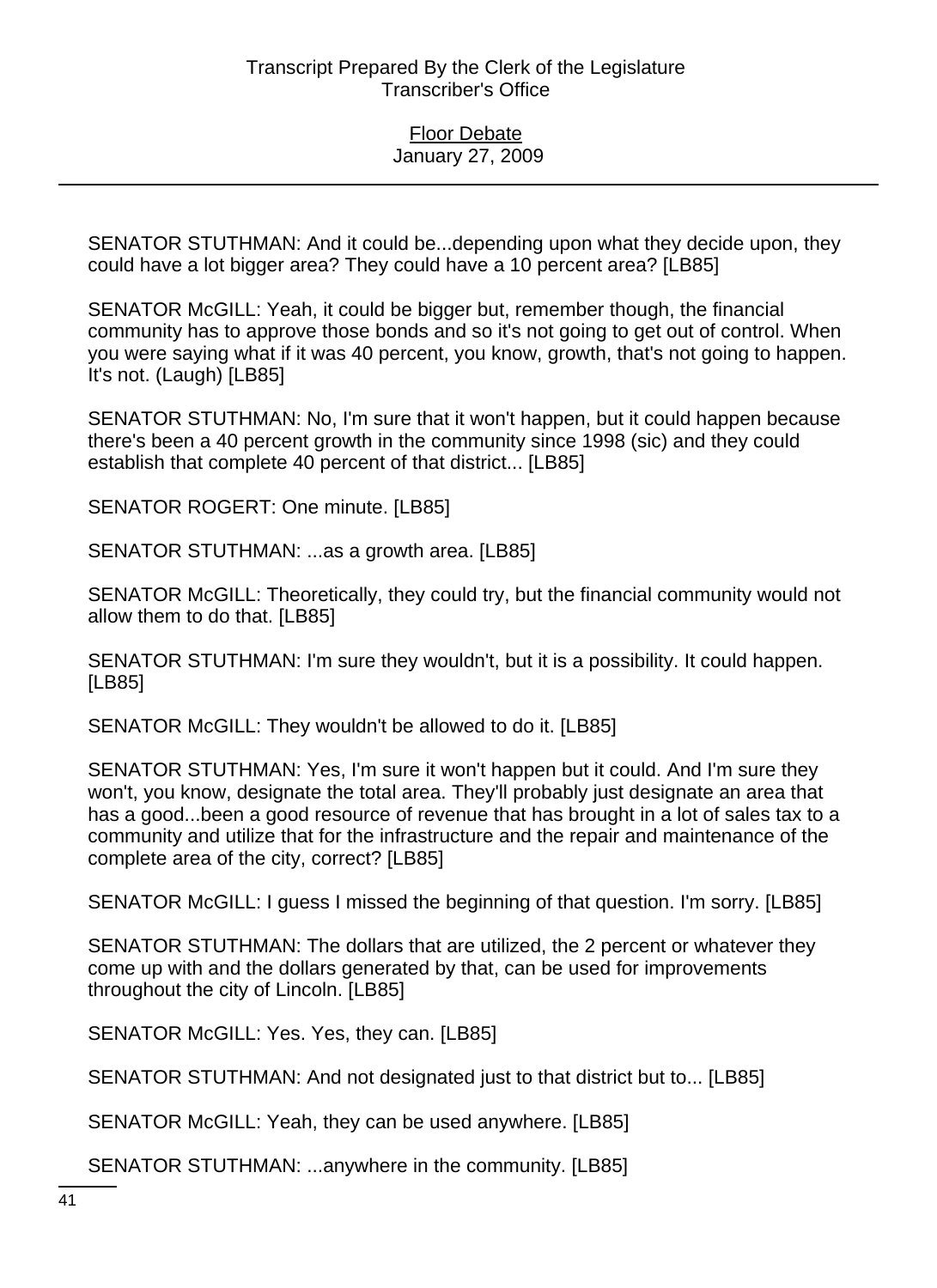SENATOR STUTHMAN: And it could be...depending upon what they decide upon, they could have a lot bigger area? They could have a 10 percent area? [LB85]

SENATOR McGILL: Yeah, it could be bigger but, remember though, the financial community has to approve those bonds and so it's not going to get out of control. When you were saying what if it was 40 percent, you know, growth, that's not going to happen. It's not. (Laugh) [LB85]

SENATOR STUTHMAN: No, I'm sure that it won't happen, but it could happen because there's been a 40 percent growth in the community since 1998 (sic) and they could establish that complete 40 percent of that district... [LB85]

SENATOR ROGERT: One minute. [LB85]

SENATOR STUTHMAN: ...as a growth area. [LB85]

SENATOR McGILL: Theoretically, they could try, but the financial community would not allow them to do that. [LB85]

SENATOR STUTHMAN: I'm sure they wouldn't, but it is a possibility. It could happen. [LB85]

SENATOR McGILL: They wouldn't be allowed to do it. [LB85]

SENATOR STUTHMAN: Yes, I'm sure it won't happen but it could. And I'm sure they won't, you know, designate the total area. They'll probably just designate an area that has a good...been a good resource of revenue that has brought in a lot of sales tax to a community and utilize that for the infrastructure and the repair and maintenance of the complete area of the city, correct? [LB85]

SENATOR McGILL: I guess I missed the beginning of that question. I'm sorry. [LB85]

SENATOR STUTHMAN: The dollars that are utilized, the 2 percent or whatever they come up with and the dollars generated by that, can be used for improvements throughout the city of Lincoln. [LB85]

SENATOR McGILL: Yes. Yes, they can. [LB85]

SENATOR STUTHMAN: And not designated just to that district but to... [LB85]

SENATOR McGILL: Yeah, they can be used anywhere. [LB85]

SENATOR STUTHMAN: ...anywhere in the community. [LB85]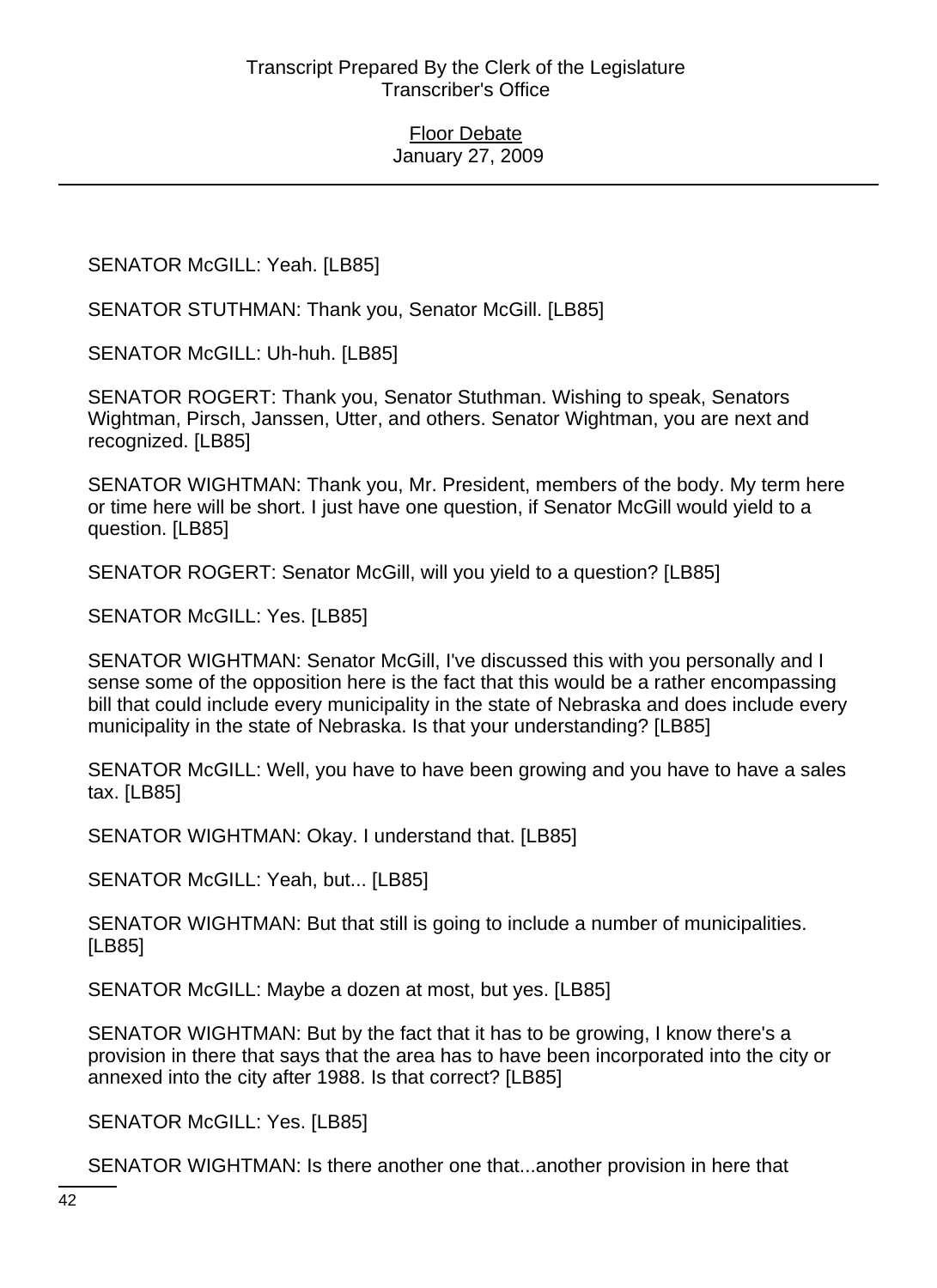SENATOR McGILL: Yeah. [LB85]

SENATOR STUTHMAN: Thank you, Senator McGill. [LB85]

SENATOR McGILL: Uh-huh. [LB85]

SENATOR ROGERT: Thank you, Senator Stuthman. Wishing to speak, Senators Wightman, Pirsch, Janssen, Utter, and others. Senator Wightman, you are next and recognized. [LB85]

SENATOR WIGHTMAN: Thank you, Mr. President, members of the body. My term here or time here will be short. I just have one question, if Senator McGill would yield to a question. [LB85]

SENATOR ROGERT: Senator McGill, will you yield to a question? [LB85]

SENATOR McGILL: Yes. [LB85]

SENATOR WIGHTMAN: Senator McGill, I've discussed this with you personally and I sense some of the opposition here is the fact that this would be a rather encompassing bill that could include every municipality in the state of Nebraska and does include every municipality in the state of Nebraska. Is that your understanding? [LB85]

SENATOR McGILL: Well, you have to have been growing and you have to have a sales tax. [LB85]

SENATOR WIGHTMAN: Okay. I understand that. [LB85]

SENATOR McGILL: Yeah, but... [LB85]

SENATOR WIGHTMAN: But that still is going to include a number of municipalities. [LB85]

SENATOR McGILL: Maybe a dozen at most, but yes. [LB85]

SENATOR WIGHTMAN: But by the fact that it has to be growing, I know there's a provision in there that says that the area has to have been incorporated into the city or annexed into the city after 1988. Is that correct? [LB85]

SENATOR McGILL: Yes. [LB85]

SENATOR WIGHTMAN: Is there another one that...another provision in here that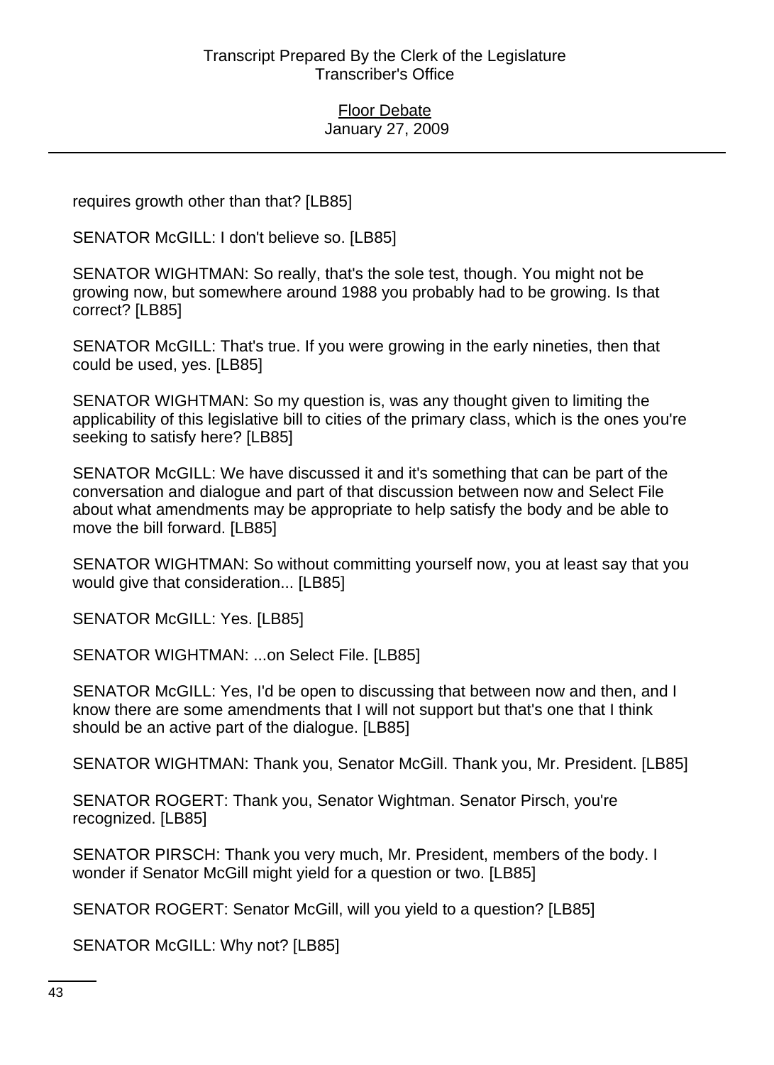requires growth other than that? [LB85]

SENATOR McGILL: I don't believe so. [LB85]

SENATOR WIGHTMAN: So really, that's the sole test, though. You might not be growing now, but somewhere around 1988 you probably had to be growing. Is that correct? [LB85]

SENATOR McGILL: That's true. If you were growing in the early nineties, then that could be used, yes. [LB85]

SENATOR WIGHTMAN: So my question is, was any thought given to limiting the applicability of this legislative bill to cities of the primary class, which is the ones you're seeking to satisfy here? [LB85]

SENATOR McGILL: We have discussed it and it's something that can be part of the conversation and dialogue and part of that discussion between now and Select File about what amendments may be appropriate to help satisfy the body and be able to move the bill forward. [LB85]

SENATOR WIGHTMAN: So without committing yourself now, you at least say that you would give that consideration... [LB85]

SENATOR McGILL: Yes. [LB85]

SENATOR WIGHTMAN: ...on Select File. [LB85]

SENATOR McGILL: Yes, I'd be open to discussing that between now and then, and I know there are some amendments that I will not support but that's one that I think should be an active part of the dialogue. [LB85]

SENATOR WIGHTMAN: Thank you, Senator McGill. Thank you, Mr. President. [LB85]

SENATOR ROGERT: Thank you, Senator Wightman. Senator Pirsch, you're recognized. [LB85]

SENATOR PIRSCH: Thank you very much, Mr. President, members of the body. I wonder if Senator McGill might yield for a question or two. [LB85]

SENATOR ROGERT: Senator McGill, will you yield to a question? [LB85]

SENATOR McGILL: Why not? [LB85]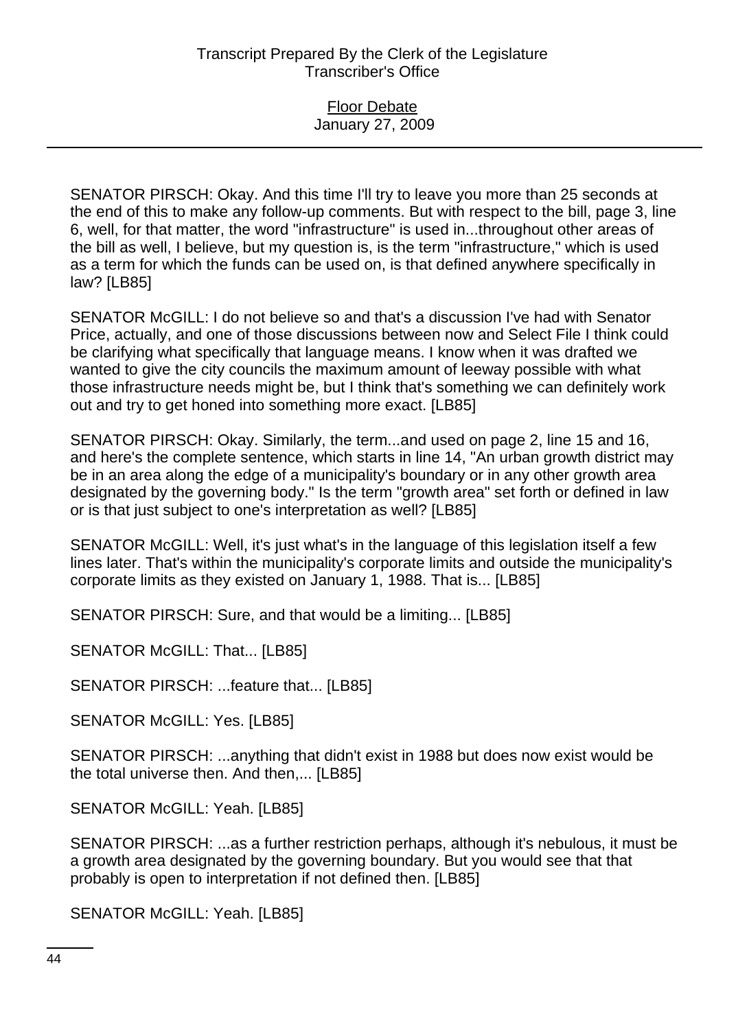SENATOR PIRSCH: Okay. And this time I'll try to leave you more than 25 seconds at the end of this to make any follow-up comments. But with respect to the bill, page 3, line 6, well, for that matter, the word "infrastructure" is used in...throughout other areas of the bill as well, I believe, but my question is, is the term "infrastructure," which is used as a term for which the funds can be used on, is that defined anywhere specifically in law? [LB85]

SENATOR McGILL: I do not believe so and that's a discussion I've had with Senator Price, actually, and one of those discussions between now and Select File I think could be clarifying what specifically that language means. I know when it was drafted we wanted to give the city councils the maximum amount of leeway possible with what those infrastructure needs might be, but I think that's something we can definitely work out and try to get honed into something more exact. [LB85]

SENATOR PIRSCH: Okay. Similarly, the term...and used on page 2, line 15 and 16, and here's the complete sentence, which starts in line 14, "An urban growth district may be in an area along the edge of a municipality's boundary or in any other growth area designated by the governing body." Is the term "growth area" set forth or defined in law or is that just subject to one's interpretation as well? [LB85]

SENATOR McGILL: Well, it's just what's in the language of this legislation itself a few lines later. That's within the municipality's corporate limits and outside the municipality's corporate limits as they existed on January 1, 1988. That is... [LB85]

SENATOR PIRSCH: Sure, and that would be a limiting... [LB85]

SENATOR McGILL: That... [LB85]

SENATOR PIRSCH: ...feature that... [LB85]

SENATOR McGILL: Yes. [LB85]

SENATOR PIRSCH: ...anything that didn't exist in 1988 but does now exist would be the total universe then. And then,... [LB85]

SENATOR McGILL: Yeah. [LB85]

SENATOR PIRSCH: ...as a further restriction perhaps, although it's nebulous, it must be a growth area designated by the governing boundary. But you would see that that probably is open to interpretation if not defined then. [LB85]

SENATOR McGILL: Yeah. [LB85]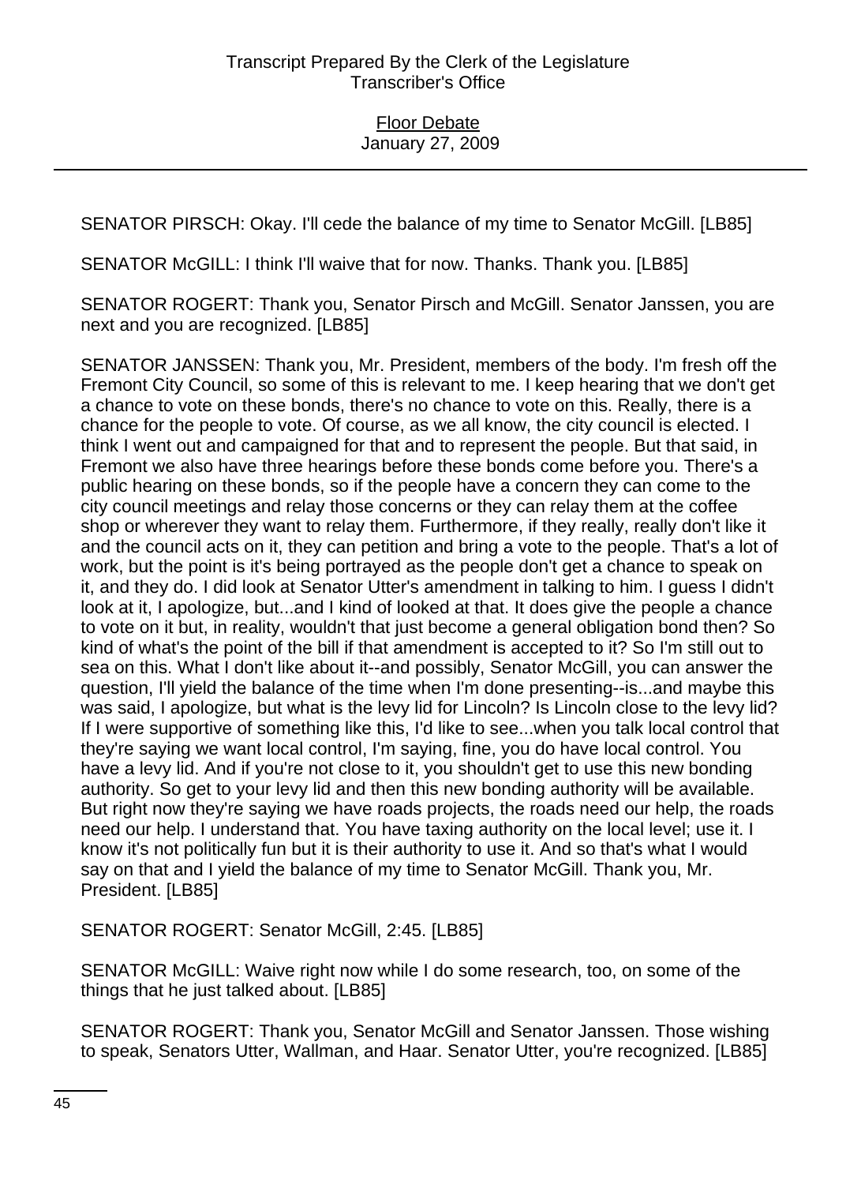SENATOR PIRSCH: Okay. I'll cede the balance of my time to Senator McGill. [LB85]

SENATOR McGILL: I think I'll waive that for now. Thanks. Thank you. [LB85]

SENATOR ROGERT: Thank you, Senator Pirsch and McGill. Senator Janssen, you are next and you are recognized. [LB85]

SENATOR JANSSEN: Thank you, Mr. President, members of the body. I'm fresh off the Fremont City Council, so some of this is relevant to me. I keep hearing that we don't get a chance to vote on these bonds, there's no chance to vote on this. Really, there is a chance for the people to vote. Of course, as we all know, the city council is elected. I think I went out and campaigned for that and to represent the people. But that said, in Fremont we also have three hearings before these bonds come before you. There's a public hearing on these bonds, so if the people have a concern they can come to the city council meetings and relay those concerns or they can relay them at the coffee shop or wherever they want to relay them. Furthermore, if they really, really don't like it and the council acts on it, they can petition and bring a vote to the people. That's a lot of work, but the point is it's being portrayed as the people don't get a chance to speak on it, and they do. I did look at Senator Utter's amendment in talking to him. I guess I didn't look at it, I apologize, but...and I kind of looked at that. It does give the people a chance to vote on it but, in reality, wouldn't that just become a general obligation bond then? So kind of what's the point of the bill if that amendment is accepted to it? So I'm still out to sea on this. What I don't like about it--and possibly, Senator McGill, you can answer the question, I'll yield the balance of the time when I'm done presenting--is...and maybe this was said, I apologize, but what is the levy lid for Lincoln? Is Lincoln close to the levy lid? If I were supportive of something like this, I'd like to see...when you talk local control that they're saying we want local control, I'm saying, fine, you do have local control. You have a levy lid. And if you're not close to it, you shouldn't get to use this new bonding authority. So get to your levy lid and then this new bonding authority will be available. But right now they're saying we have roads projects, the roads need our help, the roads need our help. I understand that. You have taxing authority on the local level; use it. I know it's not politically fun but it is their authority to use it. And so that's what I would say on that and I yield the balance of my time to Senator McGill. Thank you, Mr. President. [LB85]

SENATOR ROGERT: Senator McGill, 2:45. [LB85]

SENATOR McGILL: Waive right now while I do some research, too, on some of the things that he just talked about. [LB85]

SENATOR ROGERT: Thank you, Senator McGill and Senator Janssen. Those wishing to speak, Senators Utter, Wallman, and Haar. Senator Utter, you're recognized. [LB85]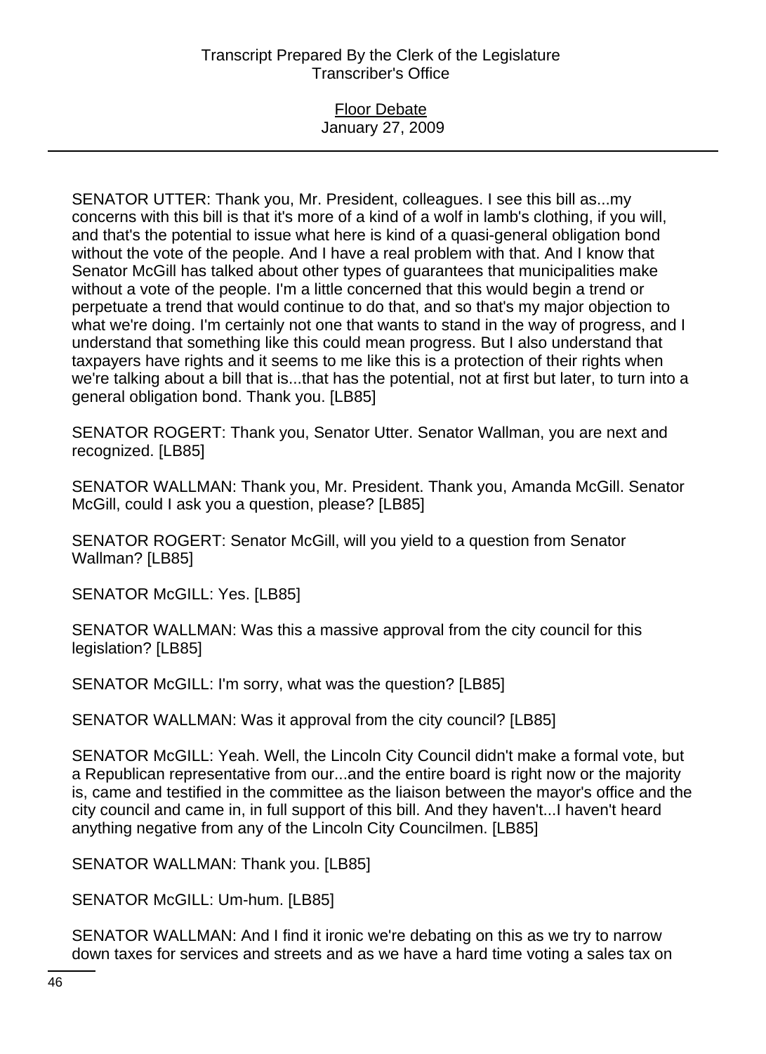SENATOR UTTER: Thank you, Mr. President, colleagues. I see this bill as...my concerns with this bill is that it's more of a kind of a wolf in lamb's clothing, if you will, and that's the potential to issue what here is kind of a quasi-general obligation bond without the vote of the people. And I have a real problem with that. And I know that Senator McGill has talked about other types of guarantees that municipalities make without a vote of the people. I'm a little concerned that this would begin a trend or perpetuate a trend that would continue to do that, and so that's my major objection to what we're doing. I'm certainly not one that wants to stand in the way of progress, and I understand that something like this could mean progress. But I also understand that taxpayers have rights and it seems to me like this is a protection of their rights when we're talking about a bill that is...that has the potential, not at first but later, to turn into a general obligation bond. Thank you. [LB85]

SENATOR ROGERT: Thank you, Senator Utter. Senator Wallman, you are next and recognized. [LB85]

SENATOR WALLMAN: Thank you, Mr. President. Thank you, Amanda McGill. Senator McGill, could I ask you a question, please? [LB85]

SENATOR ROGERT: Senator McGill, will you yield to a question from Senator Wallman? [LB85]

SENATOR McGILL: Yes. [LB85]

SENATOR WALLMAN: Was this a massive approval from the city council for this legislation? [LB85]

SENATOR McGILL: I'm sorry, what was the question? [LB85]

SENATOR WALLMAN: Was it approval from the city council? [LB85]

SENATOR McGILL: Yeah. Well, the Lincoln City Council didn't make a formal vote, but a Republican representative from our...and the entire board is right now or the majority is, came and testified in the committee as the liaison between the mayor's office and the city council and came in, in full support of this bill. And they haven't...I haven't heard anything negative from any of the Lincoln City Councilmen. [LB85]

SENATOR WALLMAN: Thank you. [LB85]

SENATOR McGILL: Um-hum. [LB85]

SENATOR WALLMAN: And I find it ironic we're debating on this as we try to narrow down taxes for services and streets and as we have a hard time voting a sales tax on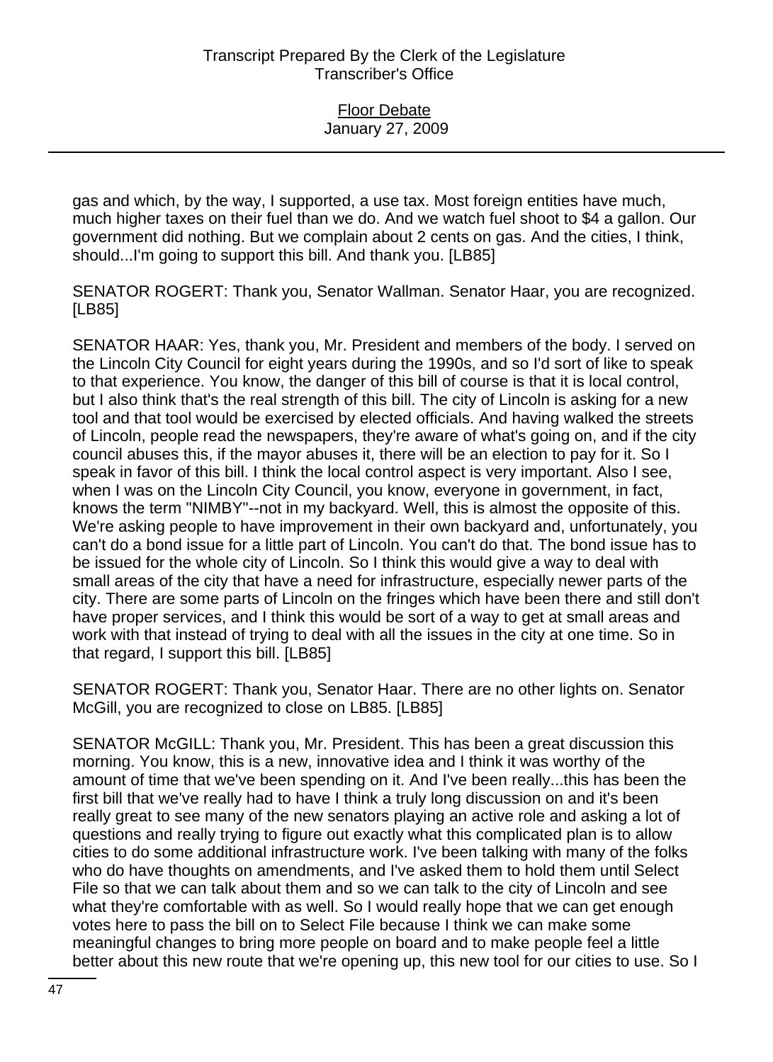gas and which, by the way, I supported, a use tax. Most foreign entities have much, much higher taxes on their fuel than we do. And we watch fuel shoot to $4 a gallon. Our government did nothing. But we complain about 2 cents on gas. And the cities, I think, should...I'm going to support this bill. And thank you. [LB85]

SENATOR ROGERT: Thank you, Senator Wallman. Senator Haar, you are recognized. [LB85]

SENATOR HAAR: Yes, thank you, Mr. President and members of the body. I served on the Lincoln City Council for eight years during the 1990s, and so I'd sort of like to speak to that experience. You know, the danger of this bill of course is that it is local control, but I also think that's the real strength of this bill. The city of Lincoln is asking for a new tool and that tool would be exercised by elected officials. And having walked the streets of Lincoln, people read the newspapers, they're aware of what's going on, and if the city council abuses this, if the mayor abuses it, there will be an election to pay for it. So I speak in favor of this bill. I think the local control aspect is very important. Also I see, when I was on the Lincoln City Council, you know, everyone in government, in fact, knows the term "NIMBY"--not in my backyard. Well, this is almost the opposite of this. We're asking people to have improvement in their own backyard and, unfortunately, you can't do a bond issue for a little part of Lincoln. You can't do that. The bond issue has to be issued for the whole city of Lincoln. So I think this would give a way to deal with small areas of the city that have a need for infrastructure, especially newer parts of the city. There are some parts of Lincoln on the fringes which have been there and still don't have proper services, and I think this would be sort of a way to get at small areas and work with that instead of trying to deal with all the issues in the city at one time. So in that regard, I support this bill. [LB85]

SENATOR ROGERT: Thank you, Senator Haar. There are no other lights on. Senator McGill, you are recognized to close on LB85. [LB85]

SENATOR McGILL: Thank you, Mr. President. This has been a great discussion this morning. You know, this is a new, innovative idea and I think it was worthy of the amount of time that we've been spending on it. And I've been really...this has been the first bill that we've really had to have I think a truly long discussion on and it's been really great to see many of the new senators playing an active role and asking a lot of questions and really trying to figure out exactly what this complicated plan is to allow cities to do some additional infrastructure work. I've been talking with many of the folks who do have thoughts on amendments, and I've asked them to hold them until Select File so that we can talk about them and so we can talk to the city of Lincoln and see what they're comfortable with as well. So I would really hope that we can get enough votes here to pass the bill on to Select File because I think we can make some meaningful changes to bring more people on board and to make people feel a little better about this new route that we're opening up, this new tool for our cities to use. So I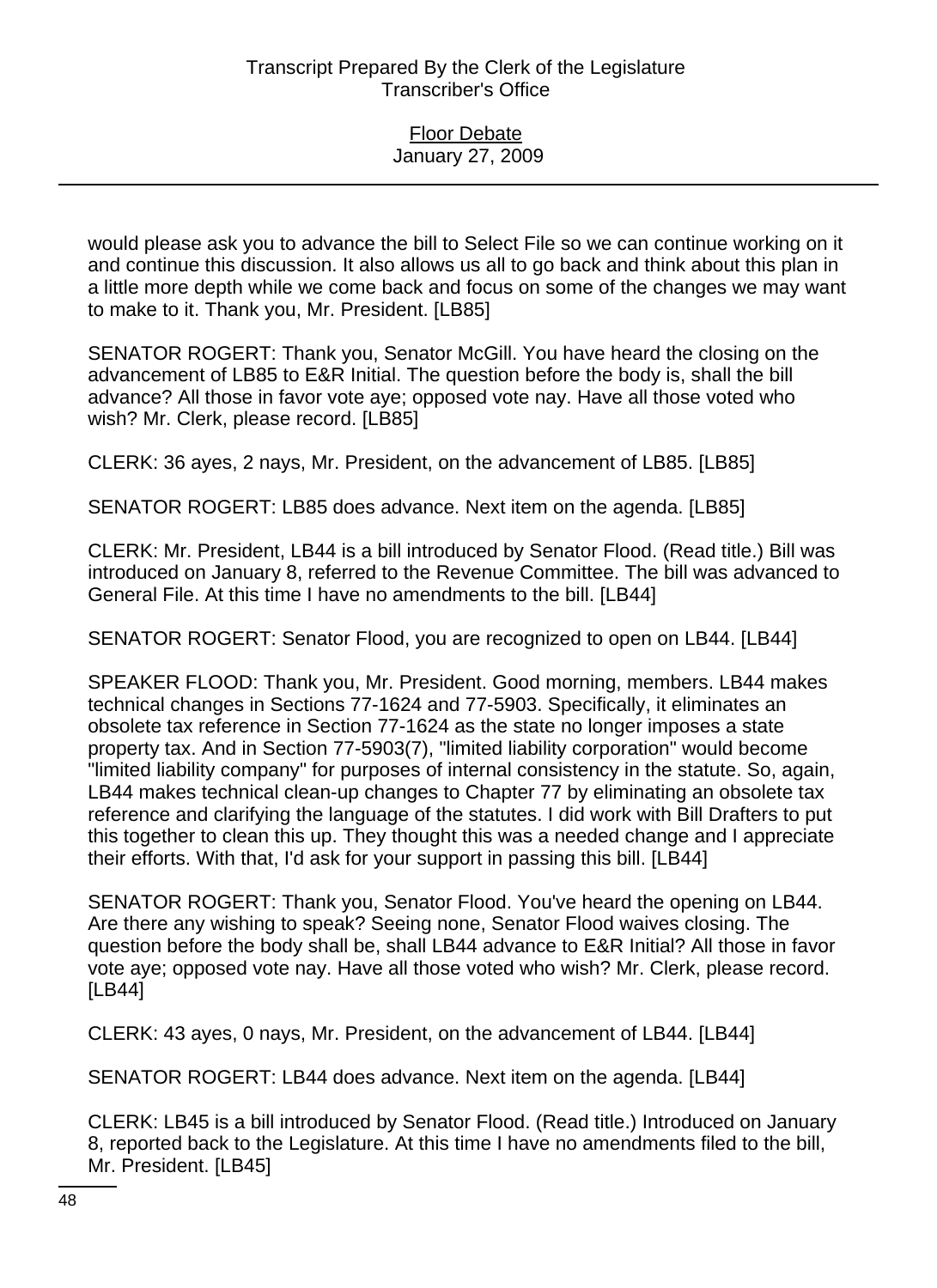would please ask you to advance the bill to Select File so we can continue working on it and continue this discussion. It also allows us all to go back and think about this plan in a little more depth while we come back and focus on some of the changes we may want to make to it. Thank you, Mr. President. [LB85]

SENATOR ROGERT: Thank you, Senator McGill. You have heard the closing on the advancement of LB85 to E&R Initial. The question before the body is, shall the bill advance? All those in favor vote aye; opposed vote nay. Have all those voted who wish? Mr. Clerk, please record. [LB85]

CLERK: 36 ayes, 2 nays, Mr. President, on the advancement of LB85. [LB85]

SENATOR ROGERT: LB85 does advance. Next item on the agenda. [LB85]

CLERK: Mr. President, LB44 is a bill introduced by Senator Flood. (Read title.) Bill was introduced on January 8, referred to the Revenue Committee. The bill was advanced to General File. At this time I have no amendments to the bill. [LB44]

SENATOR ROGERT: Senator Flood, you are recognized to open on LB44. [LB44]

SPEAKER FLOOD: Thank you, Mr. President. Good morning, members. LB44 makes technical changes in Sections 77-1624 and 77-5903. Specifically, it eliminates an obsolete tax reference in Section 77-1624 as the state no longer imposes a state property tax. And in Section 77-5903(7), "limited liability corporation" would become "limited liability company" for purposes of internal consistency in the statute. So, again, LB44 makes technical clean-up changes to Chapter 77 by eliminating an obsolete tax reference and clarifying the language of the statutes. I did work with Bill Drafters to put this together to clean this up. They thought this was a needed change and I appreciate their efforts. With that, I'd ask for your support in passing this bill. [LB44]

SENATOR ROGERT: Thank you, Senator Flood. You've heard the opening on LB44. Are there any wishing to speak? Seeing none, Senator Flood waives closing. The question before the body shall be, shall LB44 advance to E&R Initial? All those in favor vote aye; opposed vote nay. Have all those voted who wish? Mr. Clerk, please record. [LB44]

CLERK: 43 ayes, 0 nays, Mr. President, on the advancement of LB44. [LB44]

SENATOR ROGERT: LB44 does advance. Next item on the agenda. [LB44]

CLERK: LB45 is a bill introduced by Senator Flood. (Read title.) Introduced on January 8, reported back to the Legislature. At this time I have no amendments filed to the bill, Mr. President. [LB45]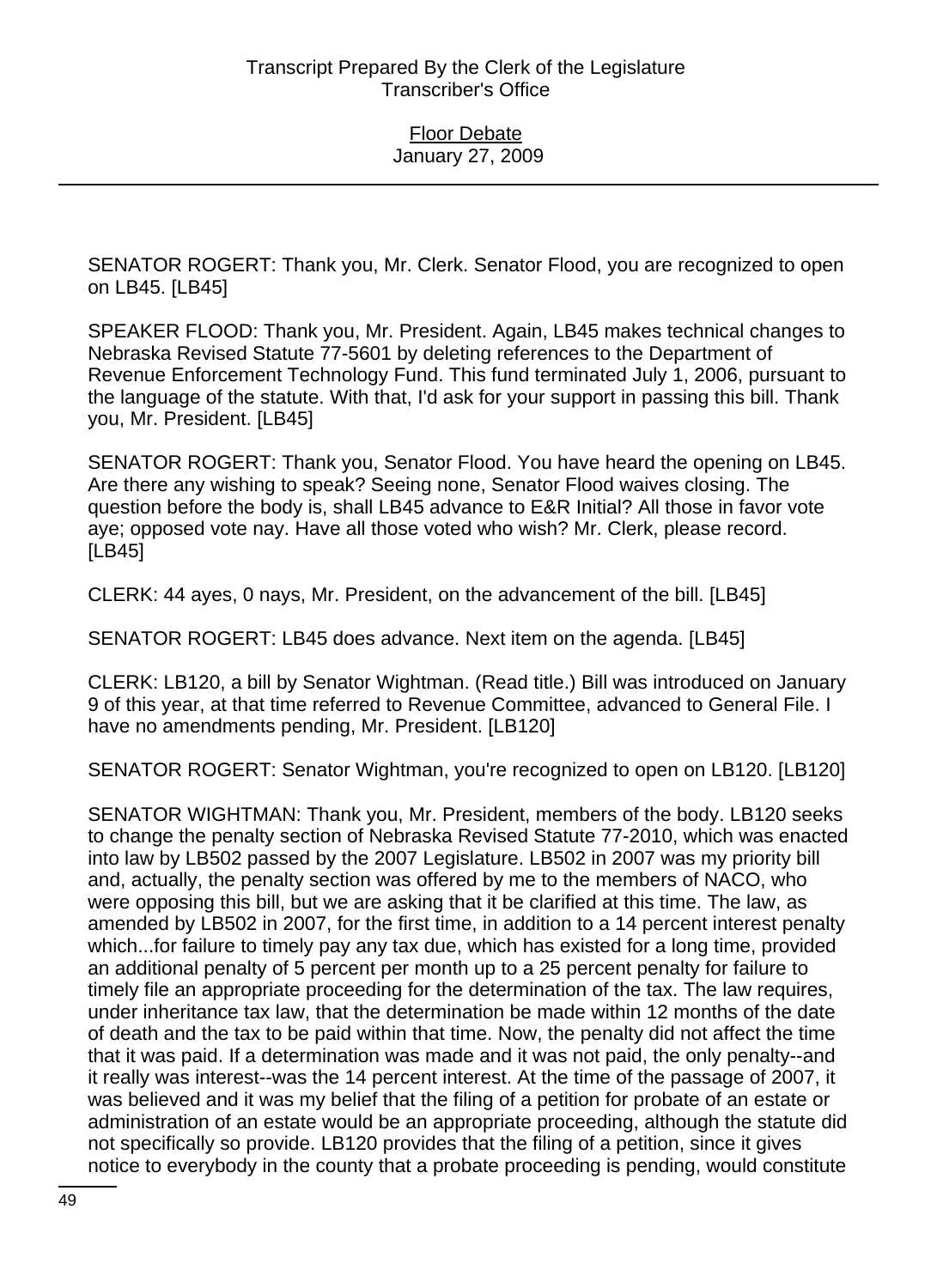SENATOR ROGERT: Thank you, Mr. Clerk. Senator Flood, you are recognized to open on LB45. [LB45]

SPEAKER FLOOD: Thank you, Mr. President. Again, LB45 makes technical changes to Nebraska Revised Statute 77-5601 by deleting references to the Department of Revenue Enforcement Technology Fund. This fund terminated July 1, 2006, pursuant to the language of the statute. With that, I'd ask for your support in passing this bill. Thank you, Mr. President. [LB45]

SENATOR ROGERT: Thank you, Senator Flood. You have heard the opening on LB45. Are there any wishing to speak? Seeing none, Senator Flood waives closing. The question before the body is, shall LB45 advance to E&R Initial? All those in favor vote aye; opposed vote nay. Have all those voted who wish? Mr. Clerk, please record. [LB45]

CLERK: 44 ayes, 0 nays, Mr. President, on the advancement of the bill. [LB45]

SENATOR ROGERT: LB45 does advance. Next item on the agenda. [LB45]

CLERK: LB120, a bill by Senator Wightman. (Read title.) Bill was introduced on January 9 of this year, at that time referred to Revenue Committee, advanced to General File. I have no amendments pending, Mr. President. [LB120]

SENATOR ROGERT: Senator Wightman, you're recognized to open on LB120. [LB120]

SENATOR WIGHTMAN: Thank you, Mr. President, members of the body. LB120 seeks to change the penalty section of Nebraska Revised Statute 77-2010, which was enacted into law by LB502 passed by the 2007 Legislature. LB502 in 2007 was my priority bill and, actually, the penalty section was offered by me to the members of NACO, who were opposing this bill, but we are asking that it be clarified at this time. The law, as amended by LB502 in 2007, for the first time, in addition to a 14 percent interest penalty which...for failure to timely pay any tax due, which has existed for a long time, provided an additional penalty of 5 percent per month up to a 25 percent penalty for failure to timely file an appropriate proceeding for the determination of the tax. The law requires, under inheritance tax law, that the determination be made within 12 months of the date of death and the tax to be paid within that time. Now, the penalty did not affect the time that it was paid. If a determination was made and it was not paid, the only penalty--and it really was interest--was the 14 percent interest. At the time of the passage of 2007, it was believed and it was my belief that the filing of a petition for probate of an estate or administration of an estate would be an appropriate proceeding, although the statute did not specifically so provide. LB120 provides that the filing of a petition, since it gives notice to everybody in the county that a probate proceeding is pending, would constitute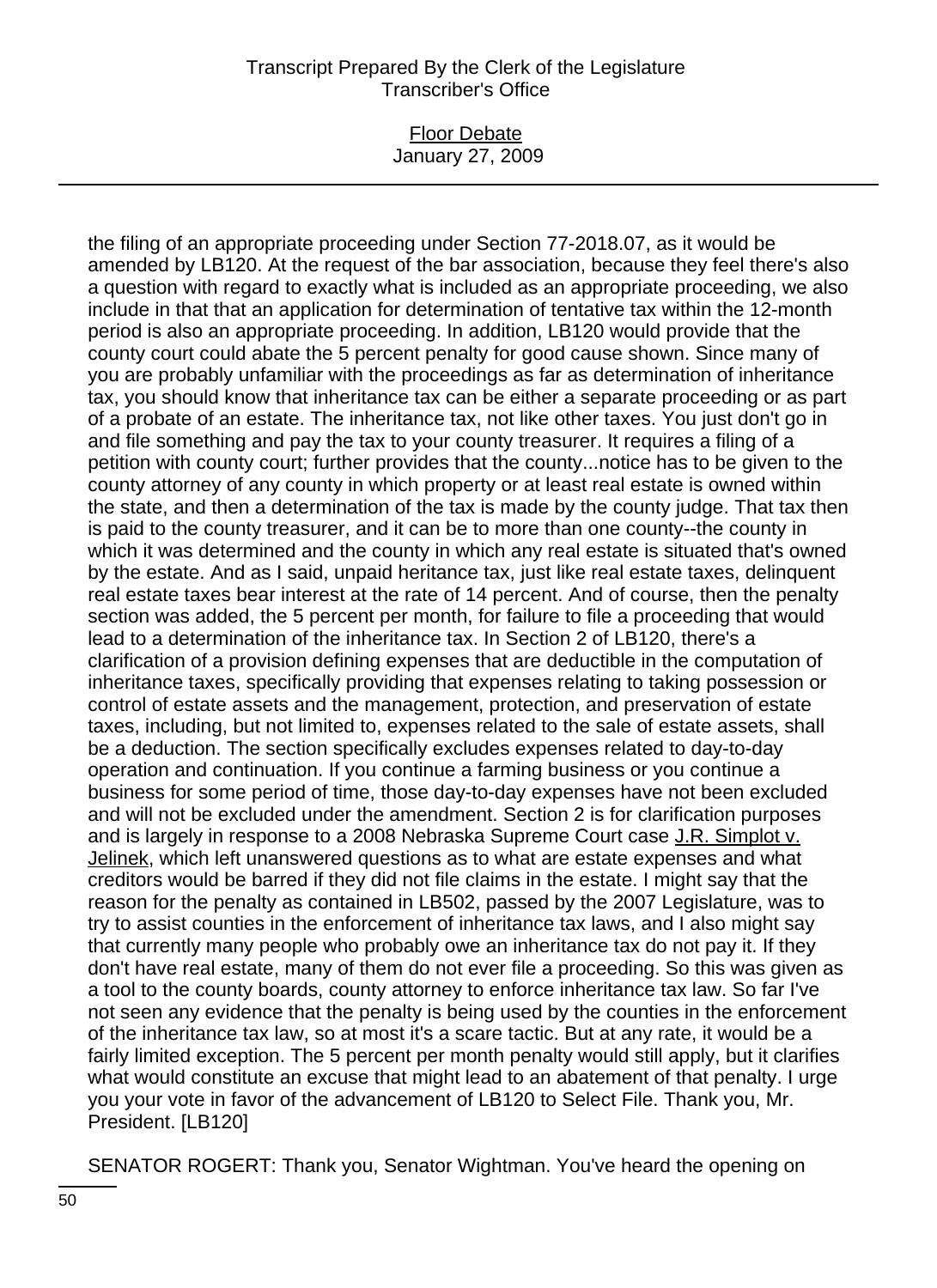the filing of an appropriate proceeding under Section 77-2018.07, as it would be amended by LB120. At the request of the bar association, because they feel there's also a question with regard to exactly what is included as an appropriate proceeding, we also include in that that an application for determination of tentative tax within the 12-month period is also an appropriate proceeding. In addition, LB120 would provide that the county court could abate the 5 percent penalty for good cause shown. Since many of you are probably unfamiliar with the proceedings as far as determination of inheritance tax, you should know that inheritance tax can be either a separate proceeding or as part of a probate of an estate. The inheritance tax, not like other taxes. You just don't go in and file something and pay the tax to your county treasurer. It requires a filing of a petition with county court; further provides that the county...notice has to be given to the county attorney of any county in which property or at least real estate is owned within the state, and then a determination of the tax is made by the county judge. That tax then is paid to the county treasurer, and it can be to more than one county--the county in which it was determined and the county in which any real estate is situated that's owned by the estate. And as I said, unpaid heritance tax, just like real estate taxes, delinquent real estate taxes bear interest at the rate of 14 percent. And of course, then the penalty section was added, the 5 percent per month, for failure to file a proceeding that would lead to a determination of the inheritance tax. In Section 2 of LB120, there's a clarification of a provision defining expenses that are deductible in the computation of inheritance taxes, specifically providing that expenses relating to taking possession or control of estate assets and the management, protection, and preservation of estate taxes, including, but not limited to, expenses related to the sale of estate assets, shall be a deduction. The section specifically excludes expenses related to day-to-day operation and continuation. If you continue a farming business or you continue a business for some period of time, those day-to-day expenses have not been excluded and will not be excluded under the amendment. Section 2 is for clarification purposes and is largely in response to a 2008 Nebraska Supreme Court case J.R. Simplot v. Jelinek, which left unanswered questions as to what are estate expenses and what creditors would be barred if they did not file claims in the estate. I might say that the reason for the penalty as contained in LB502, passed by the 2007 Legislature, was to try to assist counties in the enforcement of inheritance tax laws, and I also might say that currently many people who probably owe an inheritance tax do not pay it. If they don't have real estate, many of them do not ever file a proceeding. So this was given as a tool to the county boards, county attorney to enforce inheritance tax law. So far I've not seen any evidence that the penalty is being used by the counties in the enforcement of the inheritance tax law, so at most it's a scare tactic. But at any rate, it would be a fairly limited exception. The 5 percent per month penalty would still apply, but it clarifies what would constitute an excuse that might lead to an abatement of that penalty. I urge you your vote in favor of the advancement of LB120 to Select File. Thank you, Mr. President. [LB120]

SENATOR ROGERT: Thank you, Senator Wightman. You've heard the opening on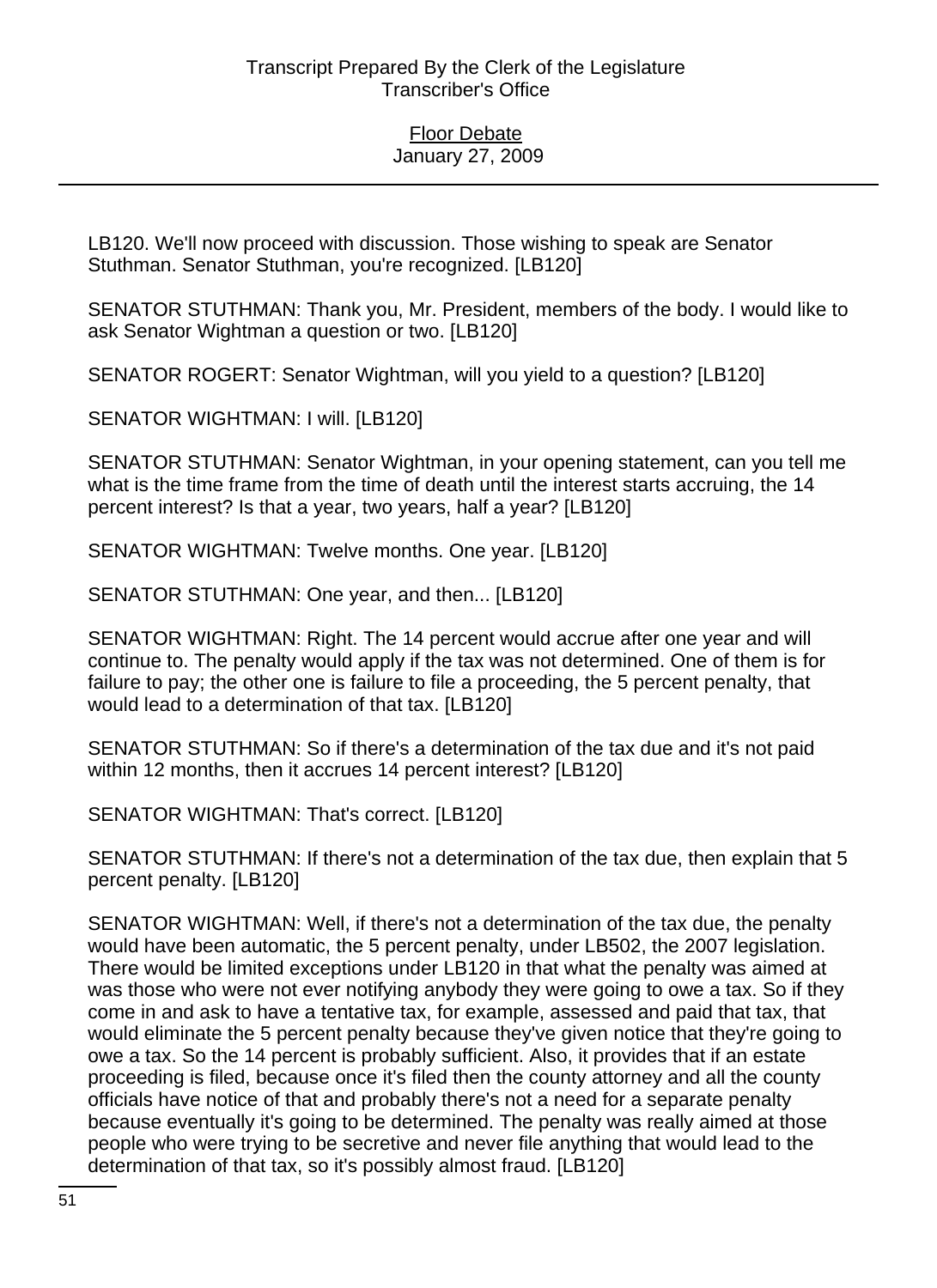LB120. We'll now proceed with discussion. Those wishing to speak are Senator Stuthman. Senator Stuthman, you're recognized. [LB120]

SENATOR STUTHMAN: Thank you, Mr. President, members of the body. I would like to ask Senator Wightman a question or two. [LB120]

SENATOR ROGERT: Senator Wightman, will you yield to a question? [LB120]

SENATOR WIGHTMAN: I will. [LB120]

SENATOR STUTHMAN: Senator Wightman, in your opening statement, can you tell me what is the time frame from the time of death until the interest starts accruing, the 14 percent interest? Is that a year, two years, half a year? [LB120]

SENATOR WIGHTMAN: Twelve months. One year. [LB120]

SENATOR STUTHMAN: One year, and then... [LB120]

SENATOR WIGHTMAN: Right. The 14 percent would accrue after one year and will continue to. The penalty would apply if the tax was not determined. One of them is for failure to pay; the other one is failure to file a proceeding, the 5 percent penalty, that would lead to a determination of that tax. [LB120]

SENATOR STUTHMAN: So if there's a determination of the tax due and it's not paid within 12 months, then it accrues 14 percent interest? [LB120]

SENATOR WIGHTMAN: That's correct. [LB120]

SENATOR STUTHMAN: If there's not a determination of the tax due, then explain that 5 percent penalty. [LB120]

SENATOR WIGHTMAN: Well, if there's not a determination of the tax due, the penalty would have been automatic, the 5 percent penalty, under LB502, the 2007 legislation. There would be limited exceptions under LB120 in that what the penalty was aimed at was those who were not ever notifying anybody they were going to owe a tax. So if they come in and ask to have a tentative tax, for example, assessed and paid that tax, that would eliminate the 5 percent penalty because they've given notice that they're going to owe a tax. So the 14 percent is probably sufficient. Also, it provides that if an estate proceeding is filed, because once it's filed then the county attorney and all the county officials have notice of that and probably there's not a need for a separate penalty because eventually it's going to be determined. The penalty was really aimed at those people who were trying to be secretive and never file anything that would lead to the determination of that tax, so it's possibly almost fraud. [LB120]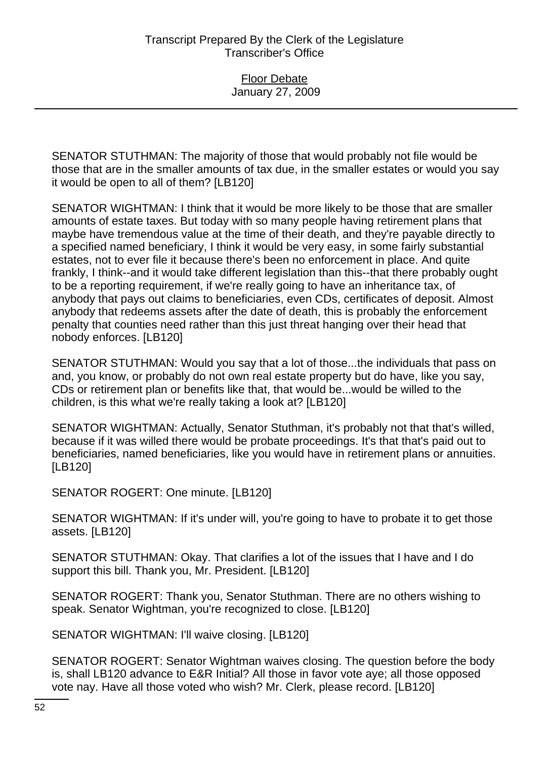SENATOR STUTHMAN: The majority of those that would probably not file would be those that are in the smaller amounts of tax due, in the smaller estates or would you say it would be open to all of them? [LB120]

SENATOR WIGHTMAN: I think that it would be more likely to be those that are smaller amounts of estate taxes. But today with so many people having retirement plans that maybe have tremendous value at the time of their death, and they're payable directly to a specified named beneficiary, I think it would be very easy, in some fairly substantial estates, not to ever file it because there's been no enforcement in place. And quite frankly, I think--and it would take different legislation than this--that there probably ought to be a reporting requirement, if we're really going to have an inheritance tax, of anybody that pays out claims to beneficiaries, even CDs, certificates of deposit. Almost anybody that redeems assets after the date of death, this is probably the enforcement penalty that counties need rather than this just threat hanging over their head that nobody enforces. [LB120]

SENATOR STUTHMAN: Would you say that a lot of those...the individuals that pass on and, you know, or probably do not own real estate property but do have, like you say, CDs or retirement plan or benefits like that, that would be...would be willed to the children, is this what we're really taking a look at? [LB120]

SENATOR WIGHTMAN: Actually, Senator Stuthman, it's probably not that that's willed, because if it was willed there would be probate proceedings. It's that that's paid out to beneficiaries, named beneficiaries, like you would have in retirement plans or annuities. [LB120]

SENATOR ROGERT: One minute. [LB120]

SENATOR WIGHTMAN: If it's under will, you're going to have to probate it to get those assets. [LB120]

SENATOR STUTHMAN: Okay. That clarifies a lot of the issues that I have and I do support this bill. Thank you, Mr. President. [LB120]

SENATOR ROGERT: Thank you, Senator Stuthman. There are no others wishing to speak. Senator Wightman, you're recognized to close. [LB120]

SENATOR WIGHTMAN: I'll waive closing. [LB120]

SENATOR ROGERT: Senator Wightman waives closing. The question before the body is, shall LB120 advance to E&R Initial? All those in favor vote aye; all those opposed vote nay. Have all those voted who wish? Mr. Clerk, please record. [LB120]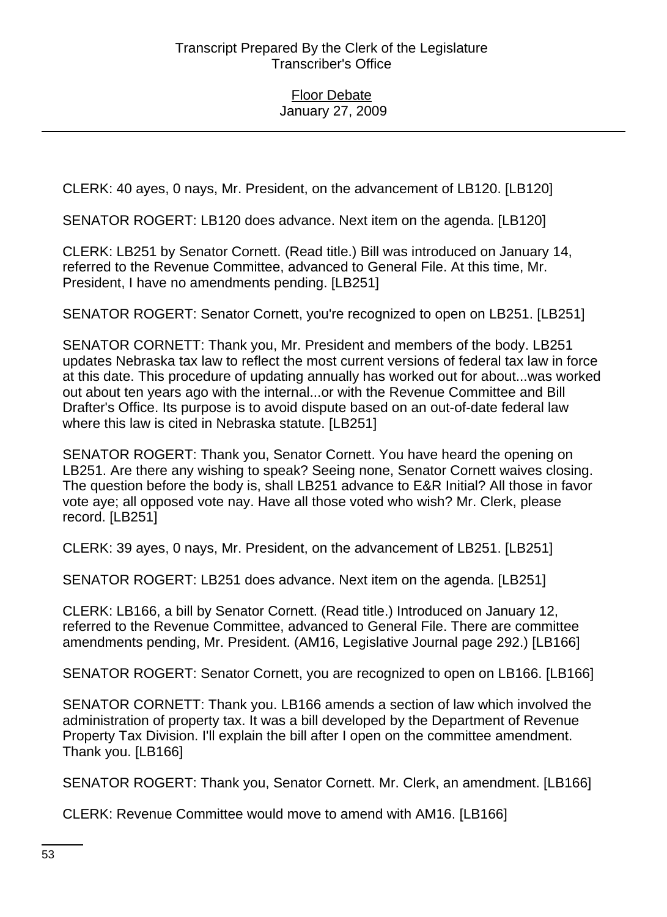CLERK: 40 ayes, 0 nays, Mr. President, on the advancement of LB120. [LB120]

SENATOR ROGERT: LB120 does advance. Next item on the agenda. [LB120]

CLERK: LB251 by Senator Cornett. (Read title.) Bill was introduced on January 14, referred to the Revenue Committee, advanced to General File. At this time, Mr. President, I have no amendments pending. [LB251]

SENATOR ROGERT: Senator Cornett, you're recognized to open on LB251. [LB251]

SENATOR CORNETT: Thank you, Mr. President and members of the body. LB251 updates Nebraska tax law to reflect the most current versions of federal tax law in force at this date. This procedure of updating annually has worked out for about...was worked out about ten years ago with the internal...or with the Revenue Committee and Bill Drafter's Office. Its purpose is to avoid dispute based on an out-of-date federal law where this law is cited in Nebraska statute. [LB251]

SENATOR ROGERT: Thank you, Senator Cornett. You have heard the opening on LB251. Are there any wishing to speak? Seeing none, Senator Cornett waives closing. The question before the body is, shall LB251 advance to E&R Initial? All those in favor vote aye; all opposed vote nay. Have all those voted who wish? Mr. Clerk, please record. [LB251]

CLERK: 39 ayes, 0 nays, Mr. President, on the advancement of LB251. [LB251]

SENATOR ROGERT: LB251 does advance. Next item on the agenda. [LB251]

CLERK: LB166, a bill by Senator Cornett. (Read title.) Introduced on January 12, referred to the Revenue Committee, advanced to General File. There are committee amendments pending, Mr. President. (AM16, Legislative Journal page 292.) [LB166]

SENATOR ROGERT: Senator Cornett, you are recognized to open on LB166. [LB166]

SENATOR CORNETT: Thank you. LB166 amends a section of law which involved the administration of property tax. It was a bill developed by the Department of Revenue Property Tax Division. I'll explain the bill after I open on the committee amendment. Thank you. [LB166]

SENATOR ROGERT: Thank you, Senator Cornett. Mr. Clerk, an amendment. [LB166]

CLERK: Revenue Committee would move to amend with AM16. [LB166]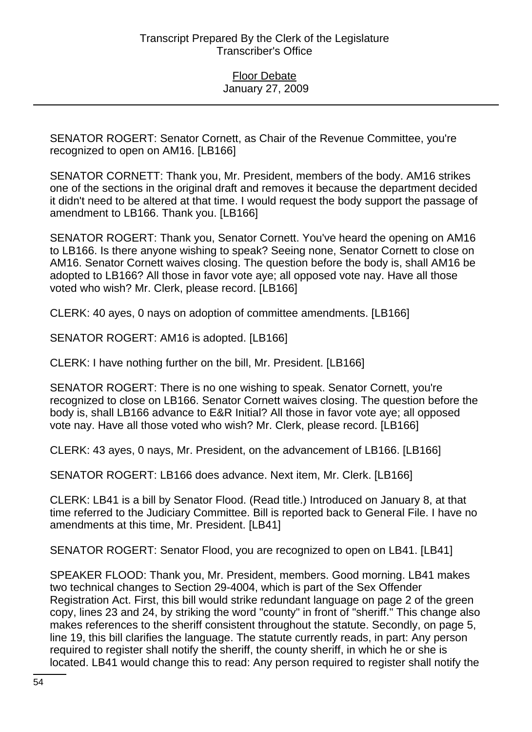SENATOR ROGERT: Senator Cornett, as Chair of the Revenue Committee, you're recognized to open on AM16. [LB166]

SENATOR CORNETT: Thank you, Mr. President, members of the body. AM16 strikes one of the sections in the original draft and removes it because the department decided it didn't need to be altered at that time. I would request the body support the passage of amendment to LB166. Thank you. [LB166]

SENATOR ROGERT: Thank you, Senator Cornett. You've heard the opening on AM16 to LB166. Is there anyone wishing to speak? Seeing none, Senator Cornett to close on AM16. Senator Cornett waives closing. The question before the body is, shall AM16 be adopted to LB166? All those in favor vote aye; all opposed vote nay. Have all those voted who wish? Mr. Clerk, please record. [LB166]

CLERK: 40 ayes, 0 nays on adoption of committee amendments. [LB166]

SENATOR ROGERT: AM16 is adopted. [LB166]

CLERK: I have nothing further on the bill, Mr. President. [LB166]

SENATOR ROGERT: There is no one wishing to speak. Senator Cornett, you're recognized to close on LB166. Senator Cornett waives closing. The question before the body is, shall LB166 advance to E&R Initial? All those in favor vote aye; all opposed vote nay. Have all those voted who wish? Mr. Clerk, please record. [LB166]

CLERK: 43 ayes, 0 nays, Mr. President, on the advancement of LB166. [LB166]

SENATOR ROGERT: LB166 does advance. Next item, Mr. Clerk. [LB166]

CLERK: LB41 is a bill by Senator Flood. (Read title.) Introduced on January 8, at that time referred to the Judiciary Committee. Bill is reported back to General File. I have no amendments at this time, Mr. President. [LB41]

SENATOR ROGERT: Senator Flood, you are recognized to open on LB41. [LB41]

SPEAKER FLOOD: Thank you, Mr. President, members. Good morning. LB41 makes two technical changes to Section 29-4004, which is part of the Sex Offender Registration Act. First, this bill would strike redundant language on page 2 of the green copy, lines 23 and 24, by striking the word "county" in front of "sheriff." This change also makes references to the sheriff consistent throughout the statute. Secondly, on page 5, line 19, this bill clarifies the language. The statute currently reads, in part: Any person required to register shall notify the sheriff, the county sheriff, in which he or she is located. LB41 would change this to read: Any person required to register shall notify the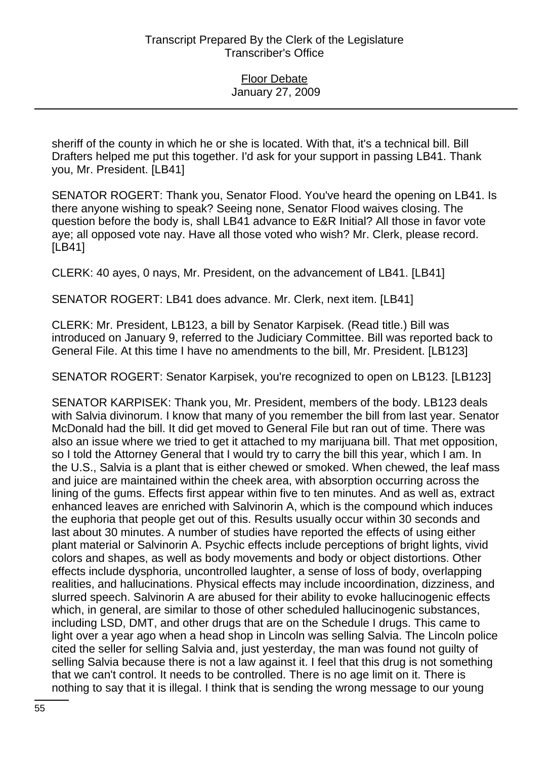sheriff of the county in which he or she is located. With that, it's a technical bill. Bill Drafters helped me put this together. I'd ask for your support in passing LB41. Thank you, Mr. President. [LB41]

SENATOR ROGERT: Thank you, Senator Flood. You've heard the opening on LB41. Is there anyone wishing to speak? Seeing none, Senator Flood waives closing. The question before the body is, shall LB41 advance to E&R Initial? All those in favor vote aye; all opposed vote nay. Have all those voted who wish? Mr. Clerk, please record. [LB41]

CLERK: 40 ayes, 0 nays, Mr. President, on the advancement of LB41. [LB41]

SENATOR ROGERT: LB41 does advance. Mr. Clerk, next item. [LB41]

CLERK: Mr. President, LB123, a bill by Senator Karpisek. (Read title.) Bill was introduced on January 9, referred to the Judiciary Committee. Bill was reported back to General File. At this time I have no amendments to the bill, Mr. President. [LB123]

SENATOR ROGERT: Senator Karpisek, you're recognized to open on LB123. [LB123]

SENATOR KARPISEK: Thank you, Mr. President, members of the body. LB123 deals with Salvia divinorum. I know that many of you remember the bill from last year. Senator McDonald had the bill. It did get moved to General File but ran out of time. There was also an issue where we tried to get it attached to my marijuana bill. That met opposition, so I told the Attorney General that I would try to carry the bill this year, which I am. In the U.S., Salvia is a plant that is either chewed or smoked. When chewed, the leaf mass and juice are maintained within the cheek area, with absorption occurring across the lining of the gums. Effects first appear within five to ten minutes. And as well as, extract enhanced leaves are enriched with Salvinorin A, which is the compound which induces the euphoria that people get out of this. Results usually occur within 30 seconds and last about 30 minutes. A number of studies have reported the effects of using either plant material or Salvinorin A. Psychic effects include perceptions of bright lights, vivid colors and shapes, as well as body movements and body or object distortions. Other effects include dysphoria, uncontrolled laughter, a sense of loss of body, overlapping realities, and hallucinations. Physical effects may include incoordination, dizziness, and slurred speech. Salvinorin A are abused for their ability to evoke hallucinogenic effects which, in general, are similar to those of other scheduled hallucinogenic substances, including LSD, DMT, and other drugs that are on the Schedule I drugs. This came to light over a year ago when a head shop in Lincoln was selling Salvia. The Lincoln police cited the seller for selling Salvia and, just yesterday, the man was found not guilty of selling Salvia because there is not a law against it. I feel that this drug is not something that we can't control. It needs to be controlled. There is no age limit on it. There is nothing to say that it is illegal. I think that is sending the wrong message to our young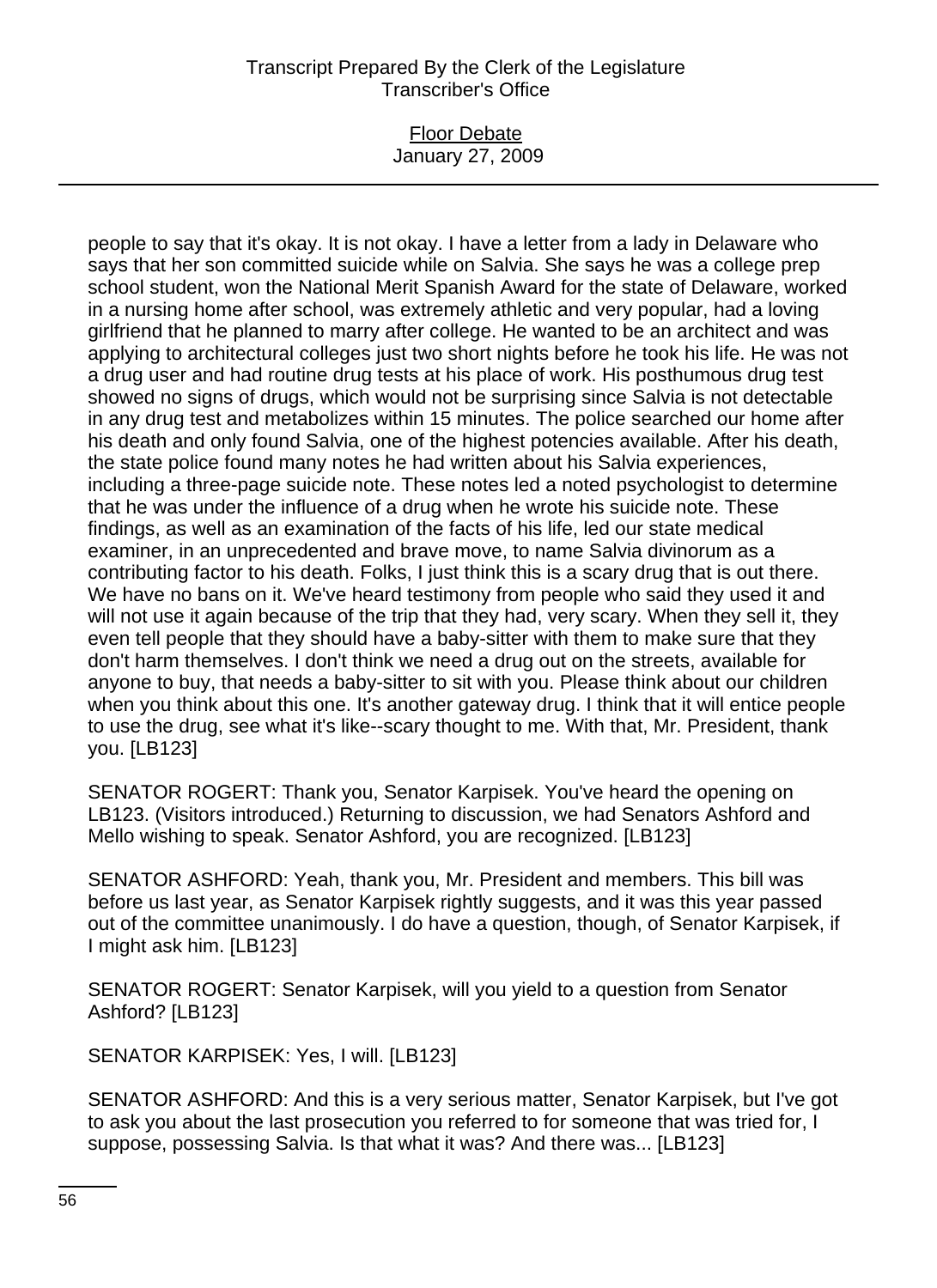people to say that it's okay. It is not okay. I have a letter from a lady in Delaware who says that her son committed suicide while on Salvia. She says he was a college prep school student, won the National Merit Spanish Award for the state of Delaware, worked in a nursing home after school, was extremely athletic and very popular, had a loving girlfriend that he planned to marry after college. He wanted to be an architect and was applying to architectural colleges just two short nights before he took his life. He was not a drug user and had routine drug tests at his place of work. His posthumous drug test showed no signs of drugs, which would not be surprising since Salvia is not detectable in any drug test and metabolizes within 15 minutes. The police searched our home after his death and only found Salvia, one of the highest potencies available. After his death, the state police found many notes he had written about his Salvia experiences, including a three-page suicide note. These notes led a noted psychologist to determine that he was under the influence of a drug when he wrote his suicide note. These findings, as well as an examination of the facts of his life, led our state medical examiner, in an unprecedented and brave move, to name Salvia divinorum as a contributing factor to his death. Folks, I just think this is a scary drug that is out there. We have no bans on it. We've heard testimony from people who said they used it and will not use it again because of the trip that they had, very scary. When they sell it, they even tell people that they should have a baby-sitter with them to make sure that they don't harm themselves. I don't think we need a drug out on the streets, available for anyone to buy, that needs a baby-sitter to sit with you. Please think about our children when you think about this one. It's another gateway drug. I think that it will entice people to use the drug, see what it's like--scary thought to me. With that, Mr. President, thank you. [LB123]

SENATOR ROGERT: Thank you, Senator Karpisek. You've heard the opening on LB123. (Visitors introduced.) Returning to discussion, we had Senators Ashford and Mello wishing to speak. Senator Ashford, you are recognized. [LB123]

SENATOR ASHFORD: Yeah, thank you, Mr. President and members. This bill was before us last year, as Senator Karpisek rightly suggests, and it was this year passed out of the committee unanimously. I do have a question, though, of Senator Karpisek, if I might ask him. [LB123]

SENATOR ROGERT: Senator Karpisek, will you yield to a question from Senator Ashford? [LB123]

SENATOR KARPISEK: Yes, I will. [LB123]

SENATOR ASHFORD: And this is a very serious matter, Senator Karpisek, but I've got to ask you about the last prosecution you referred to for someone that was tried for, I suppose, possessing Salvia. Is that what it was? And there was... [LB123]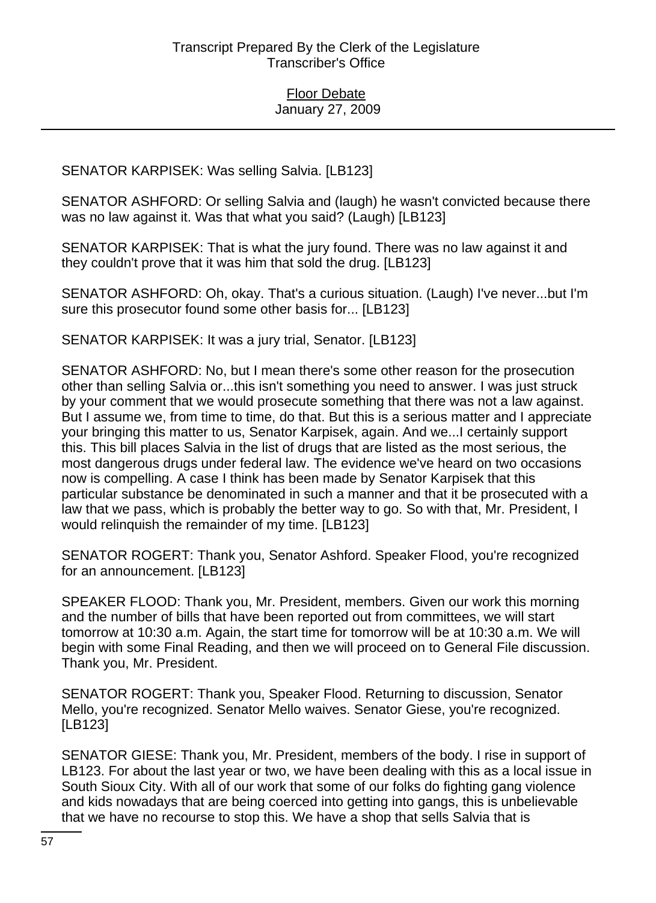SENATOR KARPISEK: Was selling Salvia. [LB123]

SENATOR ASHFORD: Or selling Salvia and (laugh) he wasn't convicted because there was no law against it. Was that what you said? (Laugh) [LB123]

SENATOR KARPISEK: That is what the jury found. There was no law against it and they couldn't prove that it was him that sold the drug. [LB123]

SENATOR ASHFORD: Oh, okay. That's a curious situation. (Laugh) I've never...but I'm sure this prosecutor found some other basis for... [LB123]

SENATOR KARPISEK: It was a jury trial, Senator. [LB123]

SENATOR ASHFORD: No, but I mean there's some other reason for the prosecution other than selling Salvia or...this isn't something you need to answer. I was just struck by your comment that we would prosecute something that there was not a law against. But I assume we, from time to time, do that. But this is a serious matter and I appreciate your bringing this matter to us, Senator Karpisek, again. And we...I certainly support this. This bill places Salvia in the list of drugs that are listed as the most serious, the most dangerous drugs under federal law. The evidence we've heard on two occasions now is compelling. A case I think has been made by Senator Karpisek that this particular substance be denominated in such a manner and that it be prosecuted with a law that we pass, which is probably the better way to go. So with that, Mr. President, I would relinquish the remainder of my time. [LB123]

SENATOR ROGERT: Thank you, Senator Ashford. Speaker Flood, you're recognized for an announcement. [LB123]

SPEAKER FLOOD: Thank you, Mr. President, members. Given our work this morning and the number of bills that have been reported out from committees, we will start tomorrow at 10:30 a.m. Again, the start time for tomorrow will be at 10:30 a.m. We will begin with some Final Reading, and then we will proceed on to General File discussion. Thank you, Mr. President.

SENATOR ROGERT: Thank you, Speaker Flood. Returning to discussion, Senator Mello, you're recognized. Senator Mello waives. Senator Giese, you're recognized. [LB123]

SENATOR GIESE: Thank you, Mr. President, members of the body. I rise in support of LB123. For about the last year or two, we have been dealing with this as a local issue in South Sioux City. With all of our work that some of our folks do fighting gang violence and kids nowadays that are being coerced into getting into gangs, this is unbelievable that we have no recourse to stop this. We have a shop that sells Salvia that is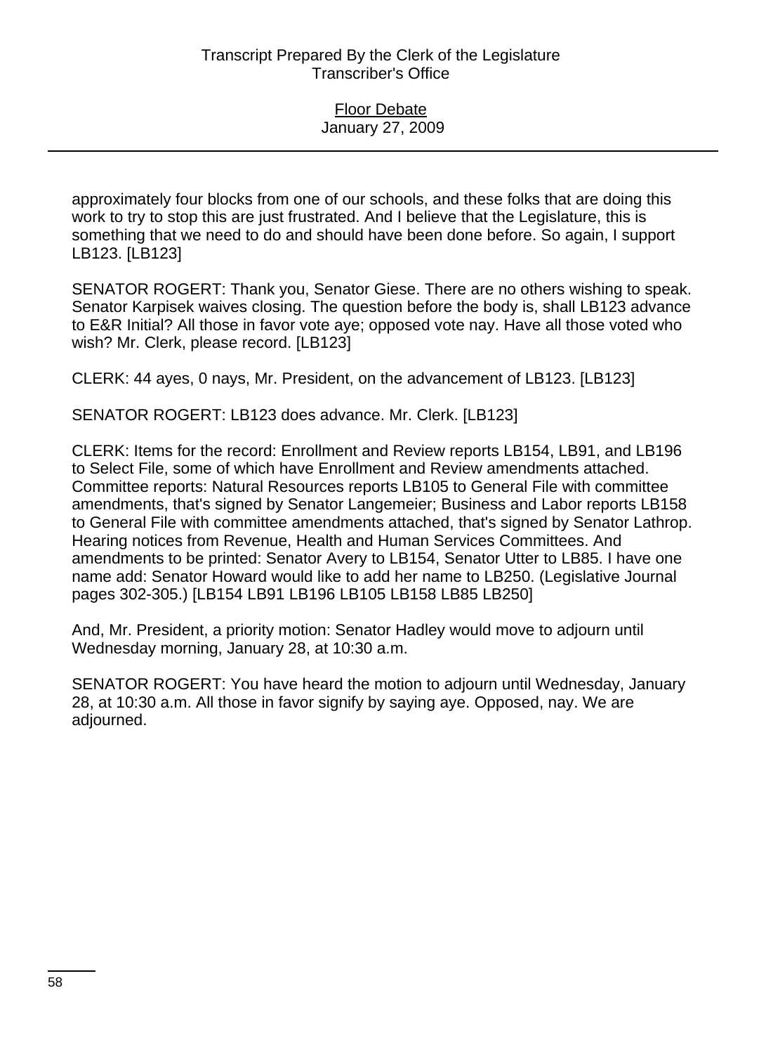approximately four blocks from one of our schools, and these folks that are doing this work to try to stop this are just frustrated. And I believe that the Legislature, this is something that we need to do and should have been done before. So again, I support LB123. [LB123]

SENATOR ROGERT: Thank you, Senator Giese. There are no others wishing to speak. Senator Karpisek waives closing. The question before the body is, shall LB123 advance to E&R Initial? All those in favor vote aye; opposed vote nay. Have all those voted who wish? Mr. Clerk, please record. [LB123]

CLERK: 44 ayes, 0 nays, Mr. President, on the advancement of LB123. [LB123]

SENATOR ROGERT: LB123 does advance. Mr. Clerk. [LB123]

CLERK: Items for the record: Enrollment and Review reports LB154, LB91, and LB196 to Select File, some of which have Enrollment and Review amendments attached. Committee reports: Natural Resources reports LB105 to General File with committee amendments, that's signed by Senator Langemeier; Business and Labor reports LB158 to General File with committee amendments attached, that's signed by Senator Lathrop. Hearing notices from Revenue, Health and Human Services Committees. And amendments to be printed: Senator Avery to LB154, Senator Utter to LB85. I have one name add: Senator Howard would like to add her name to LB250. (Legislative Journal pages 302-305.) [LB154 LB91 LB196 LB105 LB158 LB85 LB250]

And, Mr. President, a priority motion: Senator Hadley would move to adjourn until Wednesday morning, January 28, at 10:30 a.m.

SENATOR ROGERT: You have heard the motion to adjourn until Wednesday, January 28, at 10:30 a.m. All those in favor signify by saying aye. Opposed, nay. We are adjourned.